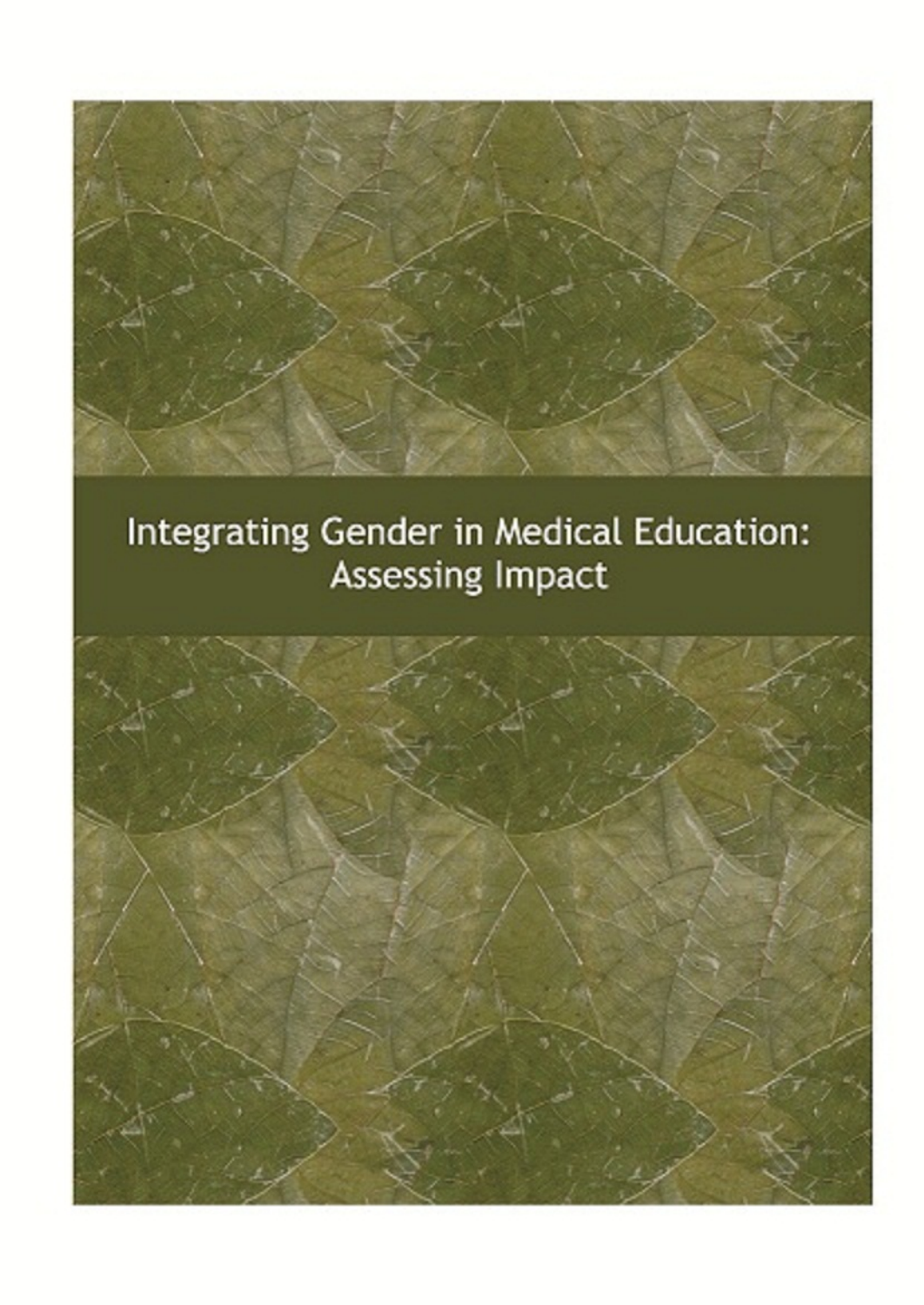# Integrating Gender in Medical Education: Assessing Impact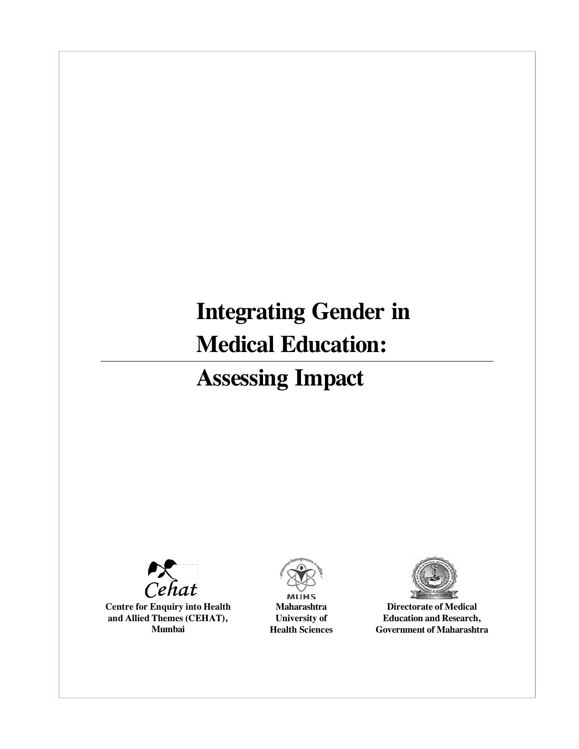# Integrating Gender in Medical Education: Assessing Impact

Cehat

**Centre for Enquiry into Health and Allied Themes (CEHAT), Mumbai**

MUHS

**Maharashtra University of Health Sciences**

**Directorate of Medical Education and Research, Government of Maharashtra**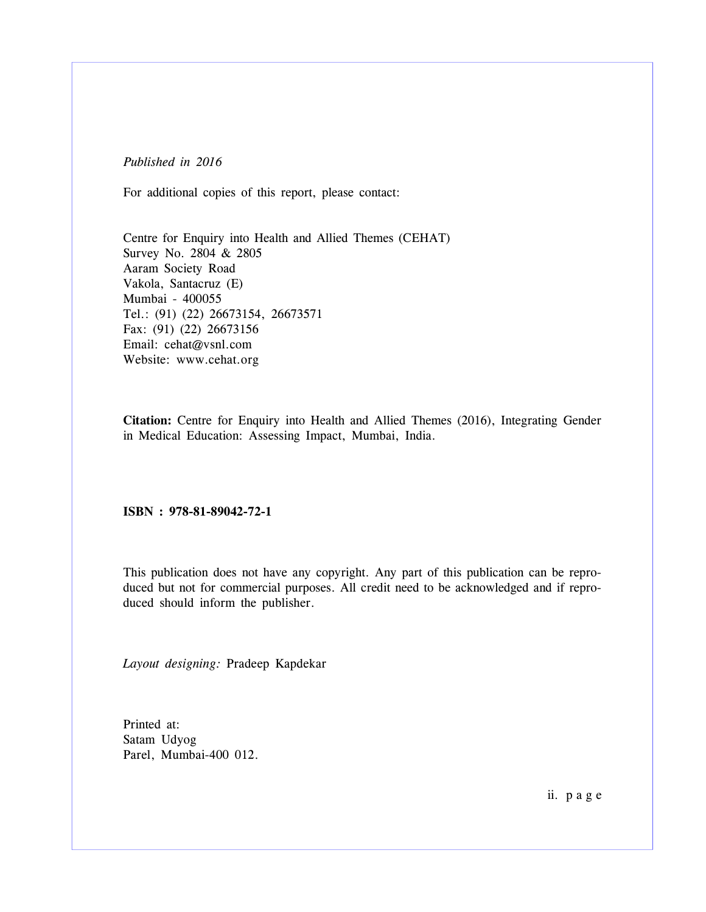*Published in 2016*

For additional copies of this report, please contact:

Centre for Enquiry into Health and Allied Themes (CEHAT)
Survey No. 2804 & 2805
Aaram Society Road
Vakola, Santacruz (E)
Mumbai - 400055
Tel.: (91) (22) 26673154, 26673571
Fax: (91) (22) 26673156
Email: cehat@vsnl.com
Website: www.cehat.org

**Citation:** Centre for Enquiry into Health and Allied Themes (2016), Integrating Gender in Medical Education: Assessing Impact, Mumbai, India.

**ISBN : 978-81-89042-72-1**

This publication does not have any copyright. Any part of this publication can be reproduced but not for commercial purposes. All credit need to be acknowledged and if reproduced should inform the publisher.

*Layout designing:* Pradeep Kapdekar

Printed at:
Satam Udyog
Parel, Mumbai-400 012.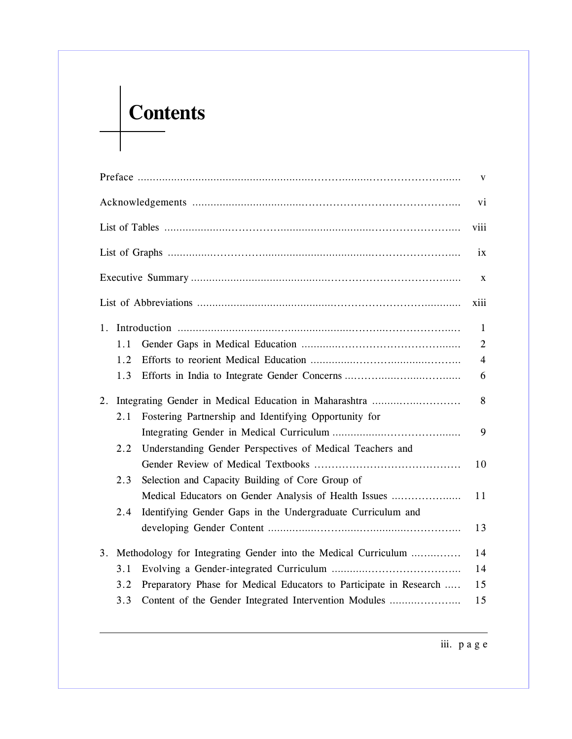# Contents

| | |
|---|---|
| Preface | v |
| Acknowledgements | vi |
| List of Tables | viii |
| List of Graphs | ix |
| Executive Summary | x |
| List of Abbreviations | xiii |
| 1. Introduction | 1 |
| 1.1 Gender Gaps in Medical Education | 2 |
| 1.2 Efforts to reorient Medical Education | 4 |
| 1.3 Efforts in India to Integrate Gender Concerns | 6 |
| 2. Integrating Gender in Medical Education in Maharashtra | 8 |
| 2.1 Fostering Partnership and Identifying Opportunity for Integrating Gender in Medical Curriculum | 9 |
| 2.2 Understanding Gender Perspectives of Medical Teachers and Gender Review of Medical Textbooks | 10 |
| 2.3 Selection and Capacity Building of Core Group of Medical Educators on Gender Analysis of Health Issues | 11 |
| 2.4 Identifying Gender Gaps in the Undergraduate Curriculum and developing Gender Content | 13 |
| 3. Methodology for Integrating Gender into the Medical Curriculum | 14 |
| 3.1 Evolving a Gender-integrated Curriculum | 14 |
| 3.2 Preparatory Phase for Medical Educators to Participate in Research | 15 |
| 3.3 Content of the Gender Integrated Intervention Modules | 15 |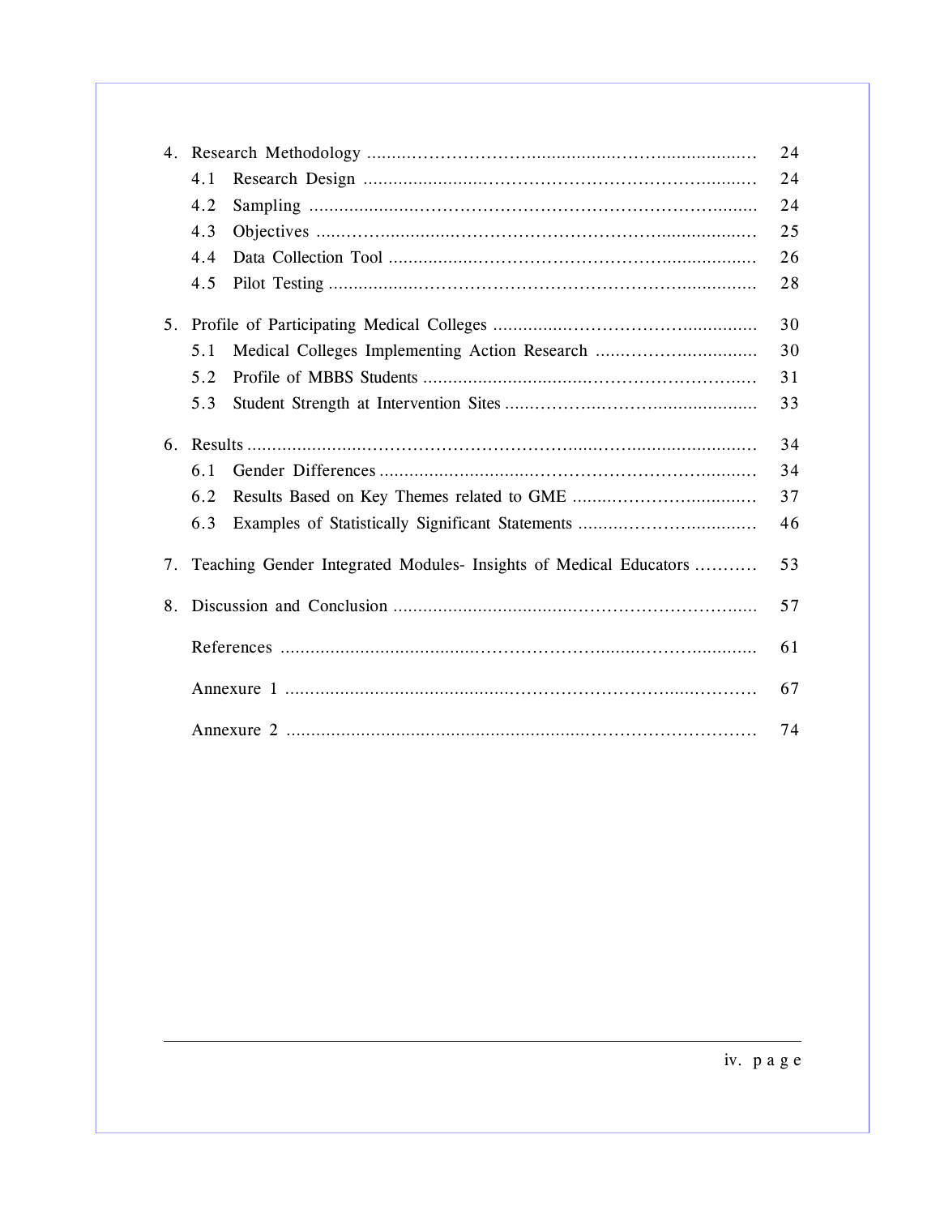| | | |
|---|---|---|
| 4. | Research Methodology | 24 |
| | 4.1 Research Design | 24 |
| | 4.2 Sampling | 24 |
| | 4.3 Objectives | 25 |
| | 4.4 Data Collection Tool | 26 |
| | 4.5 Pilot Testing | 28 |
| 5. | Profile of Participating Medical Colleges | 30 |
| | 5.1 Medical Colleges Implementing Action Research | 30 |
| | 5.2 Profile of MBBS Students | 31 |
| | 5.3 Student Strength at Intervention Sites | 33 |
| 6. | Results | 34 |
| | 6.1 Gender Differences | 34 |
| | 6.2 Results Based on Key Themes related to GME | 37 |
| | 6.3 Examples of Statistically Significant Statements | 46 |
| 7. | Teaching Gender Integrated Modules- Insights of Medical Educators | 53 |
| 8. | Discussion and Conclusion | 57 |
| | References | 61 |
| | Annexure 1 | 67 |
| | Annexure 2 | 74 |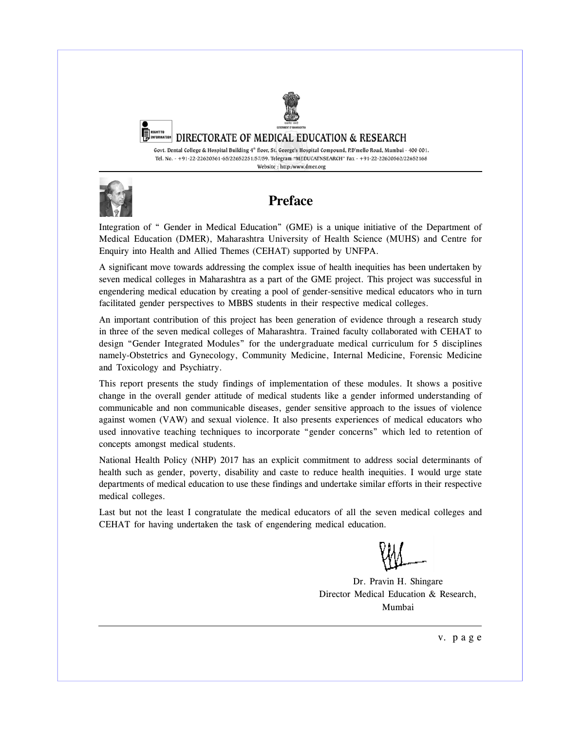DIRECTORATE OF MEDICAL EDUCATION & RESEARCH

Govt. Dental College & Hospital Building 4th floor, St. George's Hospital Compound, P.D'mello Road, Mumbai - 400 001.
Tel. No. - +91-22-22620361-65/22652251/57/59. Telegram "MEDUCATNSEARCH" Fax - +91-22-22620562/22652168
Website : http://www.dmer.org

# Preface

Integration of " Gender in Medical Education" (GME) is a unique initiative of the Department of Medical Education (DMER), Maharashtra University of Health Science (MUHS) and Centre for Enquiry into Health and Allied Themes (CEHAT) supported by UNFPA.

A significant move towards addressing the complex issue of health inequities has been undertaken by seven medical colleges in Maharashtra as a part of the GME project. This project was successful in engendering medical education by creating a pool of gender-sensitive medical educators who in turn facilitated gender perspectives to MBBS students in their respective medical colleges.

An important contribution of this project has been generation of evidence through a research study in three of the seven medical colleges of Maharashtra. Trained faculty collaborated with CEHAT to design "Gender Integrated Modules" for the undergraduate medical curriculum for 5 disciplines namely-Obstetrics and Gynecology, Community Medicine, Internal Medicine, Forensic Medicine and Toxicology and Psychiatry.

This report presents the study findings of implementation of these modules. It shows a positive change in the overall gender attitude of medical students like a gender informed understanding of communicable and non communicable diseases, gender sensitive approach to the issues of violence against women (VAW) and sexual violence. It also presents experiences of medical educators who used innovative teaching techniques to incorporate "gender concerns" which led to retention of concepts amongst medical students.

National Health Policy (NHP) 2017 has an explicit commitment to address social determinants of health such as gender, poverty, disability and caste to reduce health inequities. I would urge state departments of medical education to use these findings and undertake similar efforts in their respective medical colleges.

Last but not the least I congratulate the medical educators of all the seven medical colleges and CEHAT for having undertaken the task of engendering medical education.

Dr. Pravin H. Shingare
Director Medical Education & Research,
Mumbai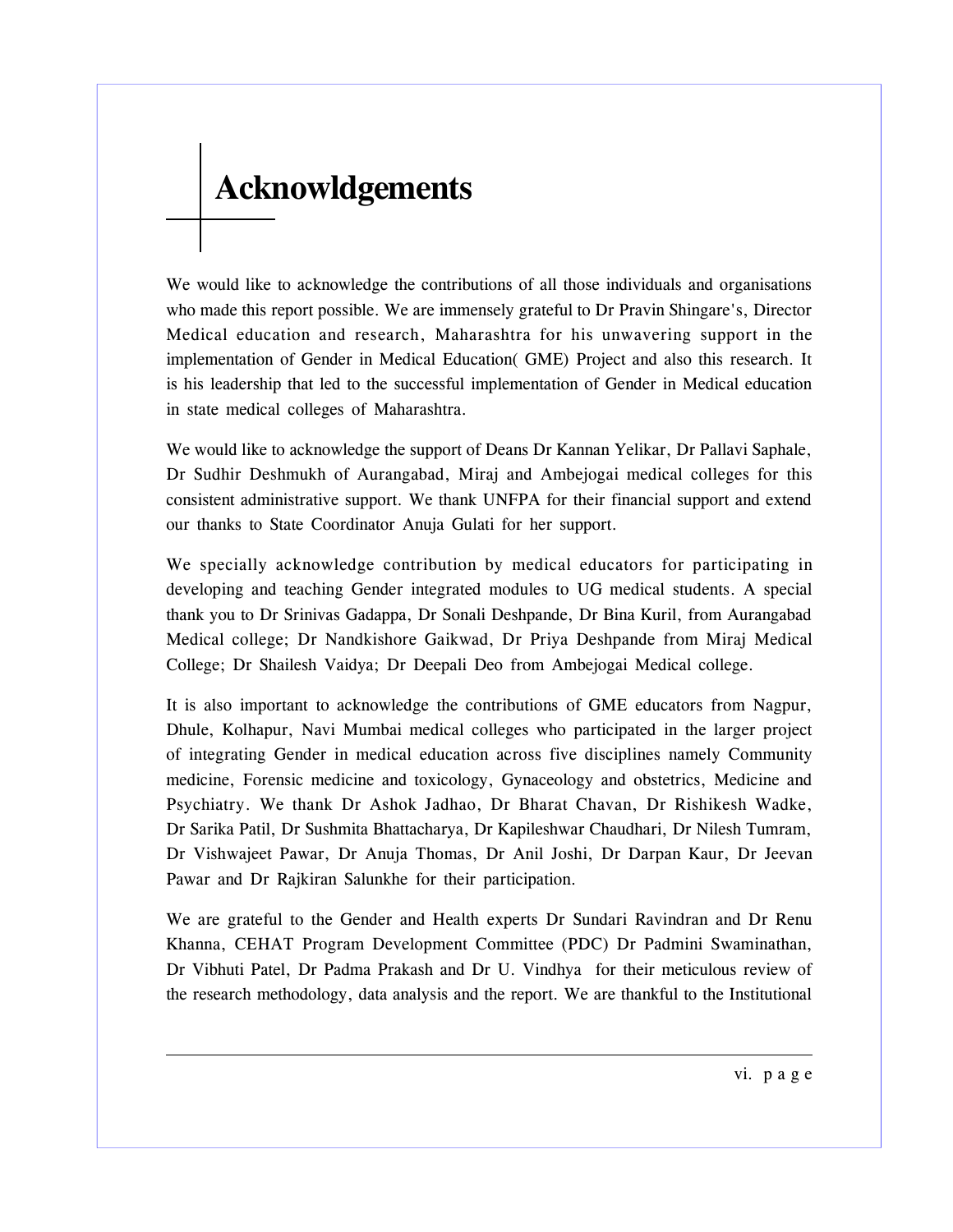# Acknowldgements

We would like to acknowledge the contributions of all those individuals and organisations who made this report possible. We are immensely grateful to Dr Pravin Shingare's, Director Medical education and research, Maharashtra for his unwavering support in the implementation of Gender in Medical Education( GME) Project and also this research. It is his leadership that led to the successful implementation of Gender in Medical education in state medical colleges of Maharashtra.

We would like to acknowledge the support of Deans Dr Kannan Yelikar, Dr Pallavi Saphale, Dr Sudhir Deshmukh of Aurangabad, Miraj and Ambejogai medical colleges for this consistent administrative support. We thank UNFPA for their financial support and extend our thanks to State Coordinator Anuja Gulati for her support.

We specially acknowledge contribution by medical educators for participating in developing and teaching Gender integrated modules to UG medical students. A special thank you to Dr Srinivas Gadappa, Dr Sonali Deshpande, Dr Bina Kuril, from Aurangabad Medical college; Dr Nandkishore Gaikwad, Dr Priya Deshpande from Miraj Medical College; Dr Shailesh Vaidya; Dr Deepali Deo from Ambejogai Medical college.

It is also important to acknowledge the contributions of GME educators from Nagpur, Dhule, Kolhapur, Navi Mumbai medical colleges who participated in the larger project of integrating Gender in medical education across five disciplines namely Community medicine, Forensic medicine and toxicology, Gynaceology and obstetrics, Medicine and Psychiatry. We thank Dr Ashok Jadhao, Dr Bharat Chavan, Dr Rishikesh Wadke, Dr Sarika Patil, Dr Sushmita Bhattacharya, Dr Kapileshwar Chaudhari, Dr Nilesh Tumram, Dr Vishwajeet Pawar, Dr Anuja Thomas, Dr Anil Joshi, Dr Darpan Kaur, Dr Jeevan Pawar and Dr Rajkiran Salunkhe for their participation.

We are grateful to the Gender and Health experts Dr Sundari Ravindran and Dr Renu Khanna, CEHAT Program Development Committee (PDC) Dr Padmini Swaminathan, Dr Vibhuti Patel, Dr Padma Prakash and Dr U. Vindhya for their meticulous review of the research methodology, data analysis and the report. We are thankful to the Institutional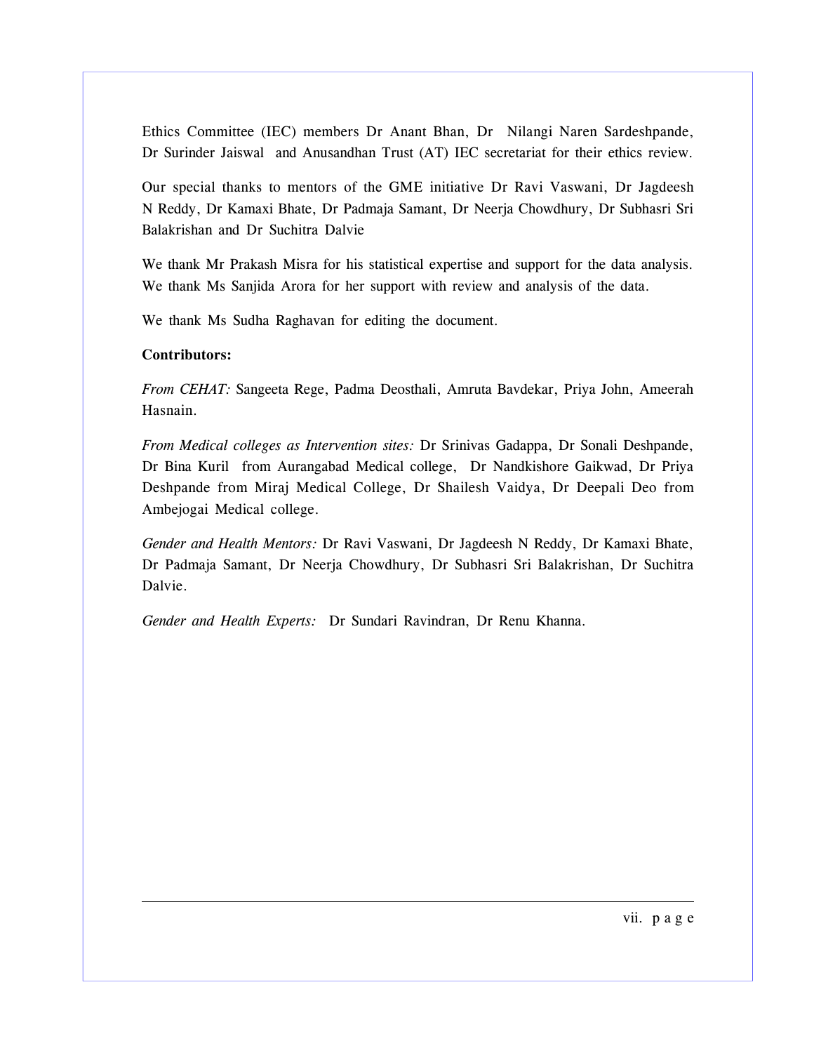Ethics Committee (IEC) members Dr Anant Bhan, Dr Nilangi Naren Sardeshpande, Dr Surinder Jaiswal and Anusandhan Trust (AT) IEC secretariat for their ethics review.

Our special thanks to mentors of the GME initiative Dr Ravi Vaswani, Dr Jagdeesh N Reddy, Dr Kamaxi Bhate, Dr Padmaja Samant, Dr Neerja Chowdhury, Dr Subhasri Sri Balakrishan and Dr Suchitra Dalvie

We thank Mr Prakash Misra for his statistical expertise and support for the data analysis. We thank Ms Sanjida Arora for her support with review and analysis of the data.

We thank Ms Sudha Raghavan for editing the document.

**Contributors:**

*From CEHAT:* Sangeeta Rege, Padma Deosthali, Amruta Bavdekar, Priya John, Ameerah Hasnain.

*From Medical colleges as Intervention sites:* Dr Srinivas Gadappa, Dr Sonali Deshpande, Dr Bina Kuril from Aurangabad Medical college, Dr Nandkishore Gaikwad, Dr Priya Deshpande from Miraj Medical College, Dr Shailesh Vaidya, Dr Deepali Deo from Ambejogai Medical college.

*Gender and Health Mentors:* Dr Ravi Vaswani, Dr Jagdeesh N Reddy, Dr Kamaxi Bhate, Dr Padmaja Samant, Dr Neerja Chowdhury, Dr Subhasri Sri Balakrishan, Dr Suchitra Dalvie.

*Gender and Health Experts:* Dr Sundari Ravindran, Dr Renu Khanna.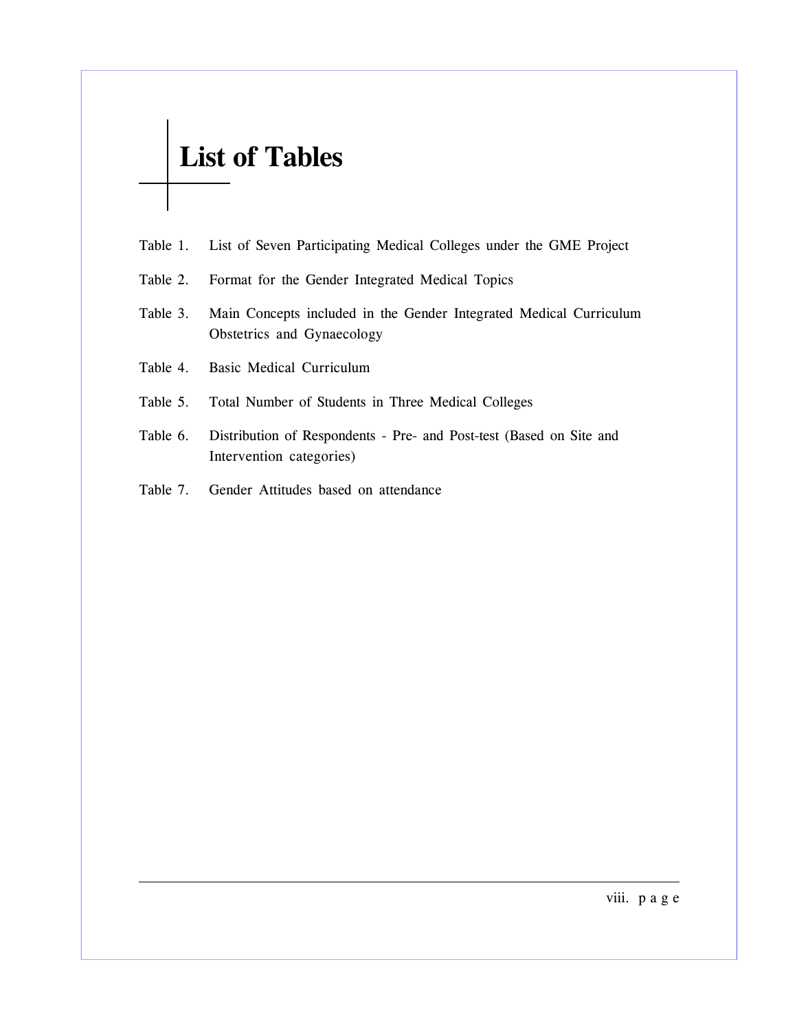# List of Tables

Table 1. List of Seven Participating Medical Colleges under the GME Project

Table 2. Format for the Gender Integrated Medical Topics

Table 3. Main Concepts included in the Gender Integrated Medical Curriculum Obstetrics and Gynaecology

Table 4. Basic Medical Curriculum

Table 5. Total Number of Students in Three Medical Colleges

Table 6. Distribution of Respondents - Pre- and Post-test (Based on Site and Intervention categories)

Table 7. Gender Attitudes based on attendance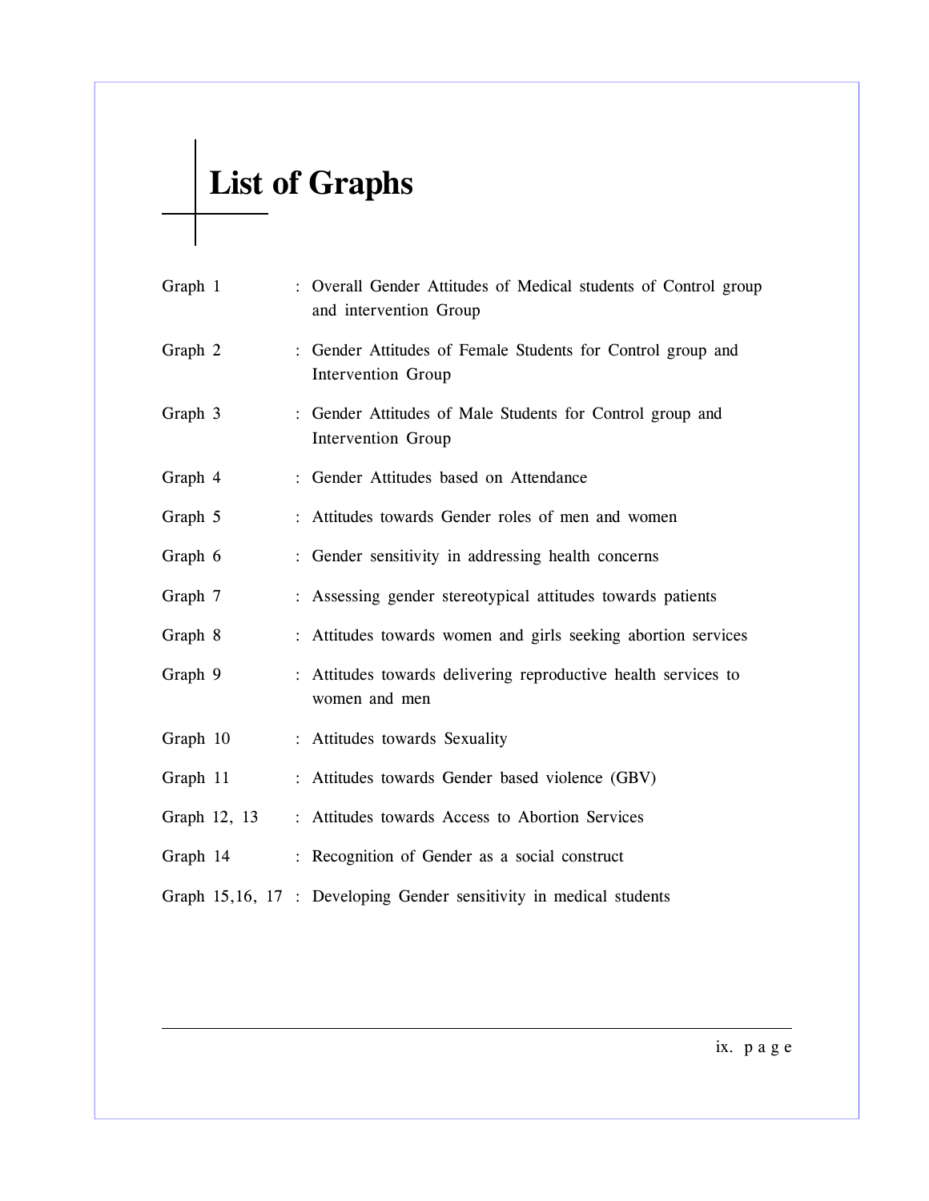# List of Graphs

| | |
|---|---|
| Graph 1 | : Overall Gender Attitudes of Medical students of Control group and intervention Group |
| Graph 2 | : Gender Attitudes of Female Students for Control group and Intervention Group |
| Graph 3 | : Gender Attitudes of Male Students for Control group and Intervention Group |
| Graph 4 | : Gender Attitudes based on Attendance |
| Graph 5 | : Attitudes towards Gender roles of men and women |
| Graph 6 | : Gender sensitivity in addressing health concerns |
| Graph 7 | : Assessing gender stereotypical attitudes towards patients |
| Graph 8 | : Attitudes towards women and girls seeking abortion services |
| Graph 9 | : Attitudes towards delivering reproductive health services to women and men |
| Graph 10 | : Attitudes towards Sexuality |
| Graph 11 | : Attitudes towards Gender based violence (GBV) |
| Graph 12, 13 | : Attitudes towards Access to Abortion Services |
| Graph 14 | : Recognition of Gender as a social construct |
| Graph 15,16, 17 | : Developing Gender sensitivity in medical students |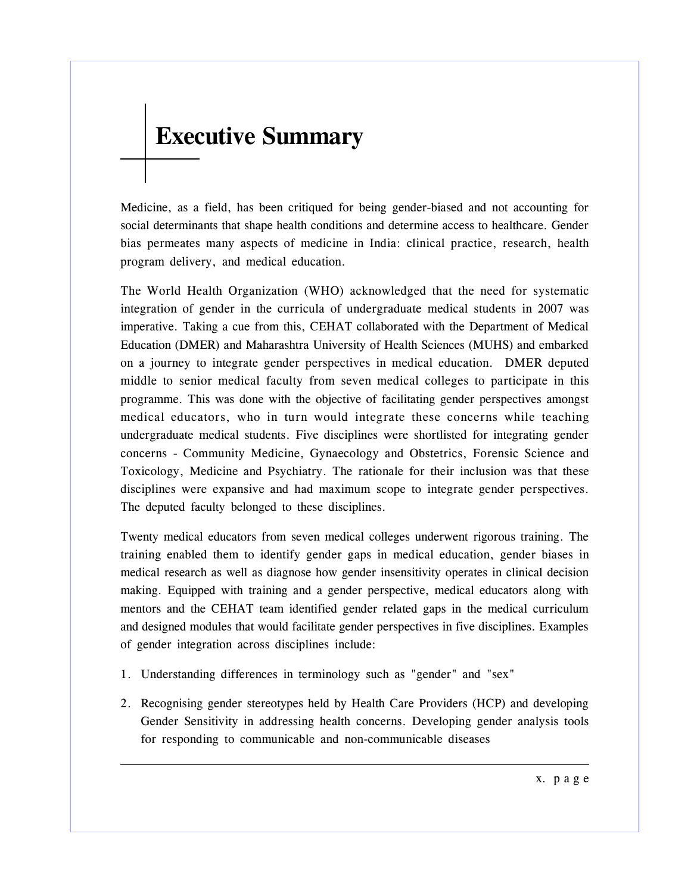# Executive Summary

Medicine, as a field, has been critiqued for being gender-biased and not accounting for social determinants that shape health conditions and determine access to healthcare. Gender bias permeates many aspects of medicine in India: clinical practice, research, health program delivery, and medical education.

The World Health Organization (WHO) acknowledged that the need for systematic integration of gender in the curricula of undergraduate medical students in 2007 was imperative. Taking a cue from this, CEHAT collaborated with the Department of Medical Education (DMER) and Maharashtra University of Health Sciences (MUHS) and embarked on a journey to integrate gender perspectives in medical education. DMER deputed middle to senior medical faculty from seven medical colleges to participate in this programme. This was done with the objective of facilitating gender perspectives amongst medical educators, who in turn would integrate these concerns while teaching undergraduate medical students. Five disciplines were shortlisted for integrating gender concerns - Community Medicine, Gynaecology and Obstetrics, Forensic Science and Toxicology, Medicine and Psychiatry. The rationale for their inclusion was that these disciplines were expansive and had maximum scope to integrate gender perspectives. The deputed faculty belonged to these disciplines.

Twenty medical educators from seven medical colleges underwent rigorous training. The training enabled them to identify gender gaps in medical education, gender biases in medical research as well as diagnose how gender insensitivity operates in clinical decision making. Equipped with training and a gender perspective, medical educators along with mentors and the CEHAT team identified gender related gaps in the medical curriculum and designed modules that would facilitate gender perspectives in five disciplines. Examples of gender integration across disciplines include:

1. Understanding differences in terminology such as "gender" and "sex"
2. Recognising gender stereotypes held by Health Care Providers (HCP) and developing Gender Sensitivity in addressing health concerns. Developing gender analysis tools for responding to communicable and non-communicable diseases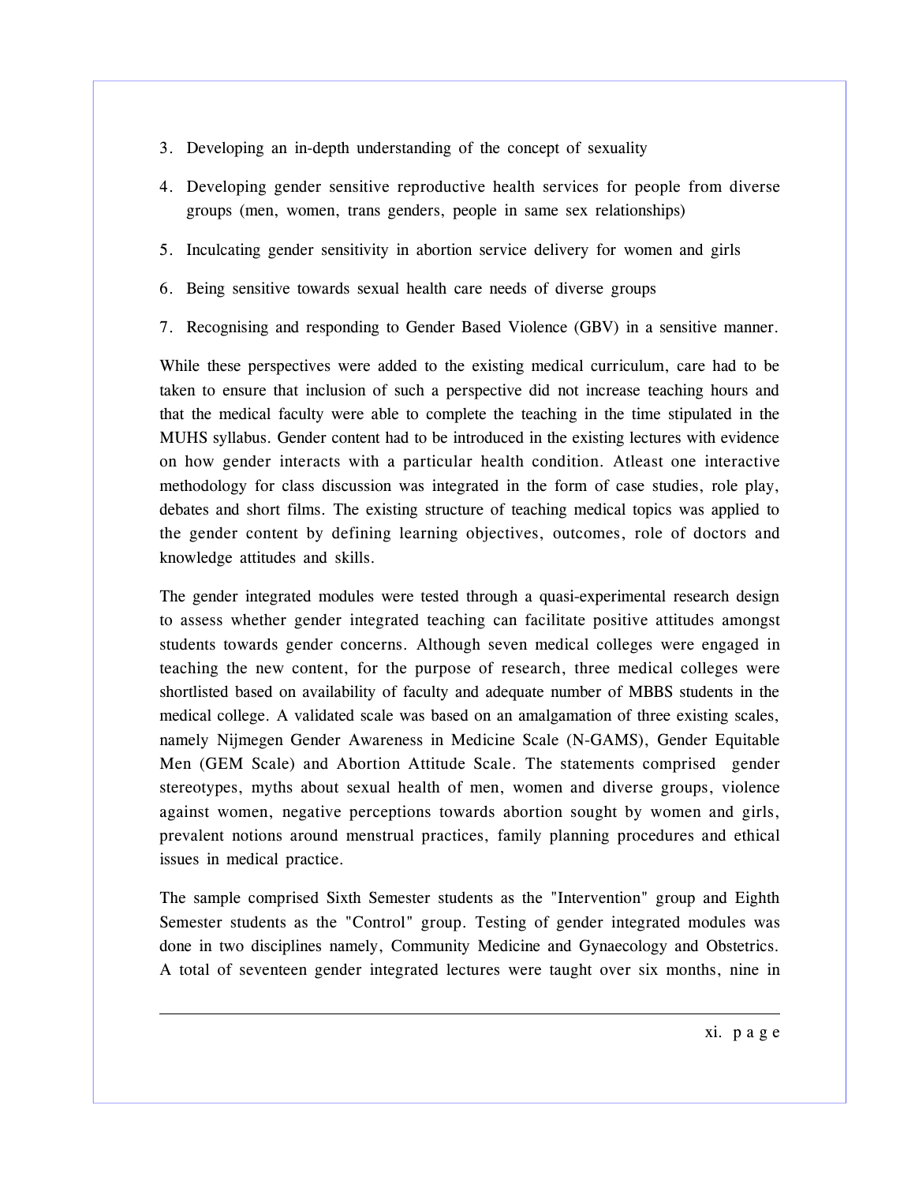3. Developing an in-depth understanding of the concept of sexuality
4. Developing gender sensitive reproductive health services for people from diverse groups (men, women, trans genders, people in same sex relationships)
5. Inculcating gender sensitivity in abortion service delivery for women and girls
6. Being sensitive towards sexual health care needs of diverse groups
7. Recognising and responding to Gender Based Violence (GBV) in a sensitive manner.

While these perspectives were added to the existing medical curriculum, care had to be taken to ensure that inclusion of such a perspective did not increase teaching hours and that the medical faculty were able to complete the teaching in the time stipulated in the MUHS syllabus. Gender content had to be introduced in the existing lectures with evidence on how gender interacts with a particular health condition. Atleast one interactive methodology for class discussion was integrated in the form of case studies, role play, debates and short films. The existing structure of teaching medical topics was applied to the gender content by defining learning objectives, outcomes, role of doctors and knowledge attitudes and skills.

The gender integrated modules were tested through a quasi-experimental research design to assess whether gender integrated teaching can facilitate positive attitudes amongst students towards gender concerns. Although seven medical colleges were engaged in teaching the new content, for the purpose of research, three medical colleges were shortlisted based on availability of faculty and adequate number of MBBS students in the medical college. A validated scale was based on an amalgamation of three existing scales, namely Nijmegen Gender Awareness in Medicine Scale (N-GAMS), Gender Equitable Men (GEM Scale) and Abortion Attitude Scale. The statements comprised gender stereotypes, myths about sexual health of men, women and diverse groups, violence against women, negative perceptions towards abortion sought by women and girls, prevalent notions around menstrual practices, family planning procedures and ethical issues in medical practice.

The sample comprised Sixth Semester students as the "Intervention" group and Eighth Semester students as the "Control" group. Testing of gender integrated modules was done in two disciplines namely, Community Medicine and Gynaecology and Obstetrics. A total of seventeen gender integrated lectures were taught over six months, nine in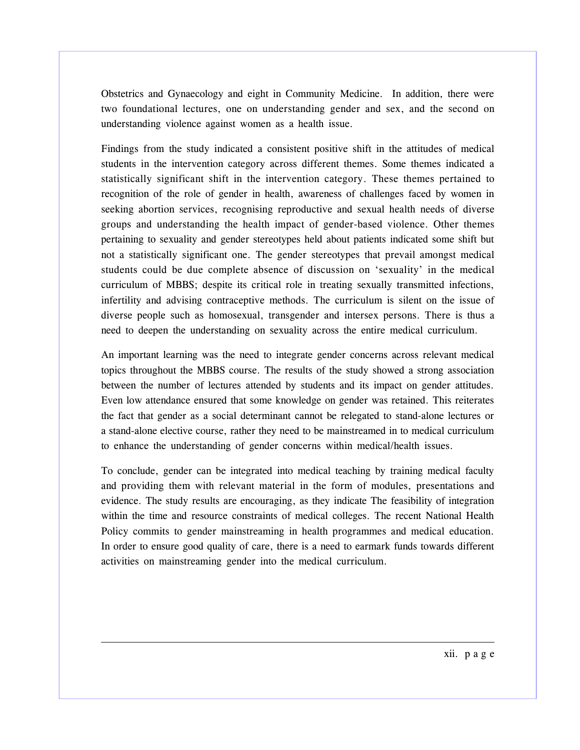Obstetrics and Gynaecology and eight in Community Medicine. In addition, there were two foundational lectures, one on understanding gender and sex, and the second on understanding violence against women as a health issue.

Findings from the study indicated a consistent positive shift in the attitudes of medical students in the intervention category across different themes. Some themes indicated a statistically significant shift in the intervention category. These themes pertained to recognition of the role of gender in health, awareness of challenges faced by women in seeking abortion services, recognising reproductive and sexual health needs of diverse groups and understanding the health impact of gender-based violence. Other themes pertaining to sexuality and gender stereotypes held about patients indicated some shift but not a statistically significant one. The gender stereotypes that prevail amongst medical students could be due complete absence of discussion on 'sexuality' in the medical curriculum of MBBS; despite its critical role in treating sexually transmitted infections, infertility and advising contraceptive methods. The curriculum is silent on the issue of diverse people such as homosexual, transgender and intersex persons. There is thus a need to deepen the understanding on sexuality across the entire medical curriculum.

An important learning was the need to integrate gender concerns across relevant medical topics throughout the MBBS course. The results of the study showed a strong association between the number of lectures attended by students and its impact on gender attitudes. Even low attendance ensured that some knowledge on gender was retained. This reiterates the fact that gender as a social determinant cannot be relegated to stand-alone lectures or a stand-alone elective course, rather they need to be mainstreamed in to medical curriculum to enhance the understanding of gender concerns within medical/health issues.

To conclude, gender can be integrated into medical teaching by training medical faculty and providing them with relevant material in the form of modules, presentations and evidence. The study results are encouraging, as they indicate The feasibility of integration within the time and resource constraints of medical colleges. The recent National Health Policy commits to gender mainstreaming in health programmes and medical education. In order to ensure good quality of care, there is a need to earmark funds towards different activities on mainstreaming gender into the medical curriculum.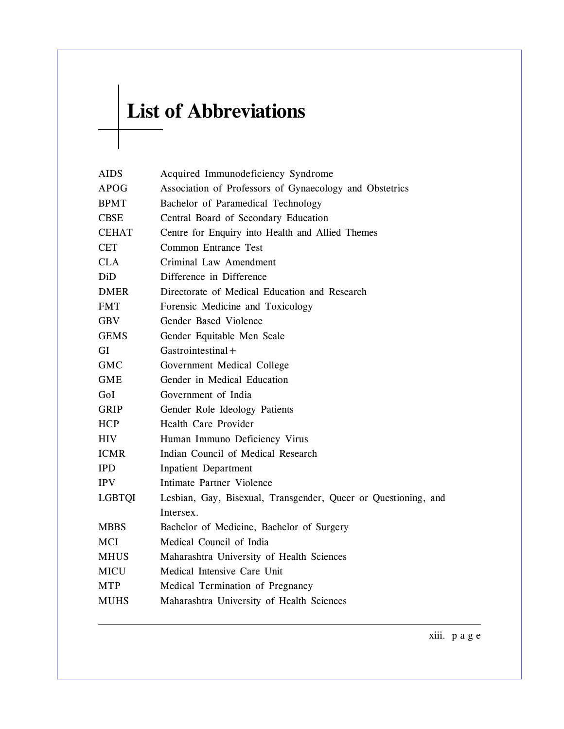# List of Abbreviations

| | |
|---|---|
| AIDS | Acquired Immunodeficiency Syndrome |
| APOG | Association of Professors of Gynaecology and Obstetrics |
| BPMT | Bachelor of Paramedical Technology |
| CBSE | Central Board of Secondary Education |
| CEHAT | Centre for Enquiry into Health and Allied Themes |
| CET | Common Entrance Test |
| CLA | Criminal Law Amendment |
| DiD | Difference in Difference |
| DMER | Directorate of Medical Education and Research |
| FMT | Forensic Medicine and Toxicology |
| GBV | Gender Based Violence |
| GEMS | Gender Equitable Men Scale |
| GI | Gastrointestinal+ |
| GMC | Government Medical College |
| GME | Gender in Medical Education |
| GoI | Government of India |
| GRIP | Gender Role Ideology Patients |
| HCP | Health Care Provider |
| HIV | Human Immuno Deficiency Virus |
| ICMR | Indian Council of Medical Research |
| IPD | Inpatient Department |
| IPV | Intimate Partner Violence |
| LGBTQI | Lesbian, Gay, Bisexual, Transgender, Queer or Questioning, and Intersex. |
| MBBS | Bachelor of Medicine, Bachelor of Surgery |
| MCI | Medical Council of India |
| MHUS | Maharashtra University of Health Sciences |
| MICU | Medical Intensive Care Unit |
| MTP | Medical Termination of Pregnancy |
| MUHS | Maharashtra University of Health Sciences |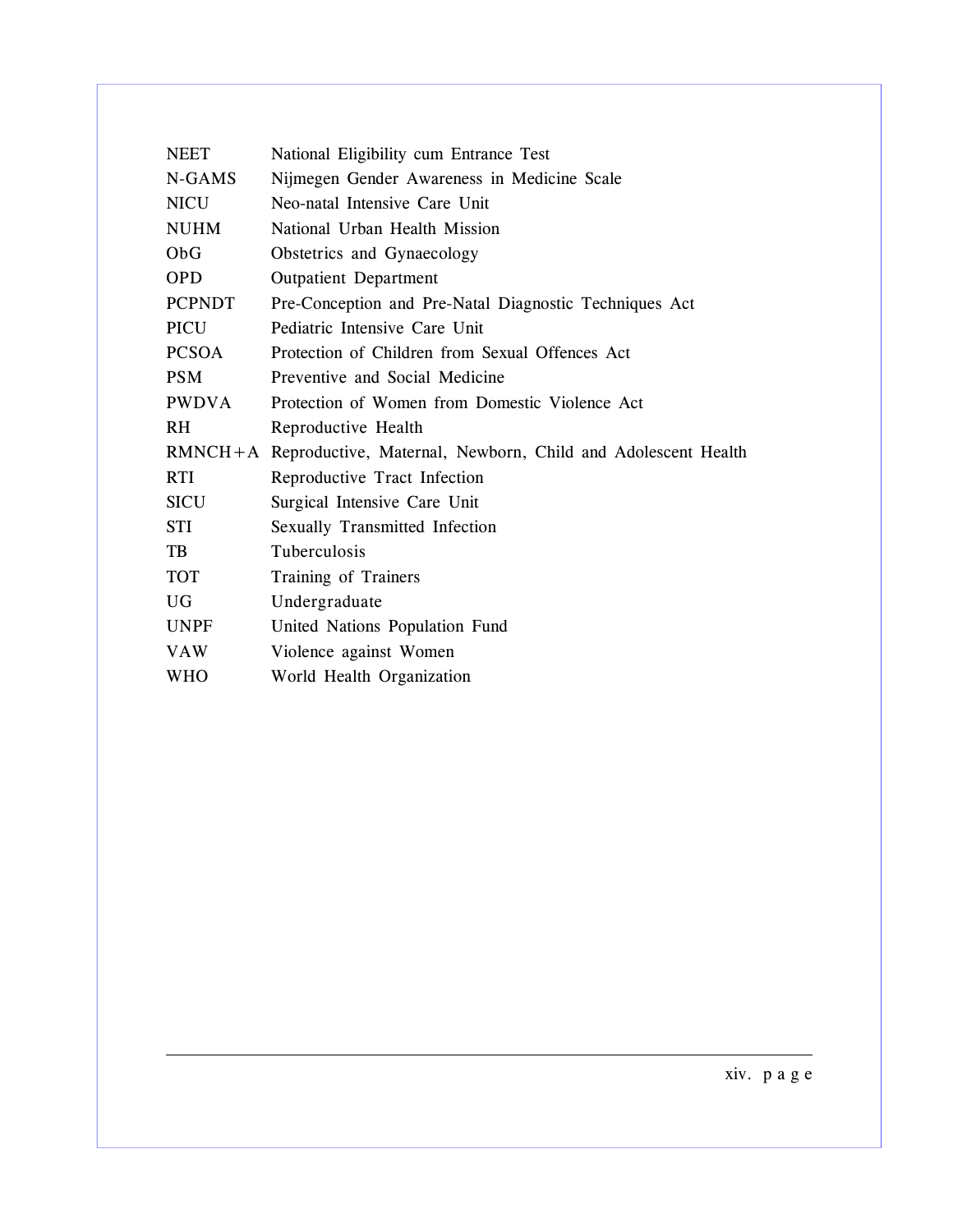| | |
|---|---|
| NEET | National Eligibility cum Entrance Test |
| N-GAMS | Nijmegen Gender Awareness in Medicine Scale |
| NICU | Neo-natal Intensive Care Unit |
| NUHM | National Urban Health Mission |
| ObG | Obstetrics and Gynaecology |
| OPD | Outpatient Department |
| PCPNDT | Pre-Conception and Pre-Natal Diagnostic Techniques Act |
| PICU | Pediatric Intensive Care Unit |
| PCSOA | Protection of Children from Sexual Offences Act |
| PSM | Preventive and Social Medicine |
| PWDVA | Protection of Women from Domestic Violence Act |
| RH | Reproductive Health |
| RMNCH+A | Reproductive, Maternal, Newborn, Child and Adolescent Health |
| RTI | Reproductive Tract Infection |
| SICU | Surgical Intensive Care Unit |
| STI | Sexually Transmitted Infection |
| TB | Tuberculosis |
| TOT | Training of Trainers |
| UG | Undergraduate |
| UNPF | United Nations Population Fund |
| VAW | Violence against Women |
| WHO | World Health Organization |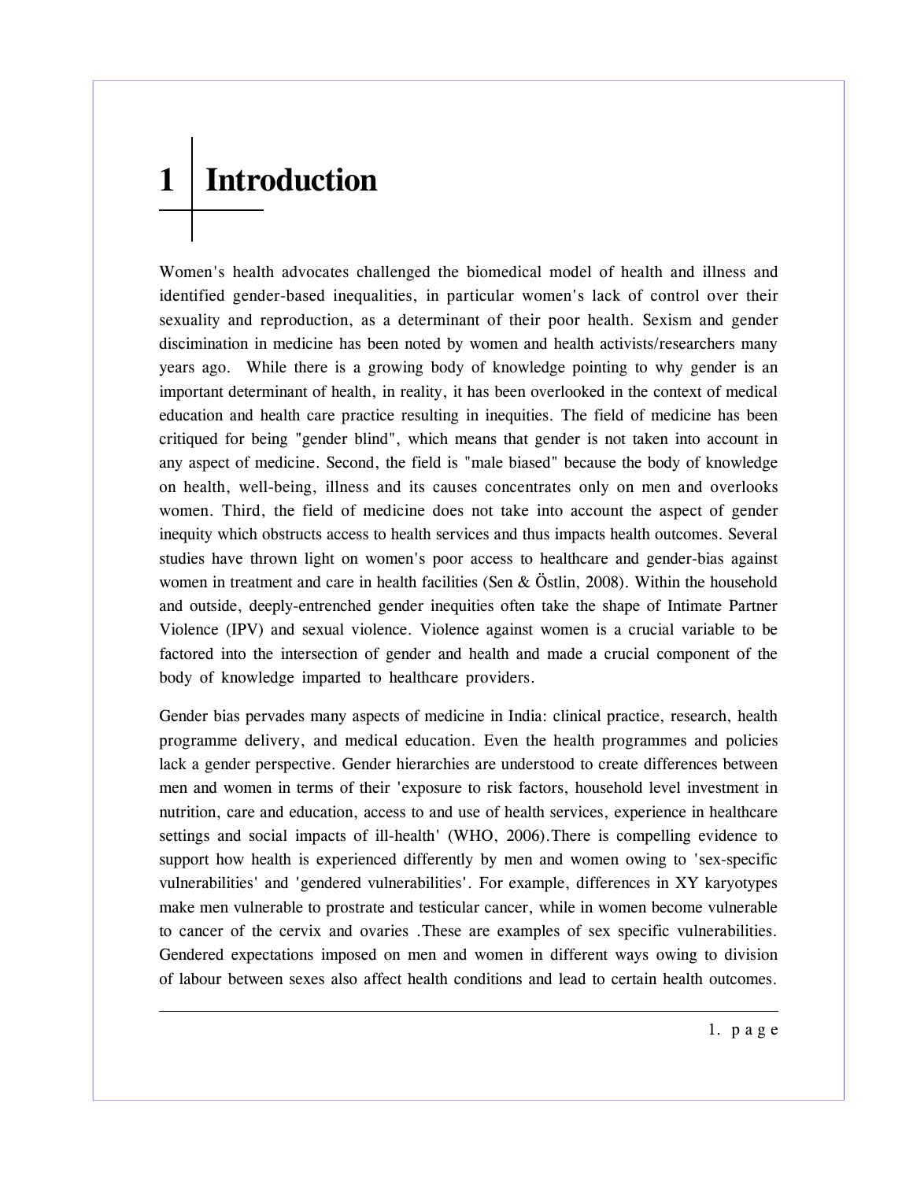# 1 Introduction

Women's health advocates challenged the biomedical model of health and illness and identified gender-based inequalities, in particular women's lack of control over their sexuality and reproduction, as a determinant of their poor health. Sexism and gender discimination in medicine has been noted by women and health activists/researchers many years ago.  While there is a growing body of knowledge pointing to why gender is an important determinant of health, in reality, it has been overlooked in the context of medical education and health care practice resulting in inequities. The field of medicine has been critiqued for being "gender blind", which means that gender is not taken into account in any aspect of medicine. Second, the field is "male biased" because the body of knowledge on health, well-being, illness and its causes concentrates only on men and overlooks women. Third, the field of medicine does not take into account the aspect of gender inequity which obstructs access to health services and thus impacts health outcomes. Several studies have thrown light on women's poor access to healthcare and gender-bias against women in treatment and care in health facilities (Sen & Östlin, 2008). Within the household and outside, deeply-entrenched gender inequities often take the shape of Intimate Partner Violence (IPV) and sexual violence. Violence against women is a crucial variable to be factored into the intersection of gender and health and made a crucial component of the body of knowledge imparted to healthcare providers.

Gender bias pervades many aspects of medicine in India: clinical practice, research, health programme delivery, and medical education. Even the health programmes and policies lack a gender perspective. Gender hierarchies are understood to create differences between men and women in terms of their 'exposure to risk factors, household level investment in nutrition, care and education, access to and use of health services, experience in healthcare settings and social impacts of ill-health' (WHO, 2006).There is compelling evidence to support how health is experienced differently by men and women owing to 'sex-specific vulnerabilities' and 'gendered vulnerabilities'. For example, differences in XY karyotypes make men vulnerable to prostrate and testicular cancer, while in women become vulnerable to cancer of the cervix and ovaries .These are examples of sex specific vulnerabilities. Gendered expectations imposed on men and women in different ways owing to division of labour between sexes also affect health conditions and lead to certain health outcomes.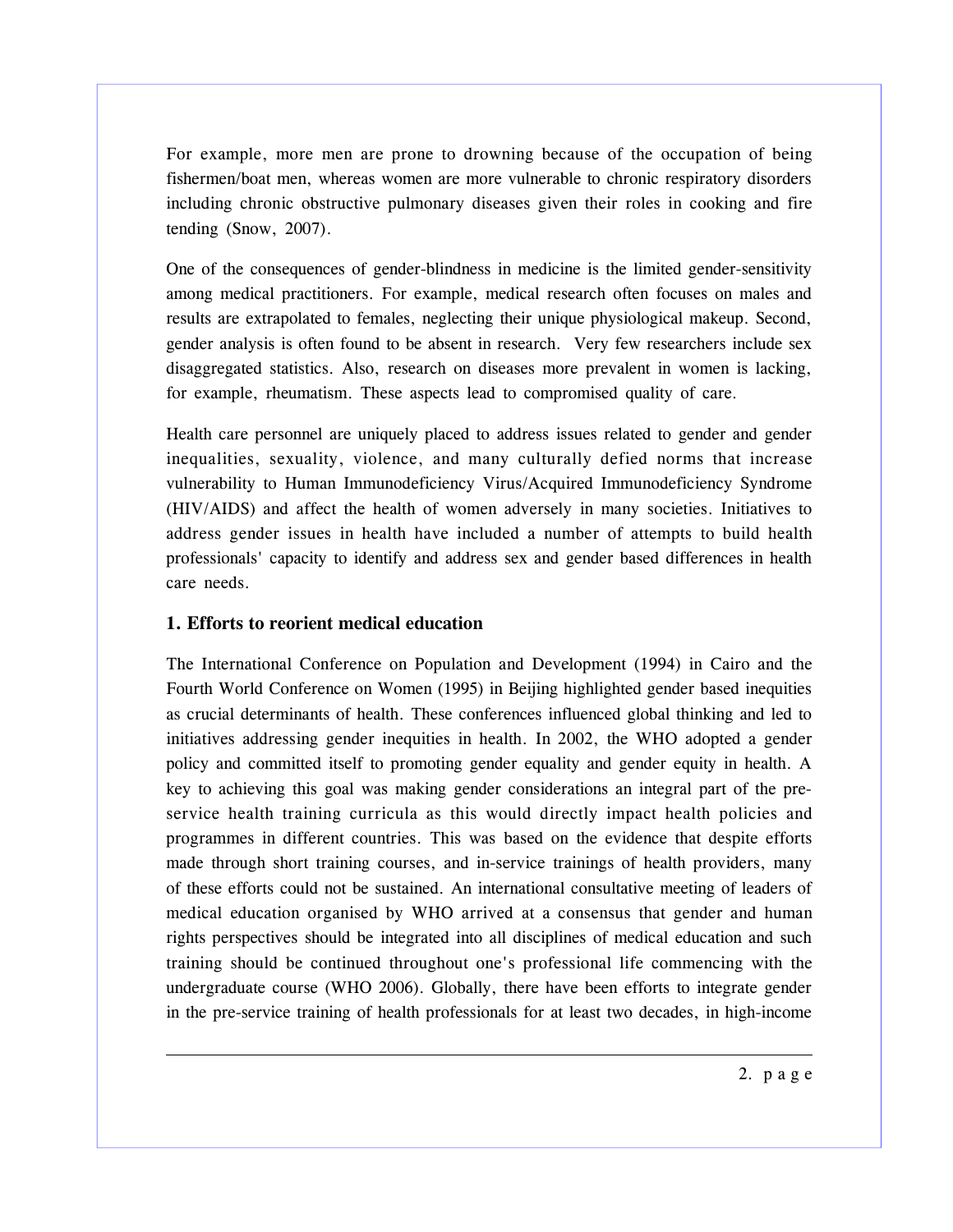For example, more men are prone to drowning because of the occupation of being fishermen/boat men, whereas women are more vulnerable to chronic respiratory disorders including chronic obstructive pulmonary diseases given their roles in cooking and fire tending (Snow, 2007).

One of the consequences of gender-blindness in medicine is the limited gender-sensitivity among medical practitioners. For example, medical research often focuses on males and results are extrapolated to females, neglecting their unique physiological makeup. Second, gender analysis is often found to be absent in research. Very few researchers include sex disaggregated statistics. Also, research on diseases more prevalent in women is lacking, for example, rheumatism. These aspects lead to compromised quality of care.

Health care personnel are uniquely placed to address issues related to gender and gender inequalities, sexuality, violence, and many culturally defied norms that increase vulnerability to Human Immunodeficiency Virus/Acquired Immunodeficiency Syndrome (HIV/AIDS) and affect the health of women adversely in many societies. Initiatives to address gender issues in health have included a number of attempts to build health professionals' capacity to identify and address sex and gender based differences in health care needs.

### 1. Efforts to reorient medical education

The International Conference on Population and Development (1994) in Cairo and the Fourth World Conference on Women (1995) in Beijing highlighted gender based inequities as crucial determinants of health. These conferences influenced global thinking and led to initiatives addressing gender inequities in health. In 2002, the WHO adopted a gender policy and committed itself to promoting gender equality and gender equity in health. A key to achieving this goal was making gender considerations an integral part of the pre-service health training curricula as this would directly impact health policies and programmes in different countries. This was based on the evidence that despite efforts made through short training courses, and in-service trainings of health providers, many of these efforts could not be sustained. An international consultative meeting of leaders of medical education organised by WHO arrived at a consensus that gender and human rights perspectives should be integrated into all disciplines of medical education and such training should be continued throughout one's professional life commencing with the undergraduate course (WHO 2006). Globally, there have been efforts to integrate gender in the pre-service training of health professionals for at least two decades, in high-income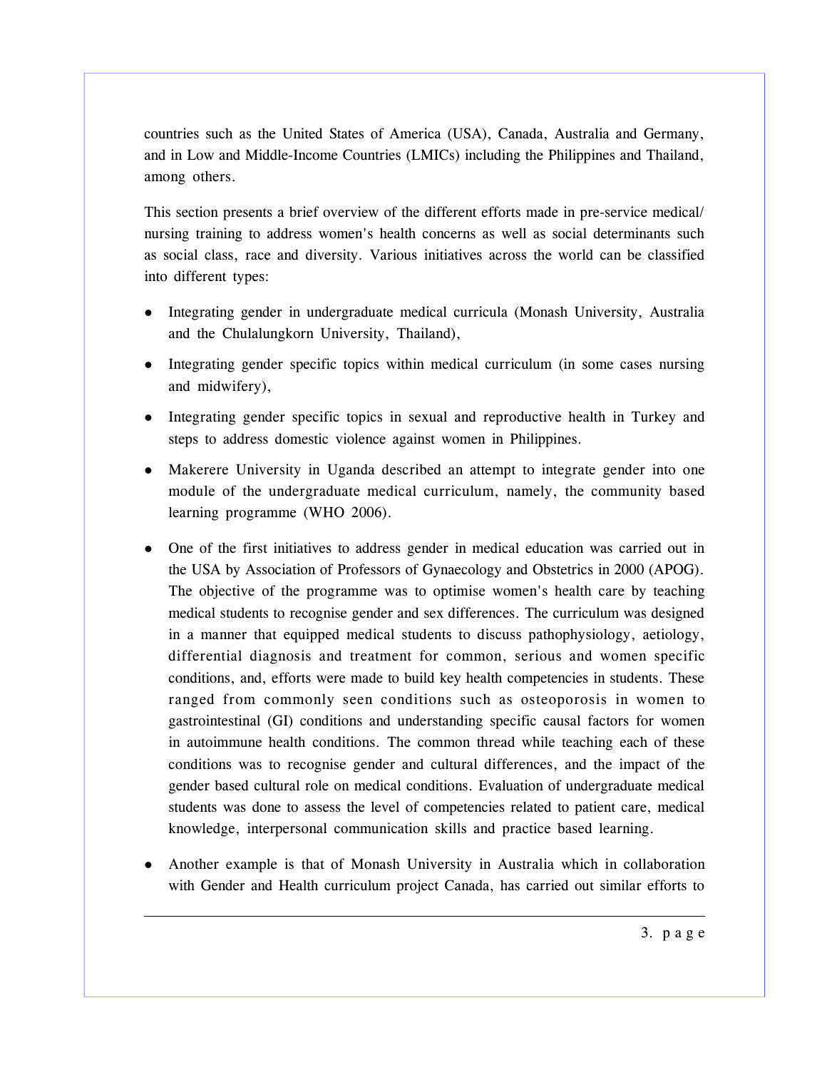countries such as the United States of America (USA), Canada, Australia and Germany, and in Low and Middle-Income Countries (LMICs) including the Philippines and Thailand, among others.

This section presents a brief overview of the different efforts made in pre-service medical/ nursing training to address women's health concerns as well as social determinants such as social class, race and diversity. Various initiatives across the world can be classified into different types:

- Integrating gender in undergraduate medical curricula (Monash University, Australia and the Chulalungkorn University, Thailand),
- Integrating gender specific topics within medical curriculum (in some cases nursing and midwifery),
- Integrating gender specific topics in sexual and reproductive health in Turkey and steps to address domestic violence against women in Philippines.
- Makerere University in Uganda described an attempt to integrate gender into one module of the undergraduate medical curriculum, namely, the community based learning programme (WHO 2006).
- One of the first initiatives to address gender in medical education was carried out in the USA by Association of Professors of Gynaecology and Obstetrics in 2000 (APOG). The objective of the programme was to optimise women's health care by teaching medical students to recognise gender and sex differences. The curriculum was designed in a manner that equipped medical students to discuss pathophysiology, aetiology, differential diagnosis and treatment for common, serious and women specific conditions, and, efforts were made to build key health competencies in students. These ranged from commonly seen conditions such as osteoporosis in women to gastrointestinal (GI) conditions and understanding specific causal factors for women in autoimmune health conditions. The common thread while teaching each of these conditions was to recognise gender and cultural differences, and the impact of the gender based cultural role on medical conditions. Evaluation of undergraduate medical students was done to assess the level of competencies related to patient care, medical knowledge, interpersonal communication skills and practice based learning.
- Another example is that of Monash University in Australia which in collaboration with Gender and Health curriculum project Canada, has carried out similar efforts to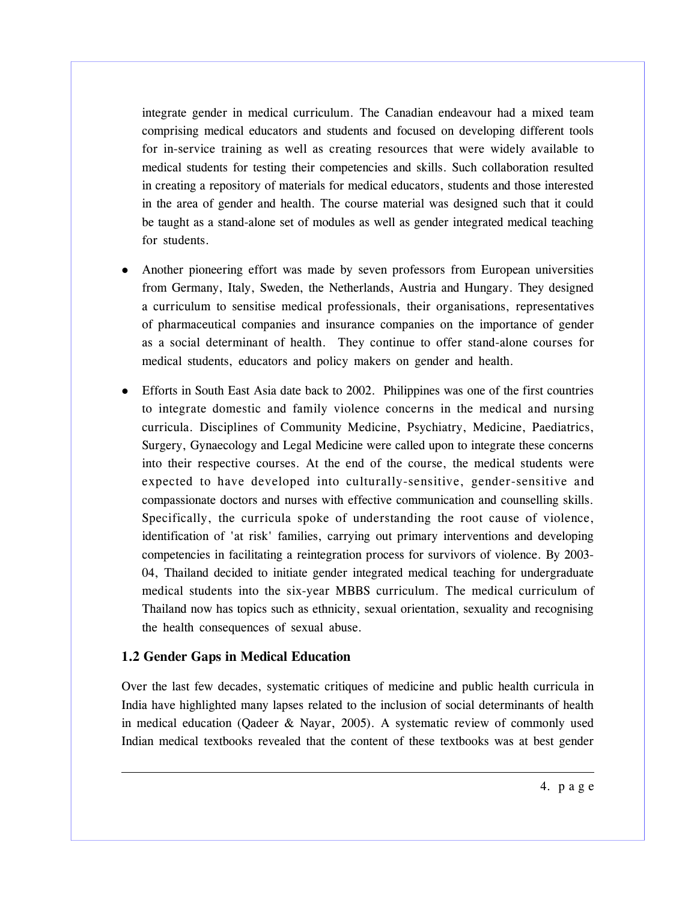integrate gender in medical curriculum. The Canadian endeavour had a mixed team comprising medical educators and students and focused on developing different tools for in-service training as well as creating resources that were widely available to medical students for testing their competencies and skills. Such collaboration resulted in creating a repository of materials for medical educators, students and those interested in the area of gender and health. The course material was designed such that it could be taught as a stand-alone set of modules as well as gender integrated medical teaching for students.

- Another pioneering effort was made by seven professors from European universities from Germany, Italy, Sweden, the Netherlands, Austria and Hungary. They designed a curriculum to sensitise medical professionals, their organisations, representatives of pharmaceutical companies and insurance companies on the importance of gender as a social determinant of health. They continue to offer stand-alone courses for medical students, educators and policy makers on gender and health.

- Efforts in South East Asia date back to 2002. Philippines was one of the first countries to integrate domestic and family violence concerns in the medical and nursing curricula. Disciplines of Community Medicine, Psychiatry, Medicine, Paediatrics, Surgery, Gynaecology and Legal Medicine were called upon to integrate these concerns into their respective courses. At the end of the course, the medical students were expected to have developed into culturally-sensitive, gender-sensitive and compassionate doctors and nurses with effective communication and counselling skills. Specifically, the curricula spoke of understanding the root cause of violence, identification of 'at risk' families, carrying out primary interventions and developing competencies in facilitating a reintegration process for survivors of violence. By 2003-04, Thailand decided to initiate gender integrated medical teaching for undergraduate medical students into the six-year MBBS curriculum. The medical curriculum of Thailand now has topics such as ethnicity, sexual orientation, sexuality and recognising the health consequences of sexual abuse.

### 1.2 Gender Gaps in Medical Education

Over the last few decades, systematic critiques of medicine and public health curricula in India have highlighted many lapses related to the inclusion of social determinants of health in medical education (Qadeer & Nayar, 2005). A systematic review of commonly used Indian medical textbooks revealed that the content of these textbooks was at best gender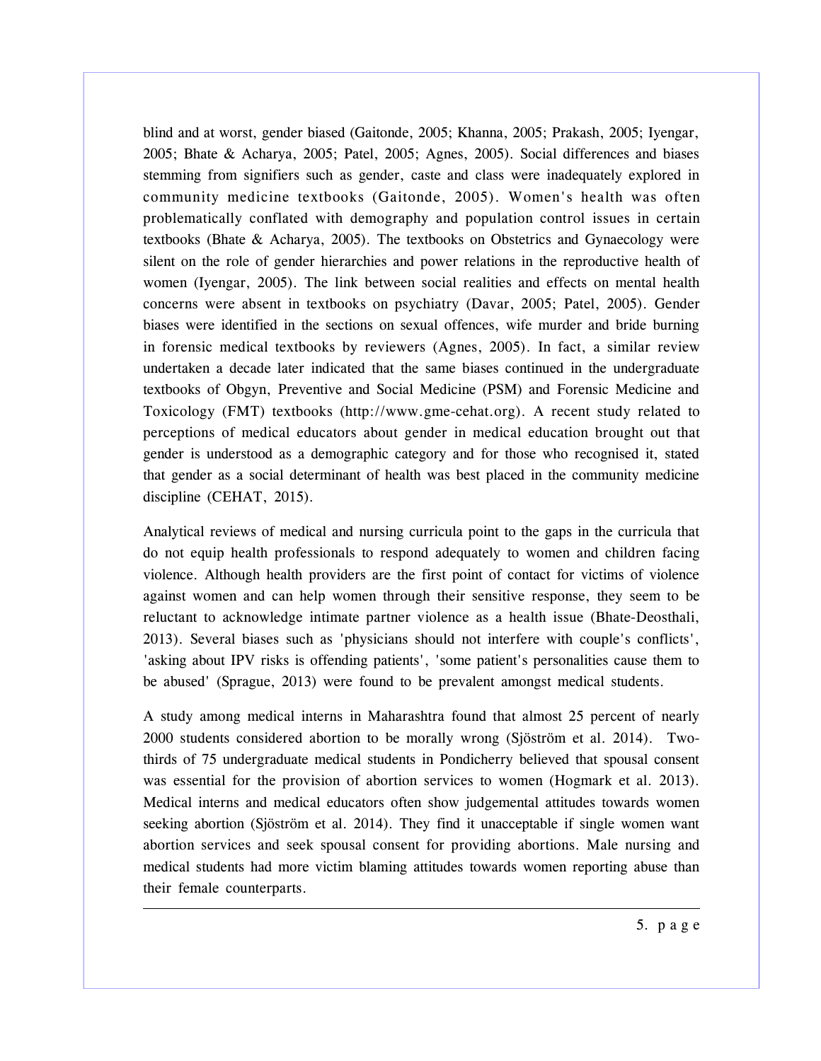blind and at worst, gender biased (Gaitonde, 2005; Khanna, 2005; Prakash, 2005; Iyengar, 2005; Bhate & Acharya, 2005; Patel, 2005; Agnes, 2005). Social differences and biases stemming from signifiers such as gender, caste and class were inadequately explored in community medicine textbooks (Gaitonde, 2005). Women's health was often problematically conflated with demography and population control issues in certain textbooks (Bhate & Acharya, 2005). The textbooks on Obstetrics and Gynaecology were silent on the role of gender hierarchies and power relations in the reproductive health of women (Iyengar, 2005). The link between social realities and effects on mental health concerns were absent in textbooks on psychiatry (Davar, 2005; Patel, 2005). Gender biases were identified in the sections on sexual offences, wife murder and bride burning in forensic medical textbooks by reviewers (Agnes, 2005). In fact, a similar review undertaken a decade later indicated that the same biases continued in the undergraduate textbooks of Obgyn, Preventive and Social Medicine (PSM) and Forensic Medicine and Toxicology (FMT) textbooks (http://www.gme-cehat.org). A recent study related to perceptions of medical educators about gender in medical education brought out that gender is understood as a demographic category and for those who recognised it, stated that gender as a social determinant of health was best placed in the community medicine discipline (CEHAT, 2015).

Analytical reviews of medical and nursing curricula point to the gaps in the curricula that do not equip health professionals to respond adequately to women and children facing violence. Although health providers are the first point of contact for victims of violence against women and can help women through their sensitive response, they seem to be reluctant to acknowledge intimate partner violence as a health issue (Bhate-Deosthali, 2013). Several biases such as 'physicians should not interfere with couple's conflicts', 'asking about IPV risks is offending patients', 'some patient's personalities cause them to be abused' (Sprague, 2013) were found to be prevalent amongst medical students.

A study among medical interns in Maharashtra found that almost 25 percent of nearly 2000 students considered abortion to be morally wrong (Sjöström et al. 2014). Two-thirds of 75 undergraduate medical students in Pondicherry believed that spousal consent was essential for the provision of abortion services to women (Hogmark et al. 2013). Medical interns and medical educators often show judgemental attitudes towards women seeking abortion (Sjöström et al. 2014). They find it unacceptable if single women want abortion services and seek spousal consent for providing abortions. Male nursing and medical students had more victim blaming attitudes towards women reporting abuse than their female counterparts.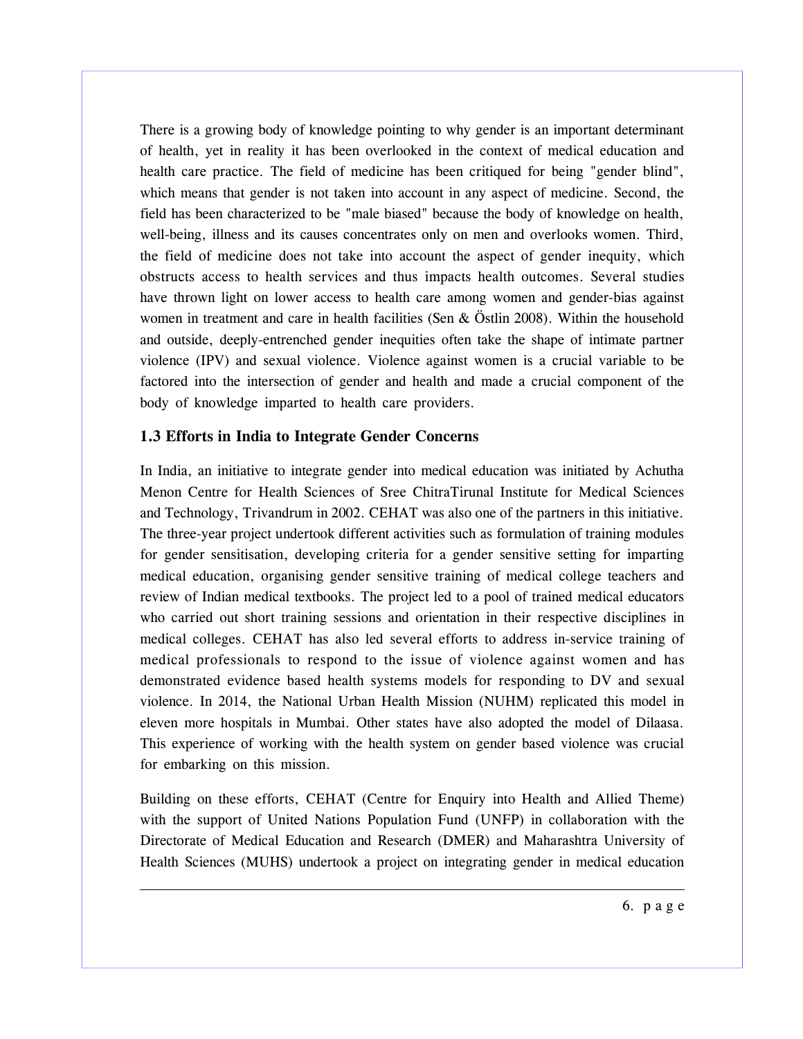There is a growing body of knowledge pointing to why gender is an important determinant of health, yet in reality it has been overlooked in the context of medical education and health care practice. The field of medicine has been critiqued for being "gender blind", which means that gender is not taken into account in any aspect of medicine. Second, the field has been characterized to be "male biased" because the body of knowledge on health, well-being, illness and its causes concentrates only on men and overlooks women. Third, the field of medicine does not take into account the aspect of gender inequity, which obstructs access to health services and thus impacts health outcomes. Several studies have thrown light on lower access to health care among women and gender-bias against women in treatment and care in health facilities (Sen & Östlin 2008). Within the household and outside, deeply-entrenched gender inequities often take the shape of intimate partner violence (IPV) and sexual violence. Violence against women is a crucial variable to be factored into the intersection of gender and health and made a crucial component of the body of knowledge imparted to health care providers.

### 1.3 Efforts in India to Integrate Gender Concerns

In India, an initiative to integrate gender into medical education was initiated by Achutha Menon Centre for Health Sciences of Sree ChitraTirunal Institute for Medical Sciences and Technology, Trivandrum in 2002. CEHAT was also one of the partners in this initiative. The three-year project undertook different activities such as formulation of training modules for gender sensitisation, developing criteria for a gender sensitive setting for imparting medical education, organising gender sensitive training of medical college teachers and review of Indian medical textbooks. The project led to a pool of trained medical educators who carried out short training sessions and orientation in their respective disciplines in medical colleges. CEHAT has also led several efforts to address in-service training of medical professionals to respond to the issue of violence against women and has demonstrated evidence based health systems models for responding to DV and sexual violence. In 2014, the National Urban Health Mission (NUHM) replicated this model in eleven more hospitals in Mumbai. Other states have also adopted the model of Dilaasa. This experience of working with the health system on gender based violence was crucial for embarking on this mission.

Building on these efforts, CEHAT (Centre for Enquiry into Health and Allied Theme) with the support of United Nations Population Fund (UNFP) in collaboration with the Directorate of Medical Education and Research (DMER) and Maharashtra University of Health Sciences (MUHS) undertook a project on integrating gender in medical education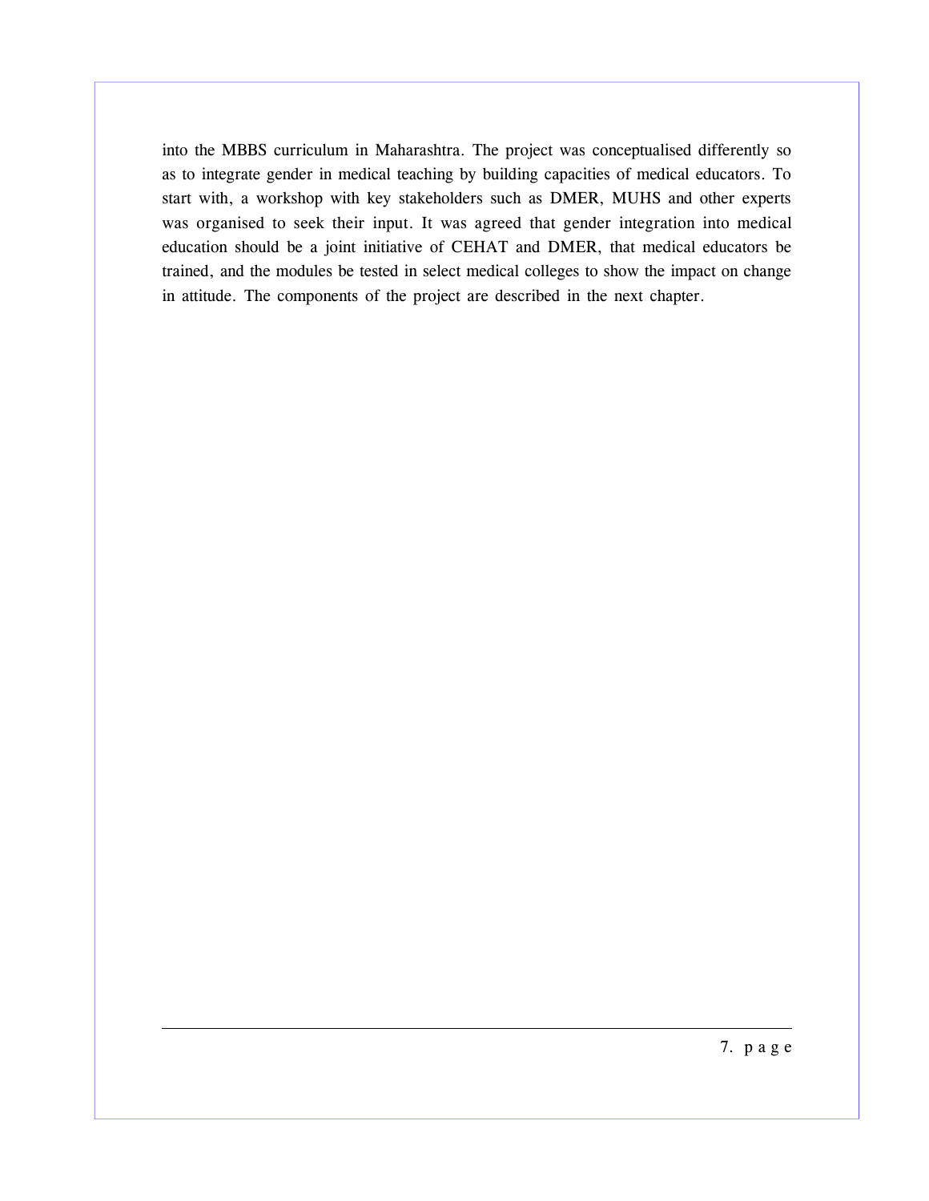into the MBBS curriculum in Maharashtra. The project was conceptualised differently so as to integrate gender in medical teaching by building capacities of medical educators. To start with, a workshop with key stakeholders such as DMER, MUHS and other experts was organised to seek their input. It was agreed that gender integration into medical education should be a joint initiative of CEHAT and DMER, that medical educators be trained, and the modules be tested in select medical colleges to show the impact on change in attitude. The components of the project are described in the next chapter.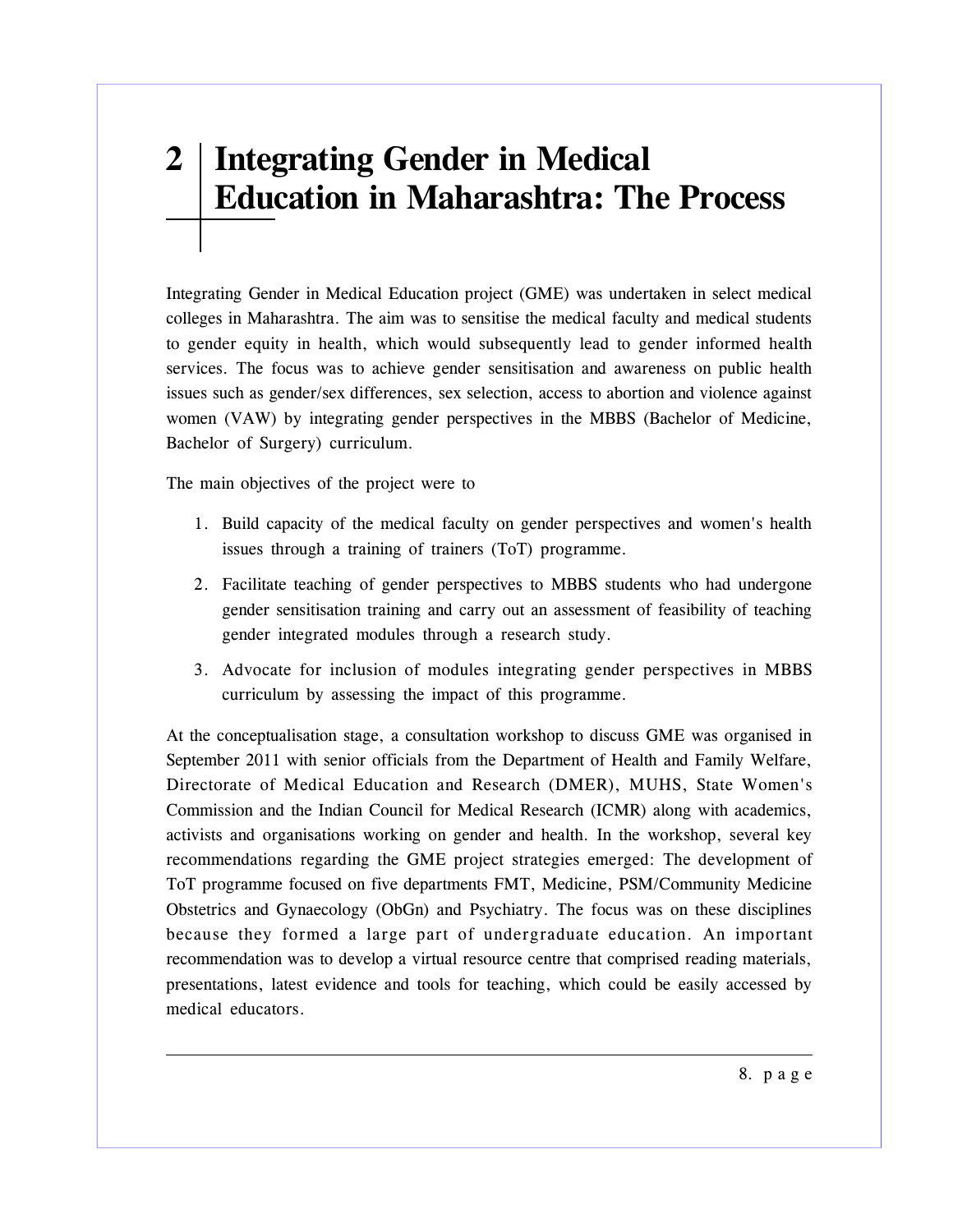# 2 Integrating Gender in Medical Education in Maharashtra: The Process

Integrating Gender in Medical Education project (GME) was undertaken in select medical colleges in Maharashtra. The aim was to sensitise the medical faculty and medical students to gender equity in health, which would subsequently lead to gender informed health services. The focus was to achieve gender sensitisation and awareness on public health issues such as gender/sex differences, sex selection, access to abortion and violence against women (VAW) by integrating gender perspectives in the MBBS (Bachelor of Medicine, Bachelor of Surgery) curriculum.

The main objectives of the project were to

1. Build capacity of the medical faculty on gender perspectives and women's health issues through a training of trainers (ToT) programme.
2. Facilitate teaching of gender perspectives to MBBS students who had undergone gender sensitisation training and carry out an assessment of feasibility of teaching gender integrated modules through a research study.
3. Advocate for inclusion of modules integrating gender perspectives in MBBS curriculum by assessing the impact of this programme.

At the conceptualisation stage, a consultation workshop to discuss GME was organised in September 2011 with senior officials from the Department of Health and Family Welfare, Directorate of Medical Education and Research (DMER), MUHS, State Women's Commission and the Indian Council for Medical Research (ICMR) along with academics, activists and organisations working on gender and health. In the workshop, several key recommendations regarding the GME project strategies emerged: The development of ToT programme focused on five departments FMT, Medicine, PSM/Community Medicine Obstetrics and Gynaecology (ObGn) and Psychiatry. The focus was on these disciplines because they formed a large part of undergraduate education. An important recommendation was to develop a virtual resource centre that comprised reading materials, presentations, latest evidence and tools for teaching, which could be easily accessed by medical educators.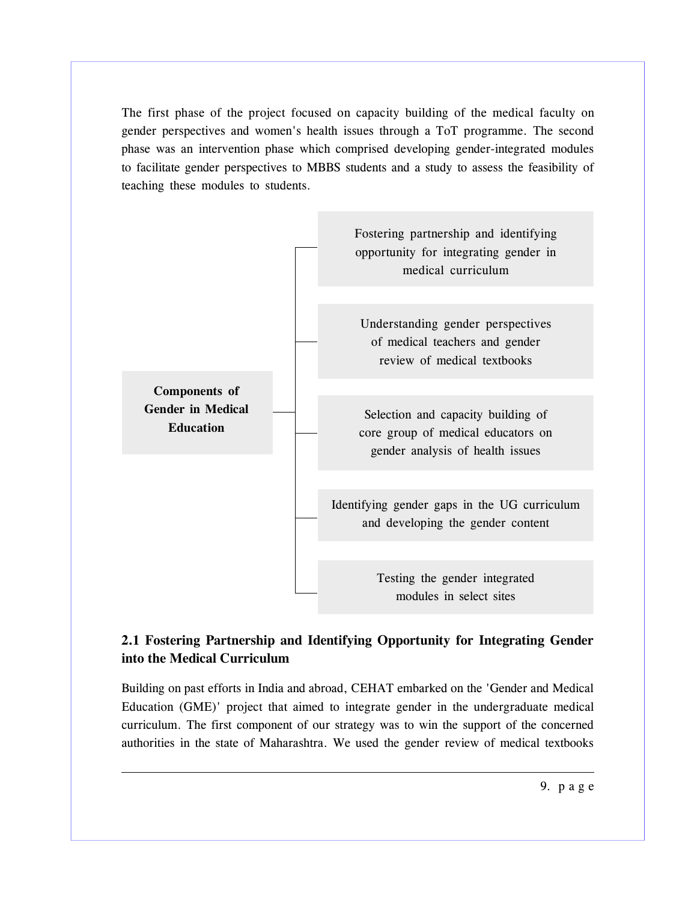The first phase of the project focused on capacity building of the medical faculty on gender perspectives and women's health issues through a ToT programme. The second phase was an intervention phase which comprised developing gender-integrated modules to facilitate gender perspectives to MBBS students and a study to assess the feasibility of teaching these modules to students.

**Components of Gender in Medical Education**

- Fostering partnership and identifying opportunity for integrating gender in medical curriculum
- Understanding gender perspectives of medical teachers and gender review of medical textbooks
- Selection and capacity building of core group of medical educators on gender analysis of health issues
- Identifying gender gaps in the UG curriculum and developing the gender content
- Testing the gender integrated modules in select sites

## 2.1 Fostering Partnership and Identifying Opportunity for Integrating Gender into the Medical Curriculum

Building on past efforts in India and abroad, CEHAT embarked on the 'Gender and Medical Education (GME)' project that aimed to integrate gender in the undergraduate medical curriculum. The first component of our strategy was to win the support of the concerned authorities in the state of Maharashtra. We used the gender review of medical textbooks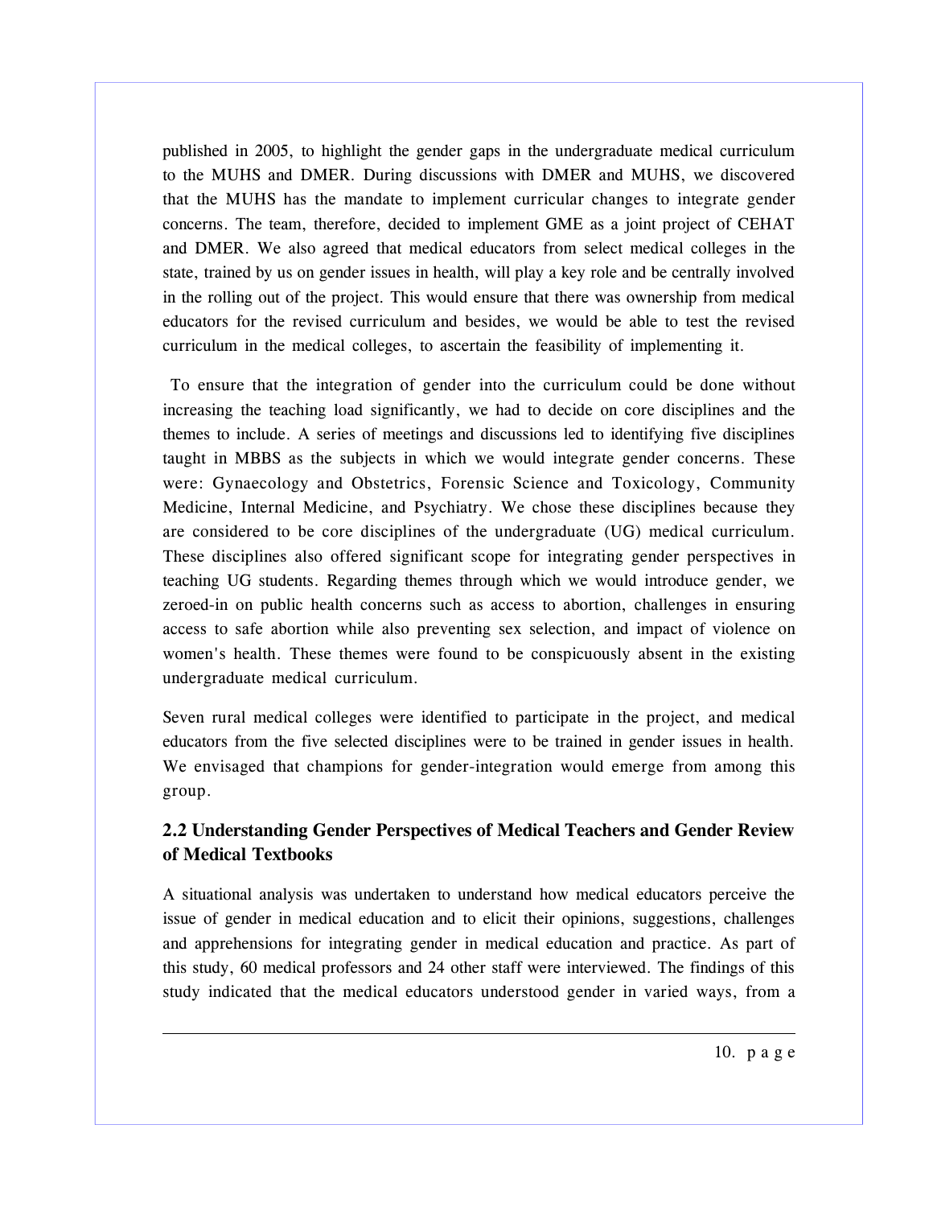published in 2005, to highlight the gender gaps in the undergraduate medical curriculum to the MUHS and DMER. During discussions with DMER and MUHS, we discovered that the MUHS has the mandate to implement curricular changes to integrate gender concerns. The team, therefore, decided to implement GME as a joint project of CEHAT and DMER. We also agreed that medical educators from select medical colleges in the state, trained by us on gender issues in health, will play a key role and be centrally involved in the rolling out of the project. This would ensure that there was ownership from medical educators for the revised curriculum and besides, we would be able to test the revised curriculum in the medical colleges, to ascertain the feasibility of implementing it.

To ensure that the integration of gender into the curriculum could be done without increasing the teaching load significantly, we had to decide on core disciplines and the themes to include. A series of meetings and discussions led to identifying five disciplines taught in MBBS as the subjects in which we would integrate gender concerns. These were: Gynaecology and Obstetrics, Forensic Science and Toxicology, Community Medicine, Internal Medicine, and Psychiatry. We chose these disciplines because they are considered to be core disciplines of the undergraduate (UG) medical curriculum. These disciplines also offered significant scope for integrating gender perspectives in teaching UG students. Regarding themes through which we would introduce gender, we zeroed-in on public health concerns such as access to abortion, challenges in ensuring access to safe abortion while also preventing sex selection, and impact of violence on women's health. These themes were found to be conspicuously absent in the existing undergraduate medical curriculum.

Seven rural medical colleges were identified to participate in the project, and medical educators from the five selected disciplines were to be trained in gender issues in health. We envisaged that champions for gender-integration would emerge from among this group.

### 2.2 Understanding Gender Perspectives of Medical Teachers and Gender Review of Medical Textbooks

A situational analysis was undertaken to understand how medical educators perceive the issue of gender in medical education and to elicit their opinions, suggestions, challenges and apprehensions for integrating gender in medical education and practice. As part of this study, 60 medical professors and 24 other staff were interviewed. The findings of this study indicated that the medical educators understood gender in varied ways, from a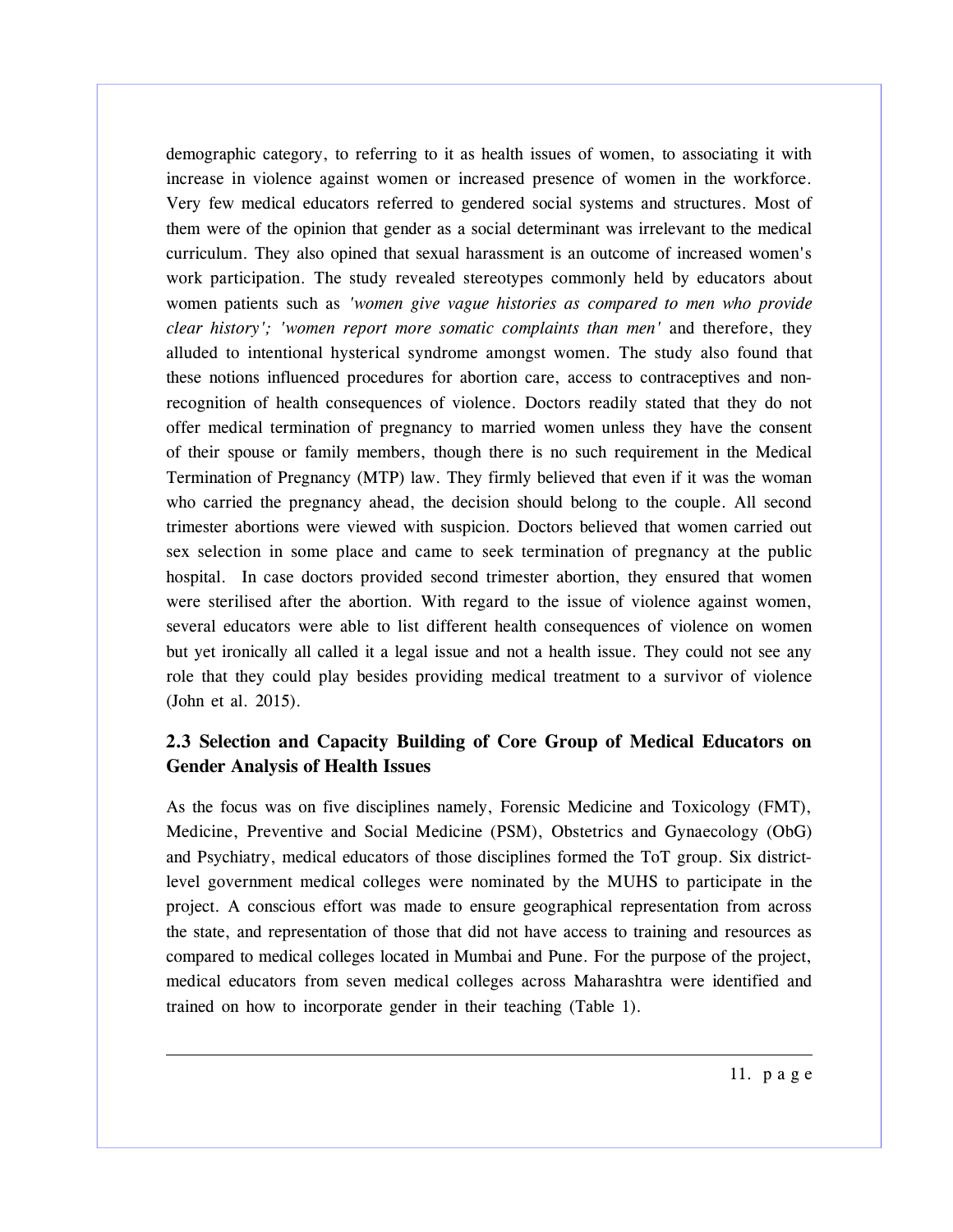demographic category, to referring to it as health issues of women, to associating it with increase in violence against women or increased presence of women in the workforce. Very few medical educators referred to gendered social systems and structures. Most of them were of the opinion that gender as a social determinant was irrelevant to the medical curriculum. They also opined that sexual harassment is an outcome of increased women's work participation. The study revealed stereotypes commonly held by educators about women patients such as *'women give vague histories as compared to men who provide clear history'; 'women report more somatic complaints than men'* and therefore, they alluded to intentional hysterical syndrome amongst women. The study also found that these notions influenced procedures for abortion care, access to contraceptives and non-recognition of health consequences of violence. Doctors readily stated that they do not offer medical termination of pregnancy to married women unless they have the consent of their spouse or family members, though there is no such requirement in the Medical Termination of Pregnancy (MTP) law. They firmly believed that even if it was the woman who carried the pregnancy ahead, the decision should belong to the couple. All second trimester abortions were viewed with suspicion. Doctors believed that women carried out sex selection in some place and came to seek termination of pregnancy at the public hospital. In case doctors provided second trimester abortion, they ensured that women were sterilised after the abortion. With regard to the issue of violence against women, several educators were able to list different health consequences of violence on women but yet ironically all called it a legal issue and not a health issue. They could not see any role that they could play besides providing medical treatment to a survivor of violence (John et al. 2015).

## 2.3 Selection and Capacity Building of Core Group of Medical Educators on Gender Analysis of Health Issues

As the focus was on five disciplines namely, Forensic Medicine and Toxicology (FMT), Medicine, Preventive and Social Medicine (PSM), Obstetrics and Gynaecology (ObG) and Psychiatry, medical educators of those disciplines formed the ToT group. Six district-level government medical colleges were nominated by the MUHS to participate in the project. A conscious effort was made to ensure geographical representation from across the state, and representation of those that did not have access to training and resources as compared to medical colleges located in Mumbai and Pune. For the purpose of the project, medical educators from seven medical colleges across Maharashtra were identified and trained on how to incorporate gender in their teaching (Table 1).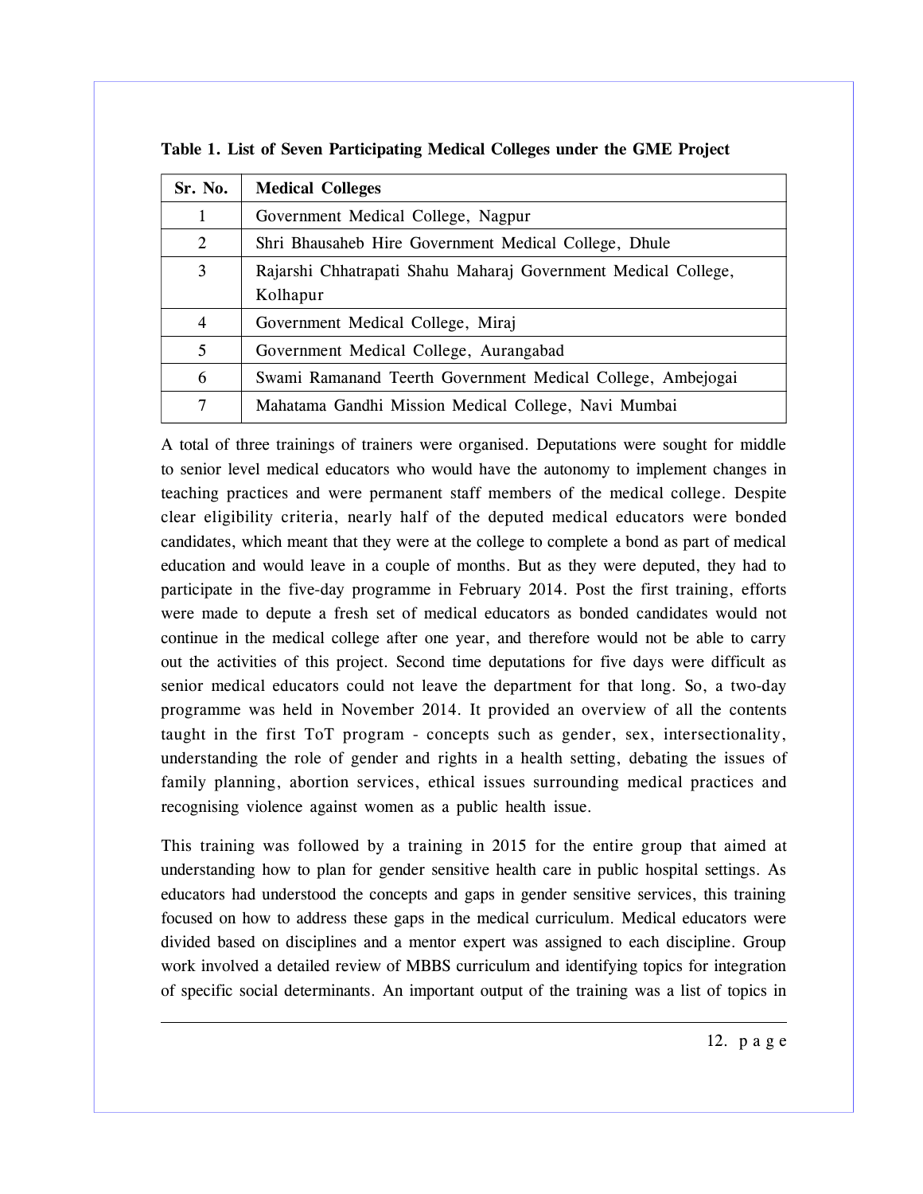**Table 1. List of Seven Participating Medical Colleges under the GME Project**

| Sr. No. | Medical Colleges |
|---|---|
| 1 | Government Medical College, Nagpur |
| 2 | Shri Bhausaheb Hire Government Medical College, Dhule |
| 3 | Rajarshi Chhatrapati Shahu Maharaj Government Medical College, Kolhapur |
| 4 | Government Medical College, Miraj |
| 5 | Government Medical College, Aurangabad |
| 6 | Swami Ramanand Teerth Government Medical College, Ambejogai |
| 7 | Mahatama Gandhi Mission Medical College, Navi Mumbai |

A total of three trainings of trainers were organised. Deputations were sought for middle to senior level medical educators who would have the autonomy to implement changes in teaching practices and were permanent staff members of the medical college. Despite clear eligibility criteria, nearly half of the deputed medical educators were bonded candidates, which meant that they were at the college to complete a bond as part of medical education and would leave in a couple of months. But as they were deputed, they had to participate in the five-day programme in February 2014. Post the first training, efforts were made to depute a fresh set of medical educators as bonded candidates would not continue in the medical college after one year, and therefore would not be able to carry out the activities of this project. Second time deputations for five days were difficult as senior medical educators could not leave the department for that long. So, a two-day programme was held in November 2014. It provided an overview of all the contents taught in the first ToT program - concepts such as gender, sex, intersectionality, understanding the role of gender and rights in a health setting, debating the issues of family planning, abortion services, ethical issues surrounding medical practices and recognising violence against women as a public health issue.

This training was followed by a training in 2015 for the entire group that aimed at understanding how to plan for gender sensitive health care in public hospital settings. As educators had understood the concepts and gaps in gender sensitive services, this training focused on how to address these gaps in the medical curriculum. Medical educators were divided based on disciplines and a mentor expert was assigned to each discipline. Group work involved a detailed review of MBBS curriculum and identifying topics for integration of specific social determinants. An important output of the training was a list of topics in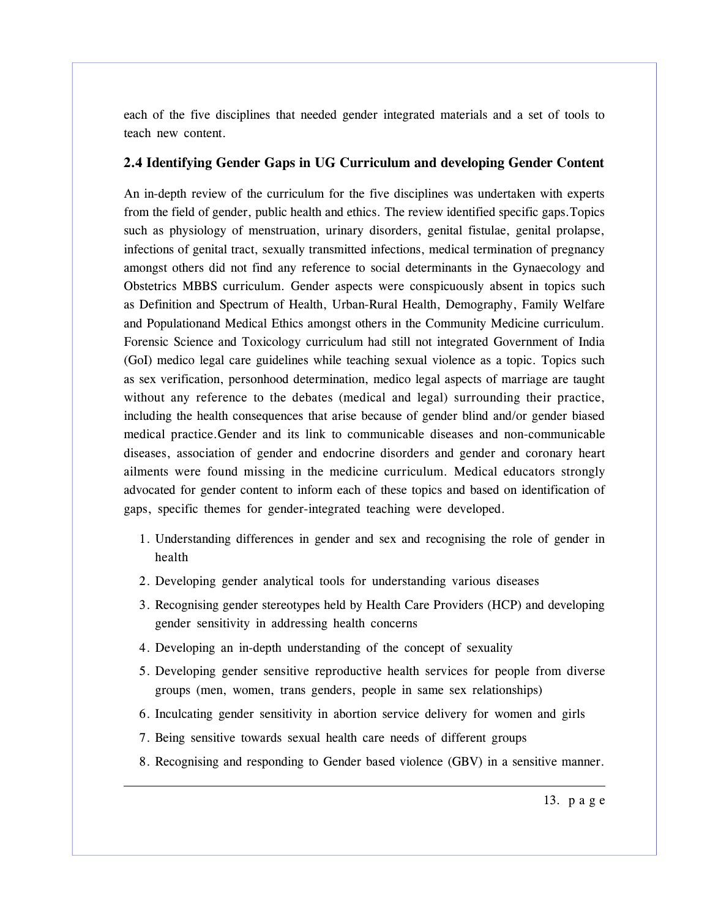each of the five disciplines that needed gender integrated materials and a set of tools to teach new content.

### 2.4 Identifying Gender Gaps in UG Curriculum and developing Gender Content

An in-depth review of the curriculum for the five disciplines was undertaken with experts from the field of gender, public health and ethics. The review identified specific gaps.Topics such as physiology of menstruation, urinary disorders, genital fistulae, genital prolapse, infections of genital tract, sexually transmitted infections, medical termination of pregnancy amongst others did not find any reference to social determinants in the Gynaecology and Obstetrics MBBS curriculum. Gender aspects were conspicuously absent in topics such as Definition and Spectrum of Health, Urban-Rural Health, Demography, Family Welfare and Populationand Medical Ethics amongst others in the Community Medicine curriculum. Forensic Science and Toxicology curriculum had still not integrated Government of India (GoI) medico legal care guidelines while teaching sexual violence as a topic. Topics such as sex verification, personhood determination, medico legal aspects of marriage are taught without any reference to the debates (medical and legal) surrounding their practice, including the health consequences that arise because of gender blind and/or gender biased medical practice.Gender and its link to communicable diseases and non-communicable diseases, association of gender and endocrine disorders and gender and coronary heart ailments were found missing in the medicine curriculum. Medical educators strongly advocated for gender content to inform each of these topics and based on identification of gaps, specific themes for gender-integrated teaching were developed.

1. Understanding differences in gender and sex and recognising the role of gender in health
2. Developing gender analytical tools for understanding various diseases
3. Recognising gender stereotypes held by Health Care Providers (HCP) and developing gender sensitivity in addressing health concerns
4. Developing an in-depth understanding of the concept of sexuality
5. Developing gender sensitive reproductive health services for people from diverse groups (men, women, trans genders, people in same sex relationships)
6. Inculcating gender sensitivity in abortion service delivery for women and girls
7. Being sensitive towards sexual health care needs of different groups
8. Recognising and responding to Gender based violence (GBV) in a sensitive manner.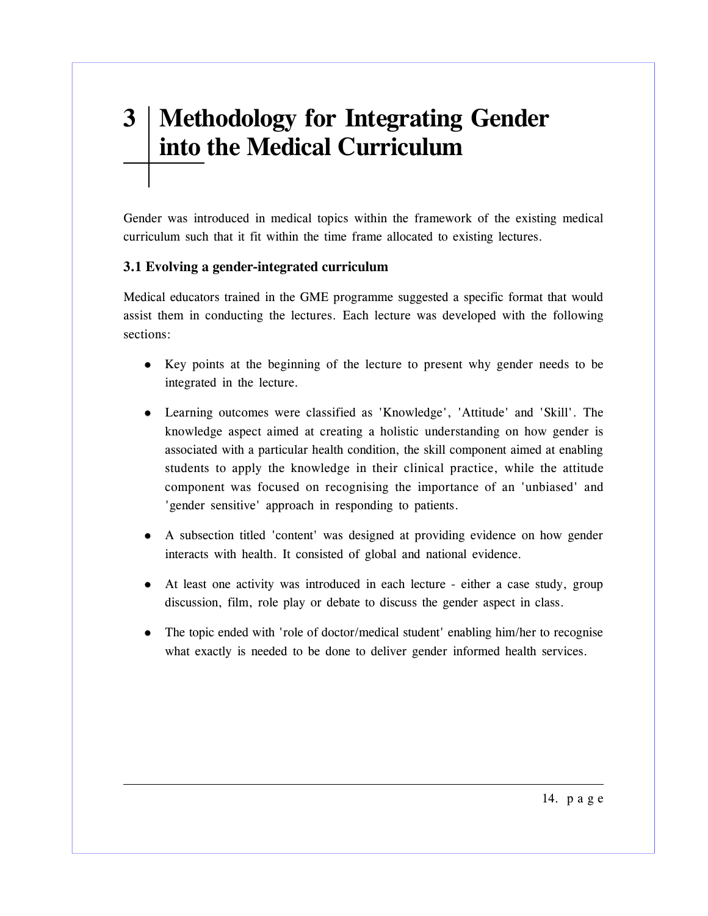# 3 Methodology for Integrating Gender into the Medical Curriculum

Gender was introduced in medical topics within the framework of the existing medical curriculum such that it fit within the time frame allocated to existing lectures.

### 3.1 Evolving a gender-integrated curriculum

Medical educators trained in the GME programme suggested a specific format that would assist them in conducting the lectures. Each lecture was developed with the following sections:

- Key points at the beginning of the lecture to present why gender needs to be integrated in the lecture.
- Learning outcomes were classified as 'Knowledge', 'Attitude' and 'Skill'. The knowledge aspect aimed at creating a holistic understanding on how gender is associated with a particular health condition, the skill component aimed at enabling students to apply the knowledge in their clinical practice, while the attitude component was focused on recognising the importance of an 'unbiased' and 'gender sensitive' approach in responding to patients.
- A subsection titled 'content' was designed at providing evidence on how gender interacts with health. It consisted of global and national evidence.
- At least one activity was introduced in each lecture - either a case study, group discussion, film, role play or debate to discuss the gender aspect in class.
- The topic ended with 'role of doctor/medical student' enabling him/her to recognise what exactly is needed to be done to deliver gender informed health services.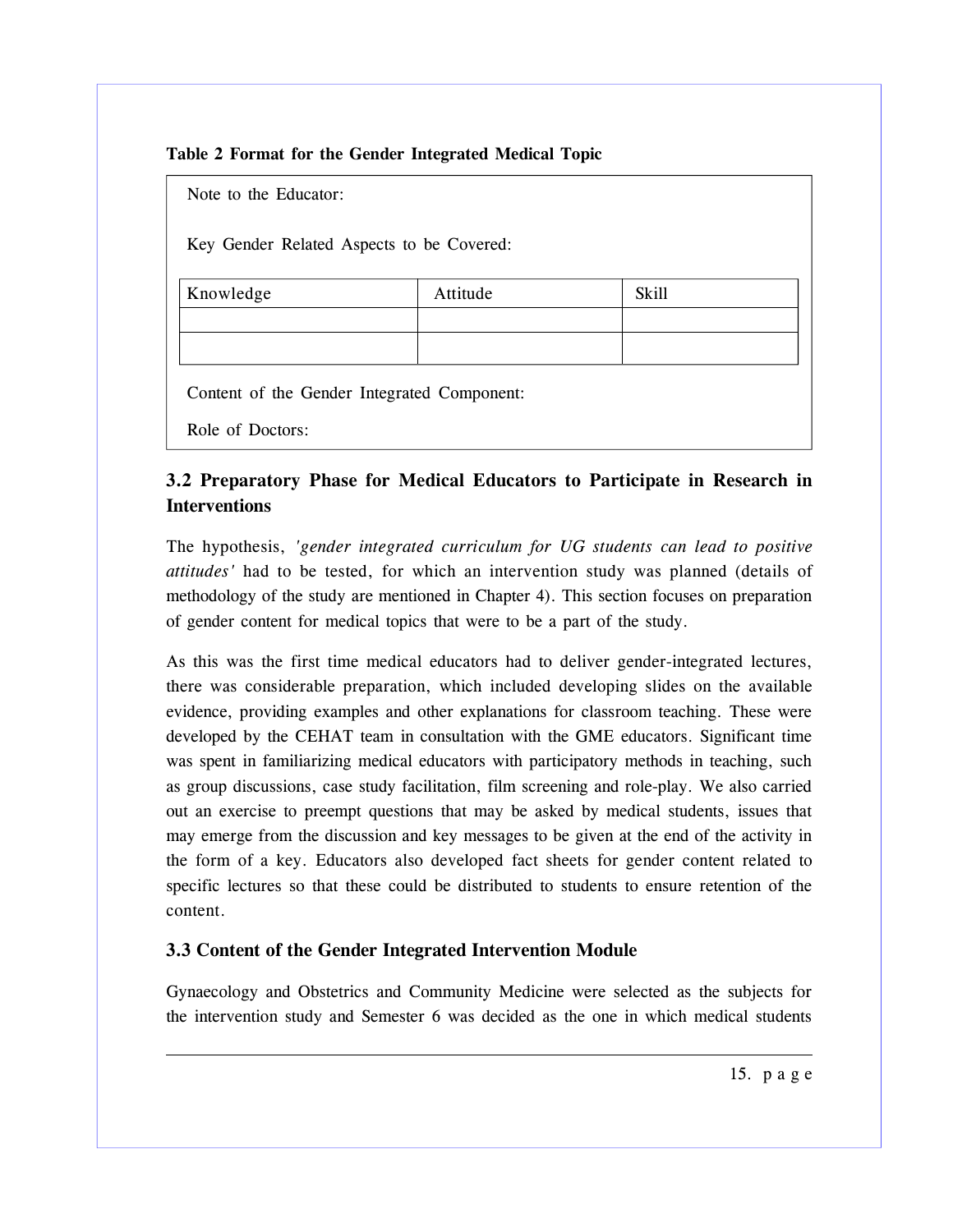**Table 2 Format for the Gender Integrated Medical Topic**

Note to the Educator:

Key Gender Related Aspects to be Covered:

| Knowledge | Attitude | Skill |
|---|---|---|
| | | |
| | | |

Content of the Gender Integrated Component:

Role of Doctors:

### 3.2 Preparatory Phase for Medical Educators to Participate in Research in Interventions

The hypothesis, *'gender integrated curriculum for UG students can lead to positive attitudes'* had to be tested, for which an intervention study was planned (details of methodology of the study are mentioned in Chapter 4). This section focuses on preparation of gender content for medical topics that were to be a part of the study.

As this was the first time medical educators had to deliver gender-integrated lectures, there was considerable preparation, which included developing slides on the available evidence, providing examples and other explanations for classroom teaching. These were developed by the CEHAT team in consultation with the GME educators. Significant time was spent in familiarizing medical educators with participatory methods in teaching, such as group discussions, case study facilitation, film screening and role-play. We also carried out an exercise to preempt questions that may be asked by medical students, issues that may emerge from the discussion and key messages to be given at the end of the activity in the form of a key. Educators also developed fact sheets for gender content related to specific lectures so that these could be distributed to students to ensure retention of the content.

### 3.3 Content of the Gender Integrated Intervention Module

Gynaecology and Obstetrics and Community Medicine were selected as the subjects for the intervention study and Semester 6 was decided as the one in which medical students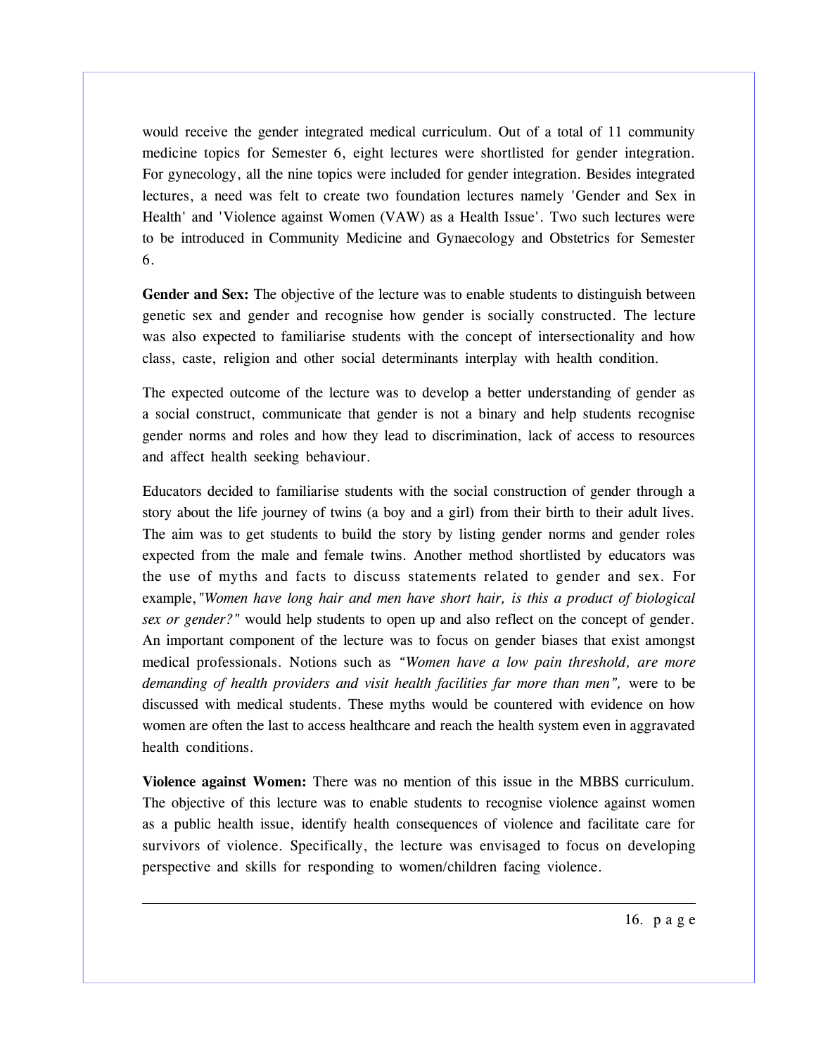would receive the gender integrated medical curriculum. Out of a total of 11 community medicine topics for Semester 6, eight lectures were shortlisted for gender integration. For gynecology, all the nine topics were included for gender integration. Besides integrated lectures, a need was felt to create two foundation lectures namely 'Gender and Sex in Health' and 'Violence against Women (VAW) as a Health Issue'. Two such lectures were to be introduced in Community Medicine and Gynaecology and Obstetrics for Semester 6.

**Gender and Sex:** The objective of the lecture was to enable students to distinguish between genetic sex and gender and recognise how gender is socially constructed. The lecture was also expected to familiarise students with the concept of intersectionality and how class, caste, religion and other social determinants interplay with health condition.

The expected outcome of the lecture was to develop a better understanding of gender as a social construct, communicate that gender is not a binary and help students recognise gender norms and roles and how they lead to discrimination, lack of access to resources and affect health seeking behaviour.

Educators decided to familiarise students with the social construction of gender through a story about the life journey of twins (a boy and a girl) from their birth to their adult lives. The aim was to get students to build the story by listing gender norms and gender roles expected from the male and female twins. Another method shortlisted by educators was the use of myths and facts to discuss statements related to gender and sex. For example, *"Women have long hair and men have short hair, is this a product of biological sex or gender?"* would help students to open up and also reflect on the concept of gender. An important component of the lecture was to focus on gender biases that exist amongst medical professionals. Notions such as *"Women have a low pain threshold, are more demanding of health providers and visit health facilities far more than men",* were to be discussed with medical students. These myths would be countered with evidence on how women are often the last to access healthcare and reach the health system even in aggravated health conditions.

**Violence against Women:** There was no mention of this issue in the MBBS curriculum. The objective of this lecture was to enable students to recognise violence against women as a public health issue, identify health consequences of violence and facilitate care for survivors of violence. Specifically, the lecture was envisaged to focus on developing perspective and skills for responding to women/children facing violence.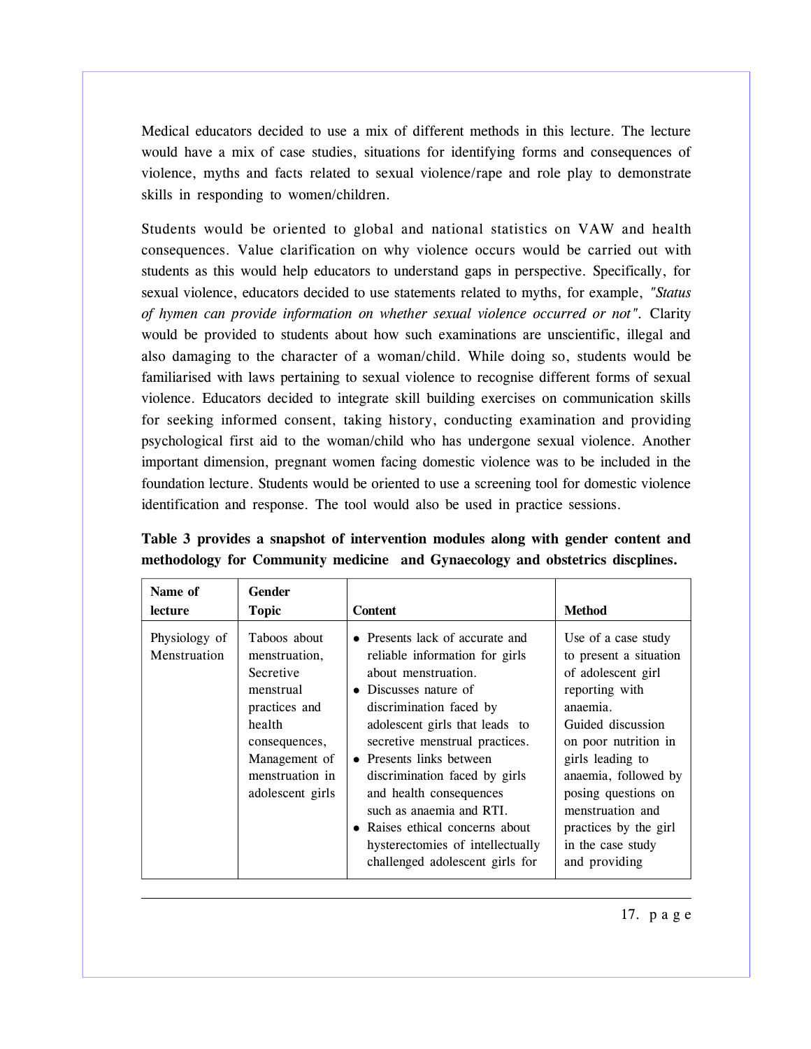Medical educators decided to use a mix of different methods in this lecture. The lecture would have a mix of case studies, situations for identifying forms and consequences of violence, myths and facts related to sexual violence/rape and role play to demonstrate skills in responding to women/children.

Students would be oriented to global and national statistics on VAW and health consequences. Value clarification on why violence occurs would be carried out with students as this would help educators to understand gaps in perspective. Specifically, for sexual violence, educators decided to use statements related to myths, for example, *"Status of hymen can provide information on whether sexual violence occurred or not"*. Clarity would be provided to students about how such examinations are unscientific, illegal and also damaging to the character of a woman/child. While doing so, students would be familiarised with laws pertaining to sexual violence to recognise different forms of sexual violence. Educators decided to integrate skill building exercises on communication skills for seeking informed consent, taking history, conducting examination and providing psychological first aid to the woman/child who has undergone sexual violence. Another important dimension, pregnant women facing domestic violence was to be included in the foundation lecture. Students would be oriented to use a screening tool for domestic violence identification and response. The tool would also be used in practice sessions.

**Table 3 provides a snapshot of intervention modules along with gender content and methodology for Community medicine and Gynaecology and obstetrics discplines.**

| Name of lecture | Gender Topic | Content | Method |
|---|---|---|---|
| Physiology of Menstruation | Taboos about menstruation, Secretive menstrual practices and health consequences, Management of menstruation in adolescent girls | • Presents lack of accurate and reliable information for girls about menstruation.<br>• Discusses nature of discrimination faced by adolescent girls that leads to secretive menstrual practices.<br>• Presents links between discrimination faced by girls and health consequences such as anaemia and RTI.<br>• Raises ethical concerns about hysterectomies of intellectually challenged adolescent girls for | Use of a case study to present a situation of adolescent girl reporting with anaemia.<br>Guided discussion on poor nutrition in girls leading to anaemia, followed by posing questions on menstruation and practices by the girl in the case study and providing |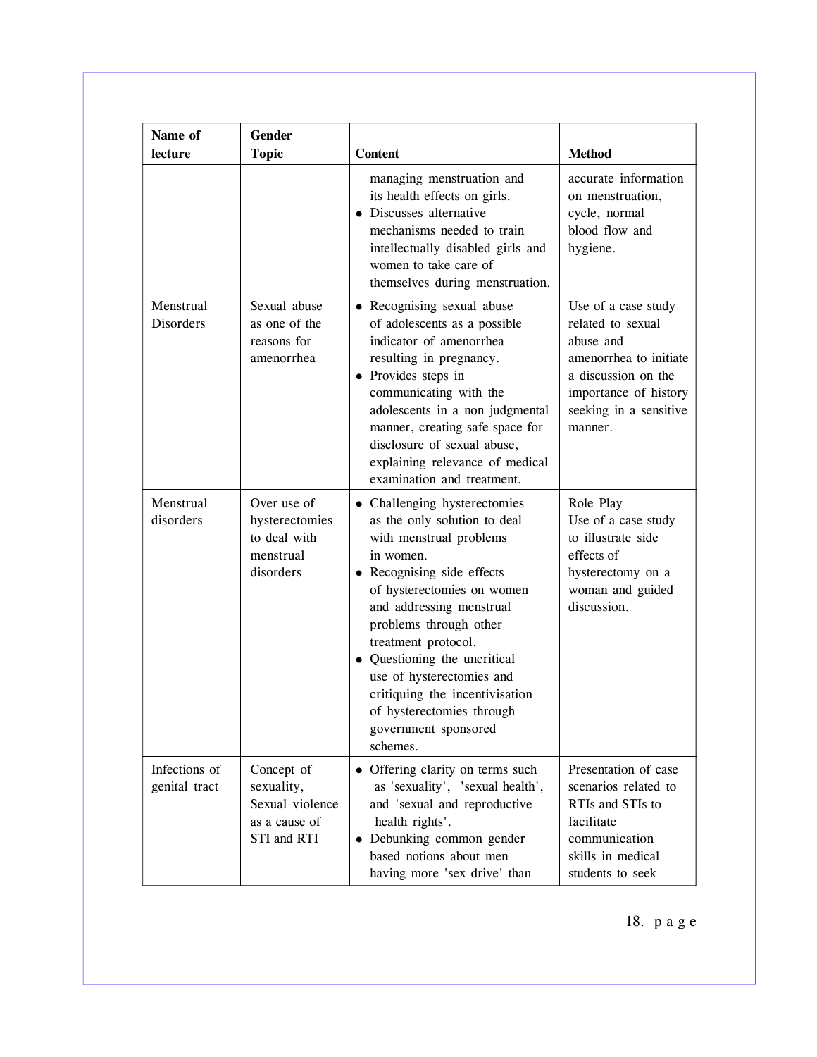| Name of lecture | Gender Topic | Content | Method |
|---|---|---|---|
| | | managing menstruation and its health effects on girls.<br>• Discusses alternative mechanisms needed to train intellectually disabled girls and women to take care of themselves during menstruation. | accurate information on menstruation, cycle, normal blood flow and hygiene. |
| Menstrual Disorders | Sexual abuse as one of the reasons for amenorrhea | • Recognising sexual abuse of adolescents as a possible indicator of amenorrhea resulting in pregnancy.<br>• Provides steps in communicating with the adolescents in a non judgmental manner, creating safe space for disclosure of sexual abuse, explaining relevance of medical examination and treatment. | Use of a case study related to sexual abuse and amenorrhea to initiate a discussion on the importance of history seeking in a sensitive manner. |
| Menstrual disorders | Over use of hysterectomies to deal with menstrual disorders | • Challenging hysterectomies as the only solution to deal with menstrual problems in women.<br>• Recognising side effects of hysterectomies on women and addressing menstrual problems through other treatment protocol.<br>• Questioning the uncritical use of hysterectomies and critiquing the incentivisation of hysterectomies through government sponsored schemes. | Role Play<br>Use of a case study to illustrate side effects of hysterectomy on a woman and guided discussion. |
| Infections of genital tract | Concept of sexuality, Sexual violence as a cause of STI and RTI | • Offering clarity on terms such as 'sexuality', 'sexual health', and 'sexual and reproductive health rights'.<br>• Debunking common gender based notions about men having more 'sex drive' than | Presentation of case scenarios related to RTIs and STIs to facilitate communication skills in medical students to seek |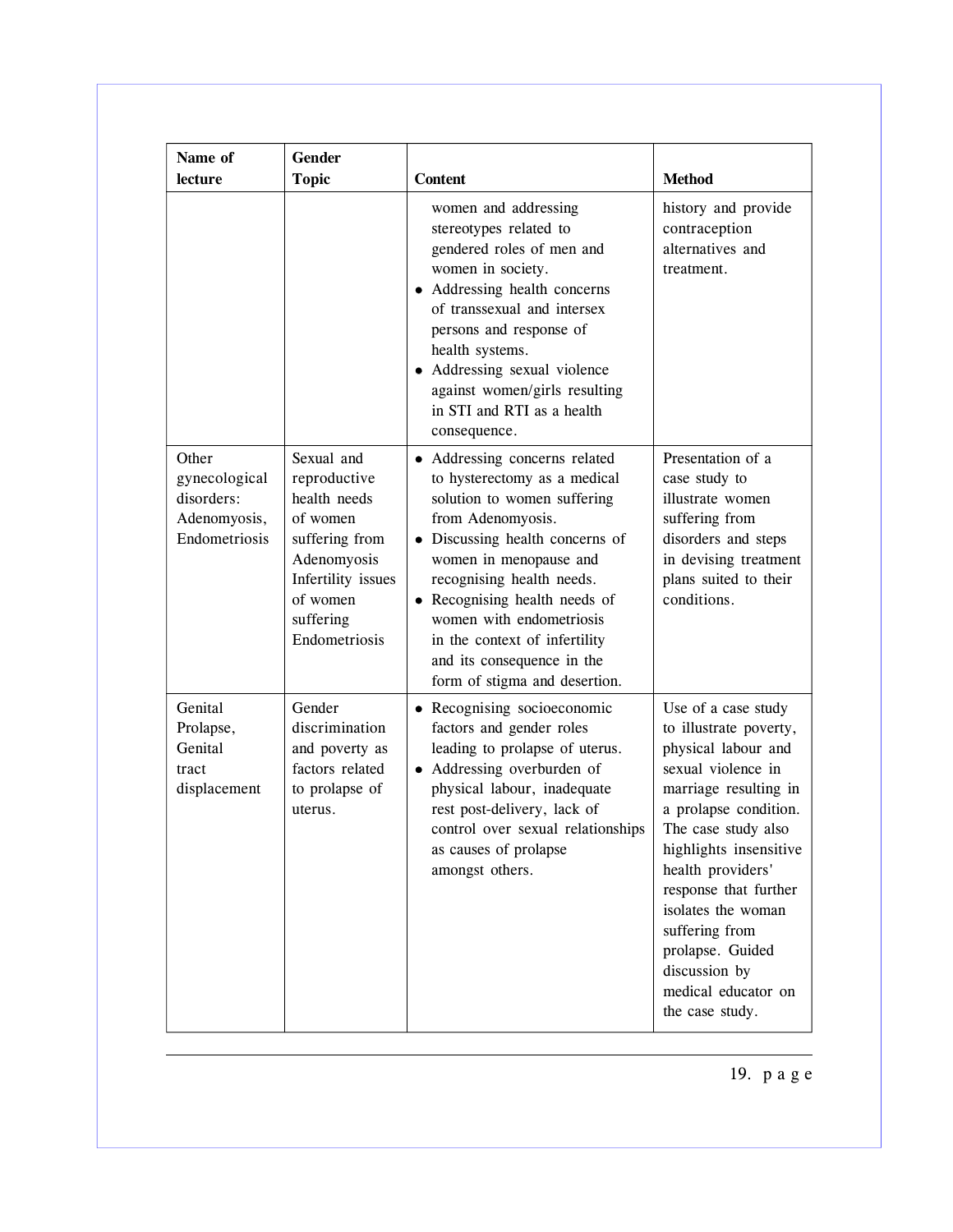| Name of lecture | Gender Topic | Content | Method |
|---|---|---|---|
| | | women and addressing stereotypes related to gendered roles of men and women in society.<br>• Addressing health concerns of transsexual and intersex persons and response of health systems.<br>• Addressing sexual violence against women/girls resulting in STI and RTI as a health consequence. | history and provide contraception alternatives and treatment. |
| Other gynecological disorders: Adenomyosis, Endometriosis | Sexual and reproductive health needs of women suffering from Adenomyosis Infertility issues of women suffering Endometriosis | • Addressing concerns related to hysterectomy as a medical solution to women suffering from Adenomyosis.<br>• Discussing health concerns of women in menopause and recognising health needs.<br>• Recognising health needs of women with endometriosis in the context of infertility and its consequence in the form of stigma and desertion. | Presentation of a case study to illustrate women suffering from disorders and steps in devising treatment plans suited to their conditions. |
| Genital Prolapse, Genital tract displacement | Gender discrimination and poverty as factors related to prolapse of uterus. | • Recognising socioeconomic factors and gender roles leading to prolapse of uterus.<br>• Addressing overburden of physical labour, inadequate rest post-delivery, lack of control over sexual relationships as causes of prolapse amongst others. | Use of a case study to illustrate poverty, physical labour and sexual violence in marriage resulting in a prolapse condition. The case study also highlights insensitive health providers' response that further isolates the woman suffering from prolapse. Guided discussion by medical educator on the case study. |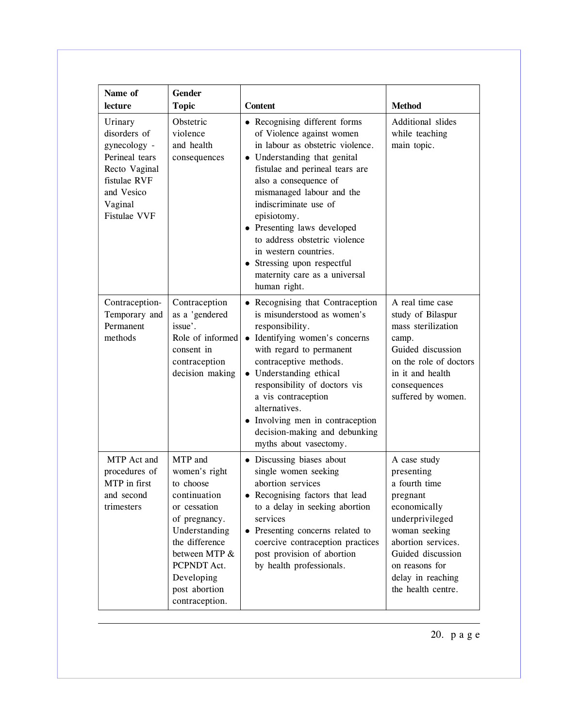| Name of lecture | Gender Topic | Content | Method |
|---|---|---|---|
| Urinary disorders of gynecology - Perineal tears Recto Vaginal fistulae RVF and Vesico Vaginal Fistulae VVF | Obstetric violence and health consequences | • Recognising different forms of Violence against women in labour as obstetric violence.<br>• Understanding that genital fistulae and perineal tears are also a consequence of mismanaged labour and the indiscriminate use of episiotomy.<br>• Presenting laws developed to address obstetric violence in western countries.<br>• Stressing upon respectful maternity care as a universal human right. | Additional slides while teaching main topic. |
| Contraception- Temporary and Permanent methods | Contraception as a 'gendered issue'. Role of informed consent in contraception decision making | • Recognising that Contraception is misunderstood as women's responsibility.<br>• Identifying women's concerns with regard to permanent contraceptive methods.<br>• Understanding ethical responsibility of doctors vis a vis contraception alternatives.<br>• Involving men in contraception decision-making and debunking myths about vasectomy. | A real time case study of Bilaspur mass sterilization camp. Guided discussion on the role of doctors in it and health consequences suffered by women. |
| MTP Act and procedures of MTP in first and second trimesters | MTP and women's right to choose continuation or cessation of pregnancy. Understanding the difference between MTP & PCPNDT Act. Developing post abortion contraception. | • Discussing biases about single women seeking abortion services<br>• Recognising factors that lead to a delay in seeking abortion services<br>• Presenting concerns related to coercive contraception practices post provision of abortion by health professionals. | A case study presenting a fourth time pregnant economically underprivileged woman seeking abortion services. Guided discussion on reasons for delay in reaching the health centre. |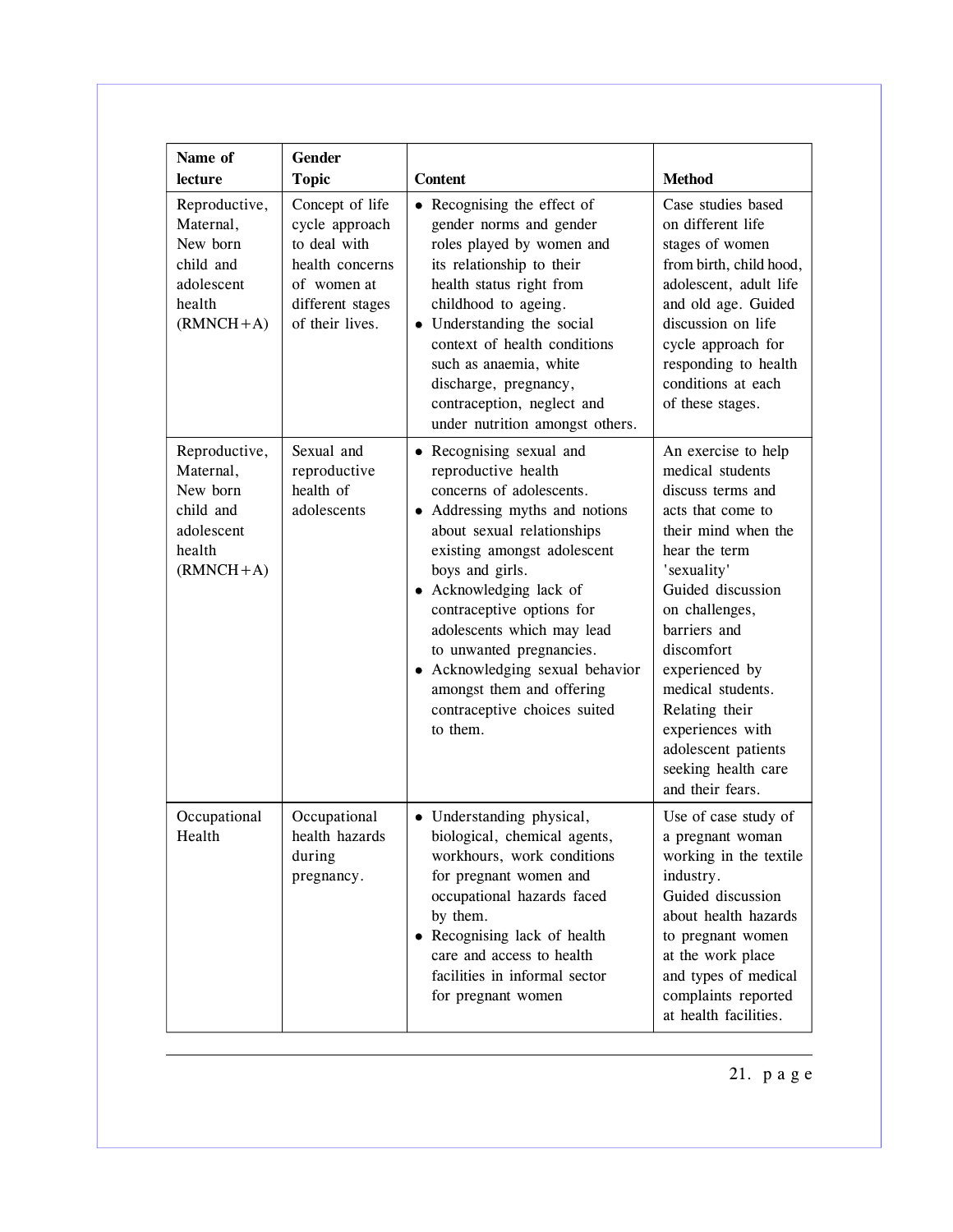| Name of lecture | Gender Topic | Content | Method |
|---|---|---|---|
| Reproductive, Maternal, New born child and adolescent health (RMNCH+A) | Concept of life cycle approach to deal with health concerns of women at different stages of their lives. | • Recognising the effect of gender norms and gender roles played by women and its relationship to their health status right from childhood to ageing.<br>• Understanding the social context of health conditions such as anaemia, white discharge, pregnancy, contraception, neglect and under nutrition amongst others. | Case studies based on different life stages of women from birth, child hood, adolescent, adult life and old age. Guided discussion on life cycle approach for responding to health conditions at each of these stages. |
| Reproductive, Maternal, New born child and adolescent health (RMNCH+A) | Sexual and reproductive health of adolescents | • Recognising sexual and reproductive health concerns of adolescents.<br>• Addressing myths and notions about sexual relationships existing amongst adolescent boys and girls.<br>• Acknowledging lack of contraceptive options for adolescents which may lead to unwanted pregnancies.<br>• Acknowledging sexual behavior amongst them and offering contraceptive choices suited to them. | An exercise to help medical students discuss terms and acts that come to their mind when the hear the term 'sexuality'<br>Guided discussion on challenges, barriers and discomfort experienced by medical students. Relating their experiences with adolescent patients seeking health care and their fears. |
| Occupational Health | Occupational health hazards during pregnancy. | • Understanding physical, biological, chemical agents, workhours, work conditions for pregnant women and occupational hazards faced by them.<br>• Recognising lack of health care and access to health facilities in informal sector for pregnant women | Use of case study of a pregnant woman working in the textile industry.<br>Guided discussion about health hazards to pregnant women at the work place and types of medical complaints reported at health facilities. |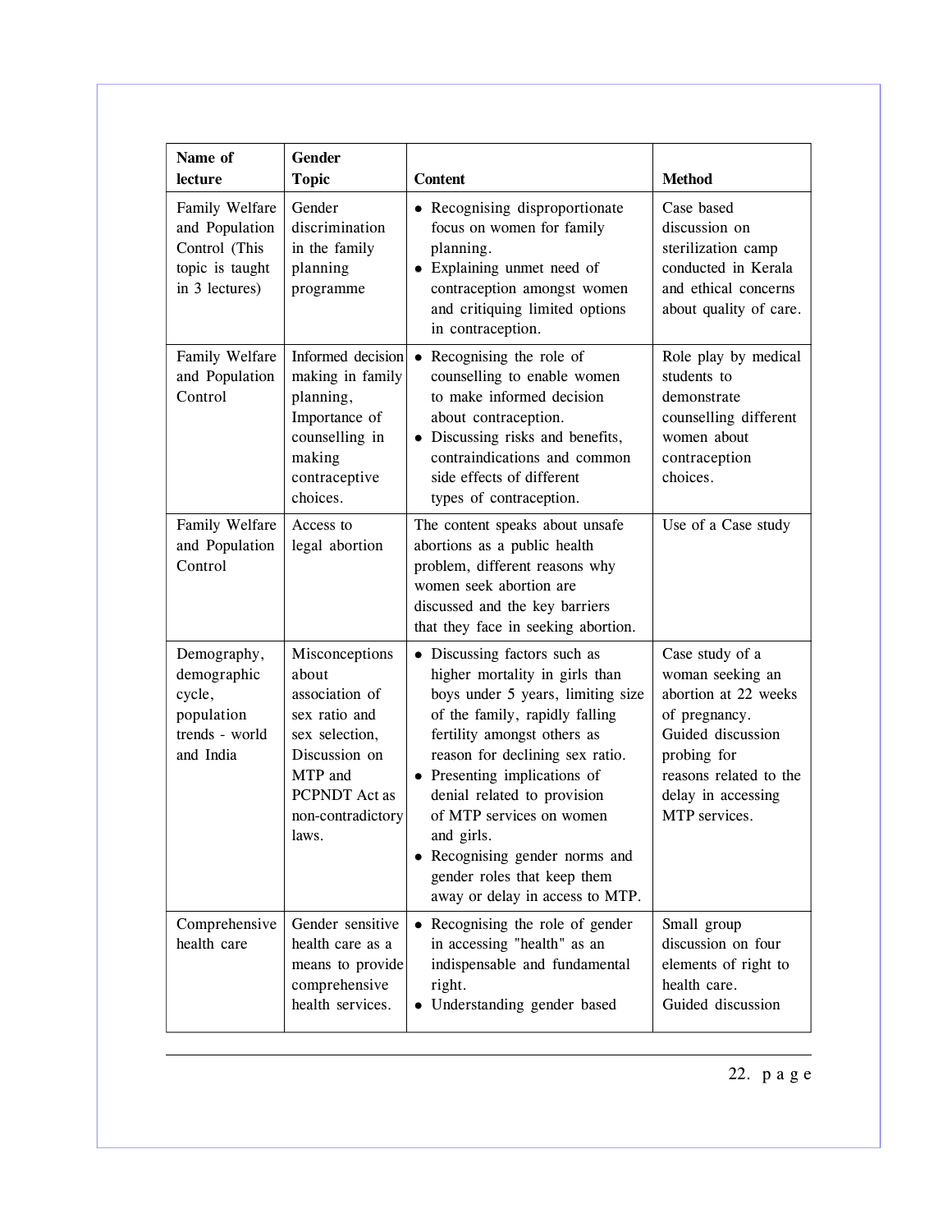| Name of lecture | Gender Topic | Content | Method |
|---|---|---|---|
| Family Welfare and Population Control (This topic is taught in 3 lectures) | Gender discrimination in the family planning programme | • Recognising disproportionate focus on women for family planning.<br>• Explaining unmet need of contraception amongst women and critiquing limited options in contraception. | Case based discussion on sterilization camp conducted in Kerala and ethical concerns about quality of care. |
| Family Welfare and Population Control | Informed decision making in family planning, Importance of counselling in making contraceptive choices. | • Recognising the role of counselling to enable women to make informed decision about contraception.<br>• Discussing risks and benefits, contraindications and common side effects of different types of contraception. | Role play by medical students to demonstrate counselling different women about contraception choices. |
| Family Welfare and Population Control | Access to legal abortion | The content speaks about unsafe abortions as a public health problem, different reasons why women seek abortion are discussed and the key barriers that they face in seeking abortion. | Use of a Case study |
| Demography, demographic cycle, population trends - world and India | Misconceptions about association of sex ratio and sex selection, Discussion on MTP and PCPNDT Act as non-contradictory laws. | • Discussing factors such as higher mortality in girls than boys under 5 years, limiting size of the family, rapidly falling fertility amongst others as reason for declining sex ratio.<br>• Presenting implications of denial related to provision of MTP services on women and girls.<br>• Recognising gender norms and gender roles that keep them away or delay in access to MTP. | Case study of a woman seeking an abortion at 22 weeks of pregnancy. Guided discussion probing for reasons related to the delay in accessing MTP services. |
| Comprehensive health care | Gender sensitive health care as a means to provide comprehensive health services. | • Recognising the role of gender in accessing "health" as an indispensable and fundamental right.<br>• Understanding gender based | Small group discussion on four elements of right to health care. Guided discussion |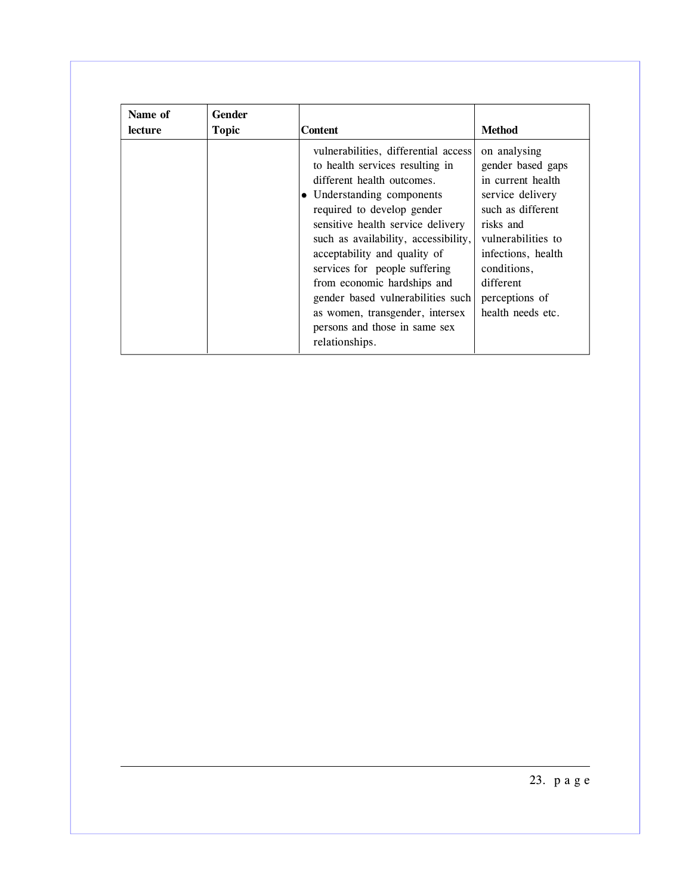| Name of lecture | Gender Topic | Content | Method |
|---|---|---|---|
| | | vulnerabilities, differential access to health services resulting in different health outcomes.<br>• Understanding components required to develop gender sensitive health service delivery such as availability, accessibility, acceptability and quality of services for people suffering from economic hardships and gender based vulnerabilities such as women, transgender, intersex persons and those in same sex relationships. | on analysing gender based gaps in current health service delivery such as different risks and vulnerabilities to infections, health conditions, different perceptions of health needs etc. |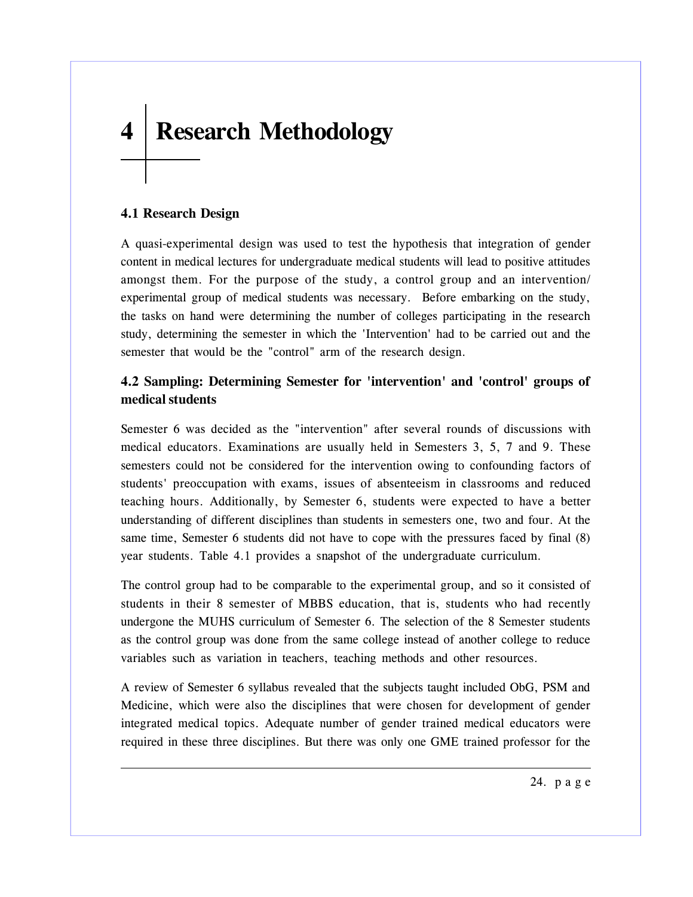# 4 Research Methodology

### 4.1 Research Design

A quasi-experimental design was used to test the hypothesis that integration of gender content in medical lectures for undergraduate medical students will lead to positive attitudes amongst them. For the purpose of the study, a control group and an intervention/ experimental group of medical students was necessary. Before embarking on the study, the tasks on hand were determining the number of colleges participating in the research study, determining the semester in which the 'Intervention' had to be carried out and the semester that would be the "control" arm of the research design.

### 4.2 Sampling: Determining Semester for 'intervention' and 'control' groups of medical students

Semester 6 was decided as the "intervention" after several rounds of discussions with medical educators. Examinations are usually held in Semesters 3, 5, 7 and 9. These semesters could not be considered for the intervention owing to confounding factors of students' preoccupation with exams, issues of absenteeism in classrooms and reduced teaching hours. Additionally, by Semester 6, students were expected to have a better understanding of different disciplines than students in semesters one, two and four. At the same time, Semester 6 students did not have to cope with the pressures faced by final (8) year students. Table 4.1 provides a snapshot of the undergraduate curriculum.

The control group had to be comparable to the experimental group, and so it consisted of students in their 8 semester of MBBS education, that is, students who had recently undergone the MUHS curriculum of Semester 6. The selection of the 8 Semester students as the control group was done from the same college instead of another college to reduce variables such as variation in teachers, teaching methods and other resources.

A review of Semester 6 syllabus revealed that the subjects taught included ObG, PSM and Medicine, which were also the disciplines that were chosen for development of gender integrated medical topics. Adequate number of gender trained medical educators were required in these three disciplines. But there was only one GME trained professor for the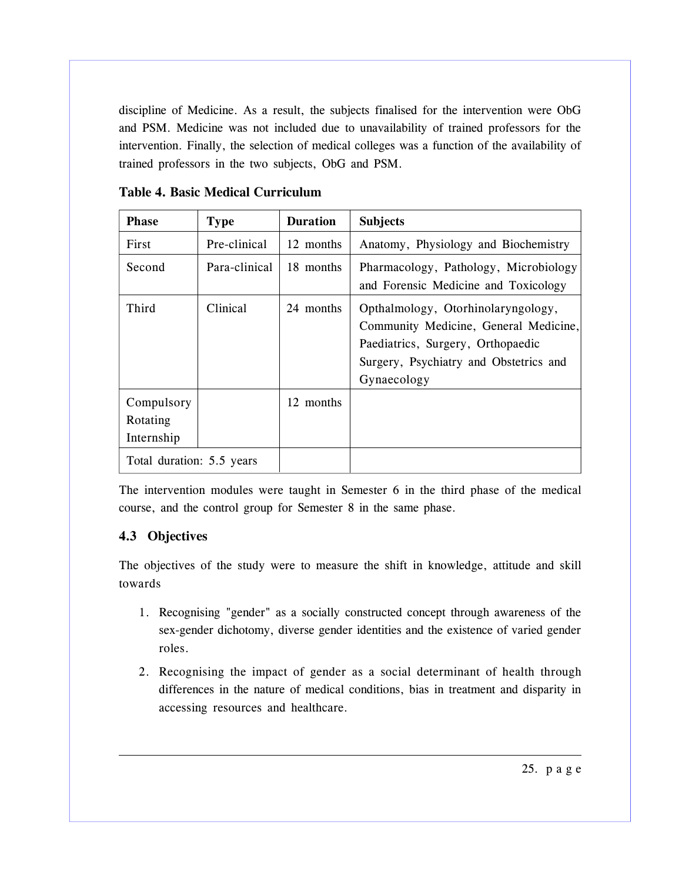discipline of Medicine. As a result, the subjects finalised for the intervention were ObG and PSM. Medicine was not included due to unavailability of trained professors for the intervention. Finally, the selection of medical colleges was a function of the availability of trained professors in the two subjects, ObG and PSM.

**Table 4. Basic Medical Curriculum**

| Phase | Type | Duration | Subjects |
|---|---|---|---|
| First | Pre-clinical | 12 months | Anatomy, Physiology and Biochemistry |
| Second | Para-clinical | 18 months | Pharmacology, Pathology, Microbiology and Forensic Medicine and Toxicology |
| Third | Clinical | 24 months | Opthalmology, Otorhinolaryngology, Community Medicine, General Medicine, Paediatrics, Surgery, Orthopaedic Surgery, Psychiatry and Obstetrics and Gynaecology |
| Compulsory Rotating Internship | | 12 months | |
| Total duration: 5.5 years | | | |

The intervention modules were taught in Semester 6 in the third phase of the medical course, and the control group for Semester 8 in the same phase.

### 4.3 Objectives

The objectives of the study were to measure the shift in knowledge, attitude and skill towards

1. Recognising "gender" as a socially constructed concept through awareness of the sex-gender dichotomy, diverse gender identities and the existence of varied gender roles.
2. Recognising the impact of gender as a social determinant of health through differences in the nature of medical conditions, bias in treatment and disparity in accessing resources and healthcare.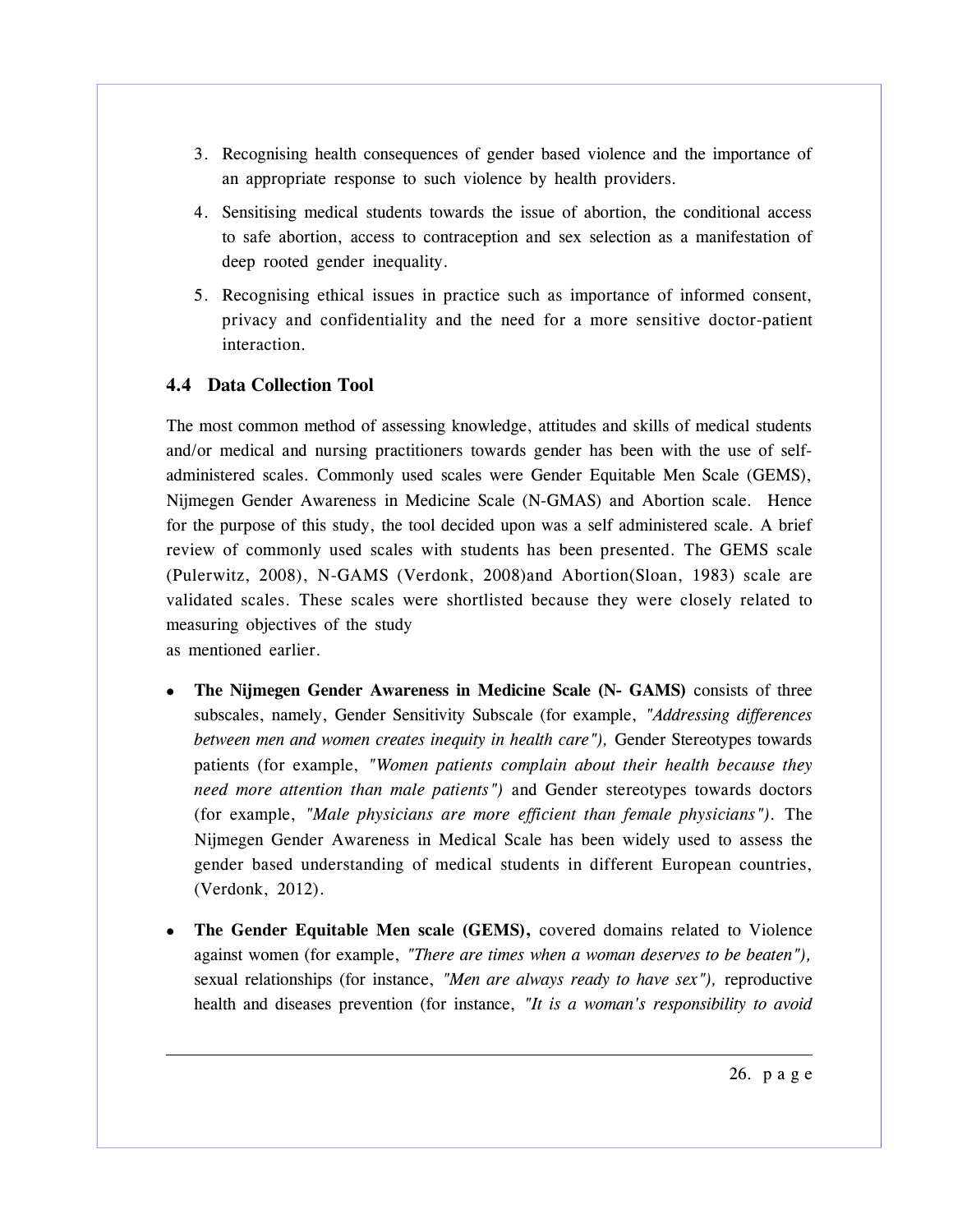3. Recognising health consequences of gender based violence and the importance of an appropriate response to such violence by health providers.
4. Sensitising medical students towards the issue of abortion, the conditional access to safe abortion, access to contraception and sex selection as a manifestation of deep rooted gender inequality.
5. Recognising ethical issues in practice such as importance of informed consent, privacy and confidentiality and the need for a more sensitive doctor-patient interaction.

## 4.4 Data Collection Tool

The most common method of assessing knowledge, attitudes and skills of medical students and/or medical and nursing practitioners towards gender has been with the use of self-administered scales. Commonly used scales were Gender Equitable Men Scale (GEMS), Nijmegen Gender Awareness in Medicine Scale (N-GMAS) and Abortion scale. Hence for the purpose of this study, the tool decided upon was a self administered scale. A brief review of commonly used scales with students has been presented. The GEMS scale (Pulerwitz, 2008), N-GAMS (Verdonk, 2008)and Abortion(Sloan, 1983) scale are validated scales. These scales were shortlisted because they were closely related to measuring objectives of the study as mentioned earlier.

- **The Nijmegen Gender Awareness in Medicine Scale (N- GAMS)** consists of three subscales, namely, Gender Sensitivity Subscale (for example, *"Addressing differences between men and women creates inequity in health care"),* Gender Stereotypes towards patients (for example, *"Women patients complain about their health because they need more attention than male patients")* and Gender stereotypes towards doctors (for example, *"Male physicians are more efficient than female physicians").* The Nijmegen Gender Awareness in Medical Scale has been widely used to assess the gender based understanding of medical students in different European countries, (Verdonk, 2012).
- **The Gender Equitable Men scale (GEMS),** covered domains related to Violence against women (for example, *"There are times when a woman deserves to be beaten"),* sexual relationships (for instance, *"Men are always ready to have sex"),* reproductive health and diseases prevention (for instance, *"It is a woman's responsibility to avoid*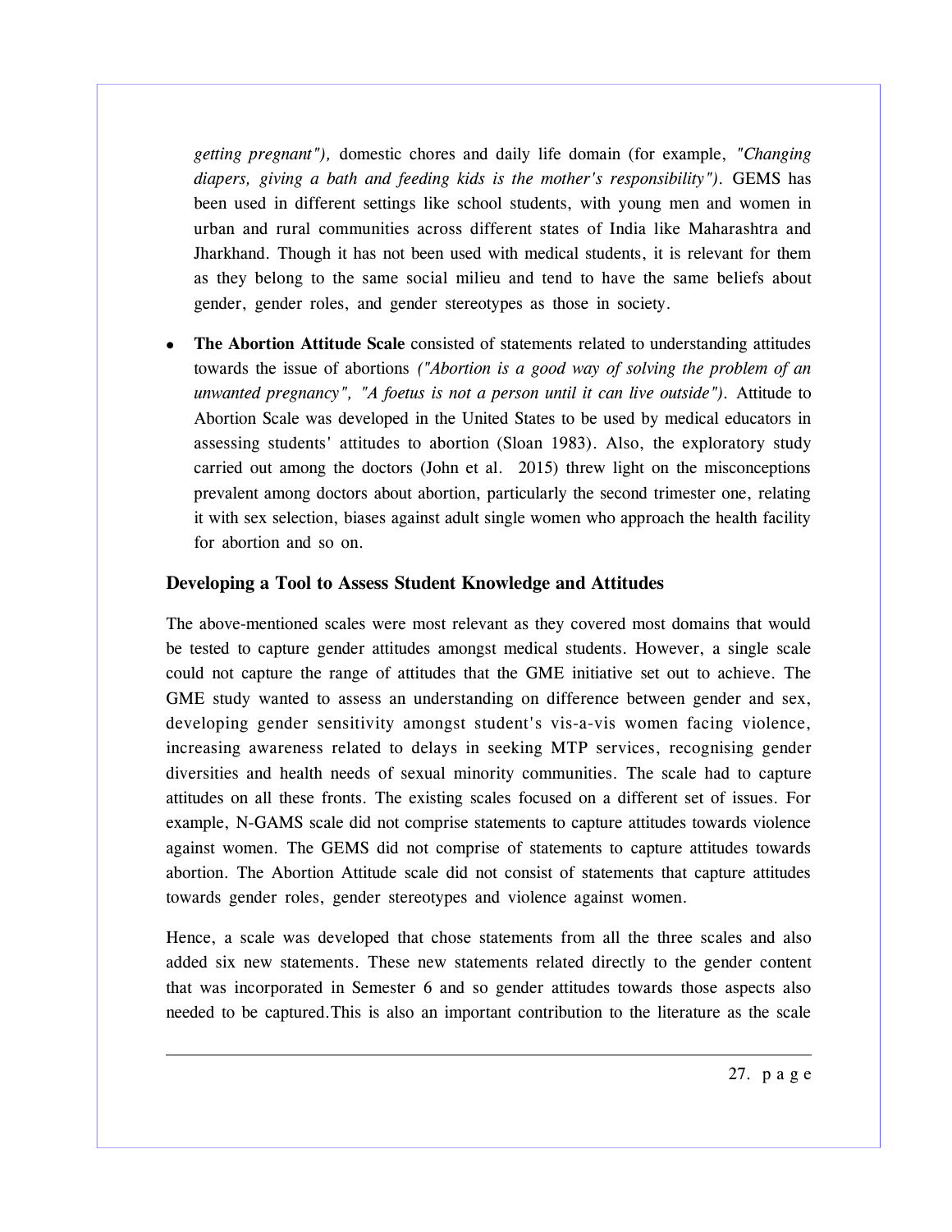*getting pregnant"),* domestic chores and daily life domain (for example, *"Changing diapers, giving a bath and feeding kids is the mother's responsibility").* GEMS has been used in different settings like school students, with young men and women in urban and rural communities across different states of India like Maharashtra and Jharkhand. Though it has not been used with medical students, it is relevant for them as they belong to the same social milieu and tend to have the same beliefs about gender, gender roles, and gender stereotypes as those in society.

- **The Abortion Attitude Scale** consisted of statements related to understanding attitudes towards the issue of abortions *("Abortion is a good way of solving the problem of an unwanted pregnancy", "A foetus is not a person until it can live outside").* Attitude to Abortion Scale was developed in the United States to be used by medical educators in assessing students' attitudes to abortion (Sloan 1983). Also, the exploratory study carried out among the doctors (John et al. 2015) threw light on the misconceptions prevalent among doctors about abortion, particularly the second trimester one, relating it with sex selection, biases against adult single women who approach the health facility for abortion and so on.

### Developing a Tool to Assess Student Knowledge and Attitudes

The above-mentioned scales were most relevant as they covered most domains that would be tested to capture gender attitudes amongst medical students. However, a single scale could not capture the range of attitudes that the GME initiative set out to achieve. The GME study wanted to assess an understanding on difference between gender and sex, developing gender sensitivity amongst student's vis-a-vis women facing violence, increasing awareness related to delays in seeking MTP services, recognising gender diversities and health needs of sexual minority communities. The scale had to capture attitudes on all these fronts. The existing scales focused on a different set of issues. For example, N-GAMS scale did not comprise statements to capture attitudes towards violence against women. The GEMS did not comprise of statements to capture attitudes towards abortion. The Abortion Attitude scale did not consist of statements that capture attitudes towards gender roles, gender stereotypes and violence against women.

Hence, a scale was developed that chose statements from all the three scales and also added six new statements. These new statements related directly to the gender content that was incorporated in Semester 6 and so gender attitudes towards those aspects also needed to be captured.This is also an important contribution to the literature as the scale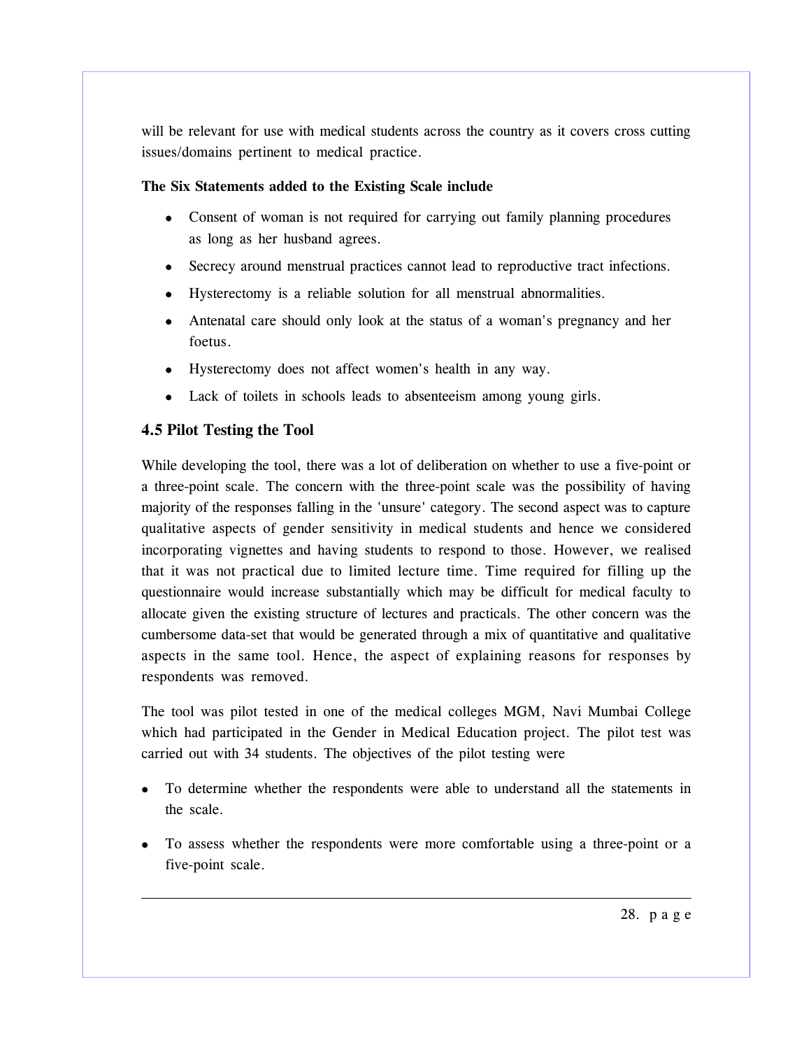will be relevant for use with medical students across the country as it covers cross cutting issues/domains pertinent to medical practice.

**The Six Statements added to the Existing Scale include**

- Consent of woman is not required for carrying out family planning procedures as long as her husband agrees.
- Secrecy around menstrual practices cannot lead to reproductive tract infections.
- Hysterectomy is a reliable solution for all menstrual abnormalities.
- Antenatal care should only look at the status of a woman's pregnancy and her foetus.
- Hysterectomy does not affect women's health in any way.
- Lack of toilets in schools leads to absenteeism among young girls.

### 4.5 Pilot Testing the Tool

While developing the tool, there was a lot of deliberation on whether to use a five-point or a three-point scale. The concern with the three-point scale was the possibility of having majority of the responses falling in the 'unsure' category. The second aspect was to capture qualitative aspects of gender sensitivity in medical students and hence we considered incorporating vignettes and having students to respond to those. However, we realised that it was not practical due to limited lecture time. Time required for filling up the questionnaire would increase substantially which may be difficult for medical faculty to allocate given the existing structure of lectures and practicals. The other concern was the cumbersome data-set that would be generated through a mix of quantitative and qualitative aspects in the same tool. Hence, the aspect of explaining reasons for responses by respondents was removed.

The tool was pilot tested in one of the medical colleges MGM, Navi Mumbai College which had participated in the Gender in Medical Education project. The pilot test was carried out with 34 students. The objectives of the pilot testing were

- To determine whether the respondents were able to understand all the statements in the scale.
- To assess whether the respondents were more comfortable using a three-point or a five-point scale.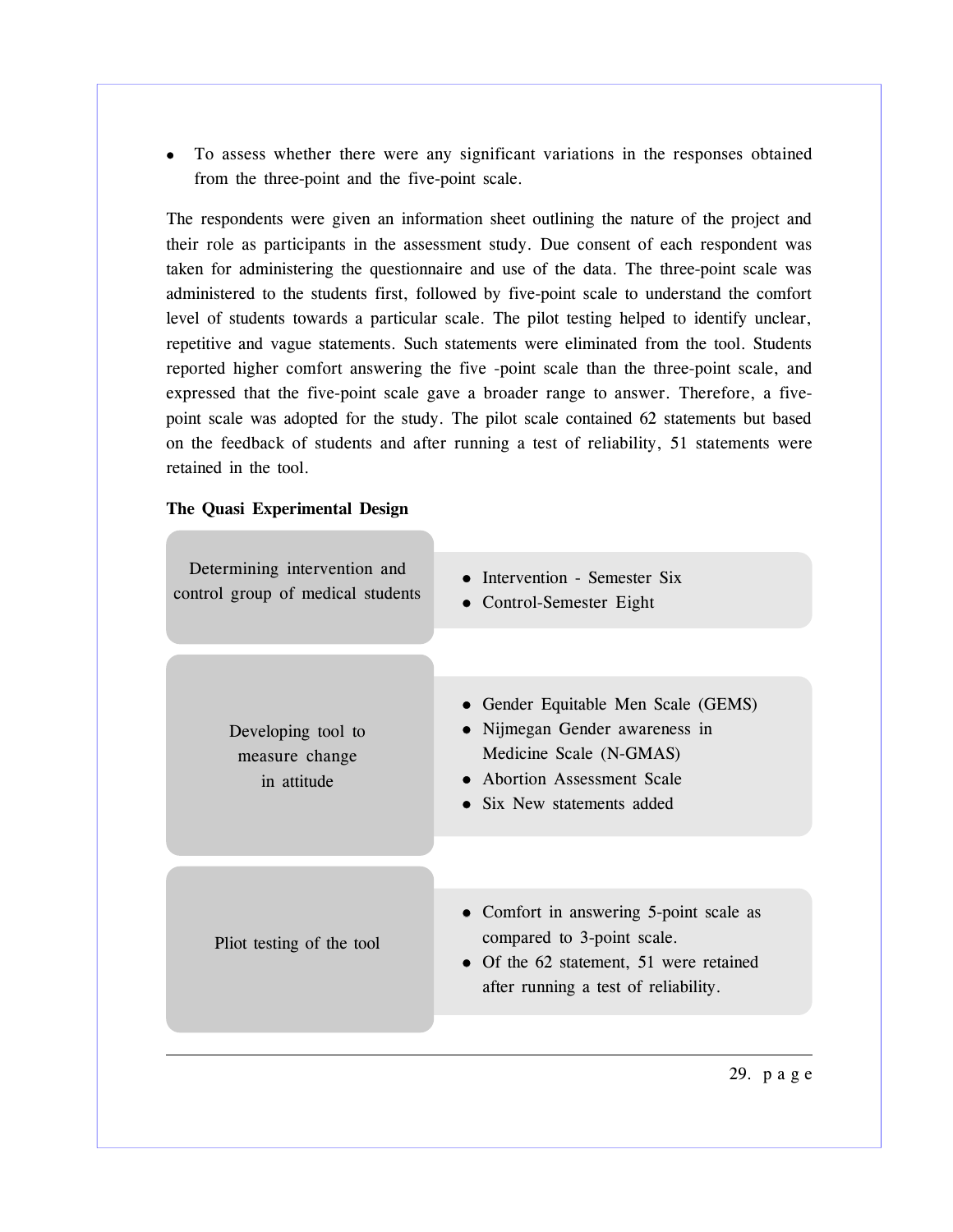- To assess whether there were any significant variations in the responses obtained from the three-point and the five-point scale.

The respondents were given an information sheet outlining the nature of the project and their role as participants in the assessment study. Due consent of each respondent was taken for administering the questionnaire and use of the data. The three-point scale was administered to the students first, followed by five-point scale to understand the comfort level of students towards a particular scale. The pilot testing helped to identify unclear, repetitive and vague statements. Such statements were eliminated from the tool. Students reported higher comfort answering the five -point scale than the three-point scale, and expressed that the five-point scale gave a broader range to answer. Therefore, a five-point scale was adopted for the study. The pilot scale contained 62 statements but based on the feedback of students and after running a test of reliability, 51 statements were retained in the tool.

**The Quasi Experimental Design**

| | |
|---|---|
| Determining intervention and control group of medical students | • Intervention - Semester Six<br>• Control-Semester Eight |
| Developing tool to measure change in attitude | • Gender Equitable Men Scale (GEMS)<br>• Nijmegan Gender awareness in Medicine Scale (N-GMAS)<br>• Abortion Assessment Scale<br>• Six New statements added |
| Pliot testing of the tool | • Comfort in answering 5-point scale as compared to 3-point scale.<br>• Of the 62 statement, 51 were retained after running a test of reliability. |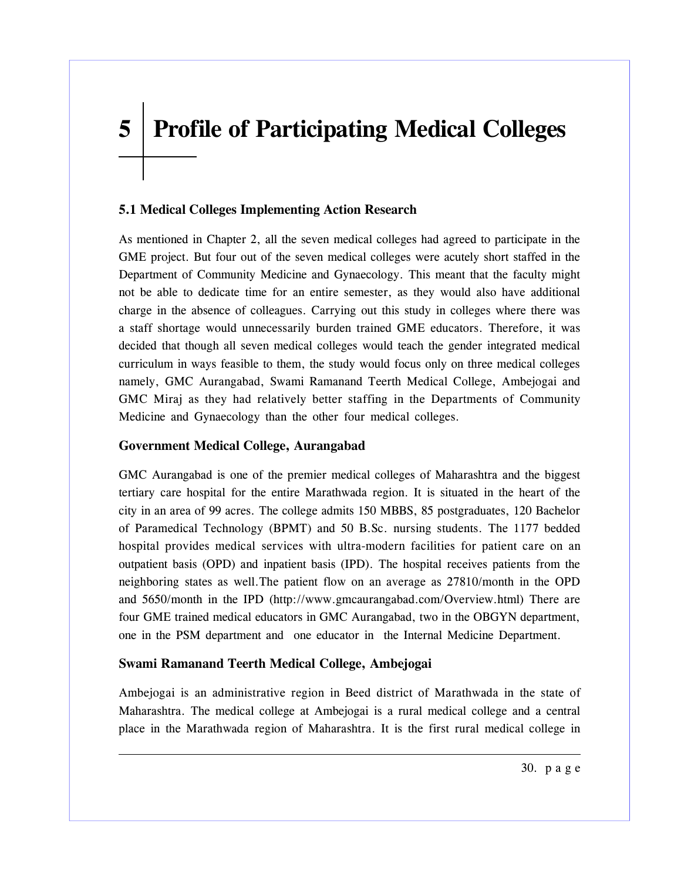# 5 Profile of Participating Medical Colleges

### 5.1 Medical Colleges Implementing Action Research

As mentioned in Chapter 2, all the seven medical colleges had agreed to participate in the GME project. But four out of the seven medical colleges were acutely short staffed in the Department of Community Medicine and Gynaecology. This meant that the faculty might not be able to dedicate time for an entire semester, as they would also have additional charge in the absence of colleagues. Carrying out this study in colleges where there was a staff shortage would unnecessarily burden trained GME educators. Therefore, it was decided that though all seven medical colleges would teach the gender integrated medical curriculum in ways feasible to them, the study would focus only on three medical colleges namely, GMC Aurangabad, Swami Ramanand Teerth Medical College, Ambejogai and GMC Miraj as they had relatively better staffing in the Departments of Community Medicine and Gynaecology than the other four medical colleges.

### Government Medical College, Aurangabad

GMC Aurangabad is one of the premier medical colleges of Maharashtra and the biggest tertiary care hospital for the entire Marathwada region. It is situated in the heart of the city in an area of 99 acres. The college admits 150 MBBS, 85 postgraduates, 120 Bachelor of Paramedical Technology (BPMT) and 50 B.Sc. nursing students. The 1177 bedded hospital provides medical services with ultra-modern facilities for patient care on an outpatient basis (OPD) and inpatient basis (IPD). The hospital receives patients from the neighboring states as well.The patient flow on an average as 27810/month in the OPD and 5650/month in the IPD (http://www.gmcaurangabad.com/Overview.html) There are four GME trained medical educators in GMC Aurangabad, two in the OBGYN department, one in the PSM department and one educator in the Internal Medicine Department.

### Swami Ramanand Teerth Medical College, Ambejogai

Ambejogai is an administrative region in Beed district of Marathwada in the state of Maharashtra. The medical college at Ambejogai is a rural medical college and a central place in the Marathwada region of Maharashtra. It is the first rural medical college in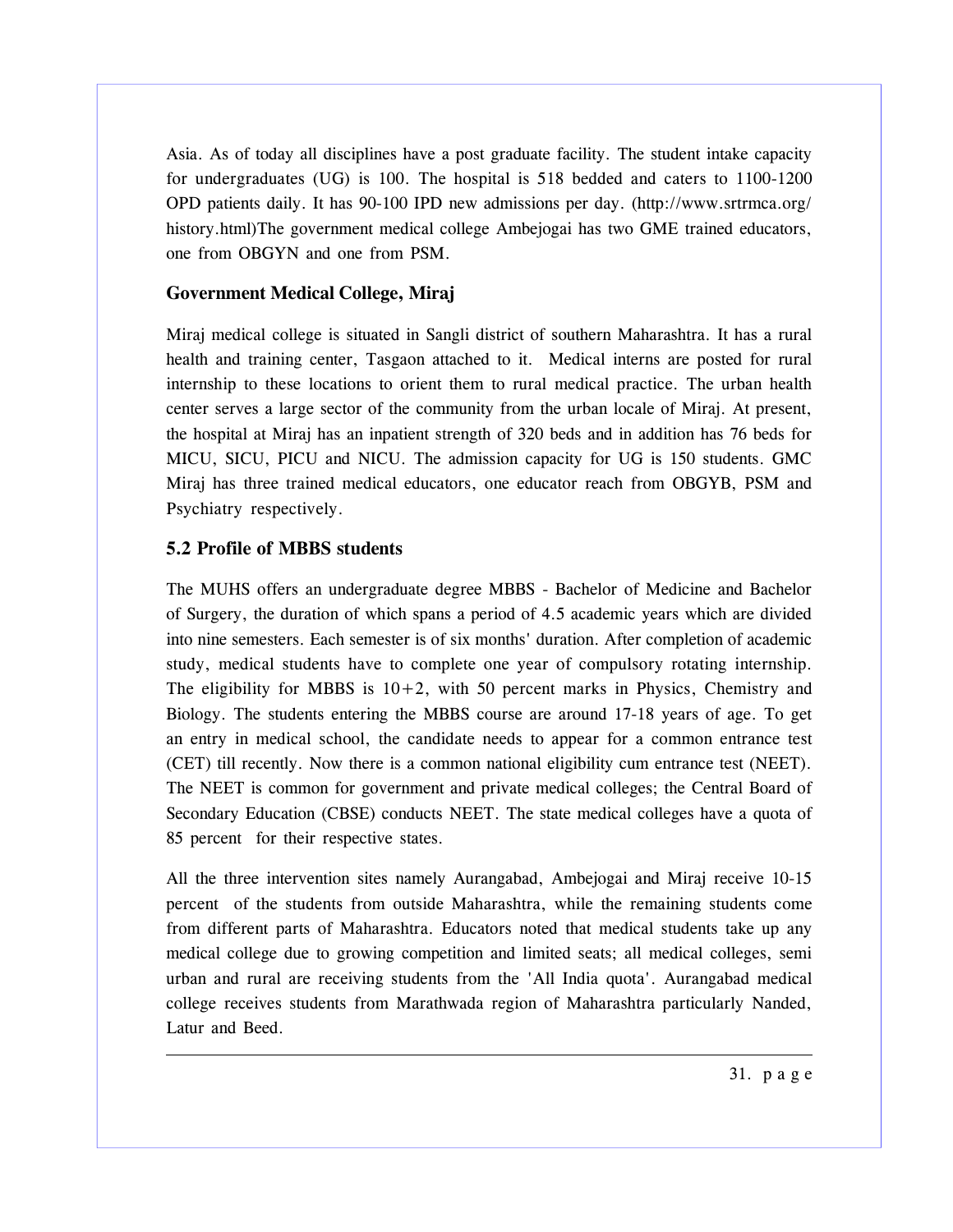Asia. As of today all disciplines have a post graduate facility. The student intake capacity for undergraduates (UG) is 100. The hospital is 518 bedded and caters to 1100-1200 OPD patients daily. It has 90-100 IPD new admissions per day. (http://www.srtrmca.org/history.html)The government medical college Ambejogai has two GME trained educators, one from OBGYN and one from PSM.

### Government Medical College, Miraj

Miraj medical college is situated in Sangli district of southern Maharashtra. It has a rural health and training center, Tasgaon attached to it. Medical interns are posted for rural internship to these locations to orient them to rural medical practice. The urban health center serves a large sector of the community from the urban locale of Miraj. At present, the hospital at Miraj has an inpatient strength of 320 beds and in addition has 76 beds for MICU, SICU, PICU and NICU. The admission capacity for UG is 150 students. GMC Miraj has three trained medical educators, one educator reach from OBGYB, PSM and Psychiatry respectively.

## 5.2 Profile of MBBS students

The MUHS offers an undergraduate degree MBBS - Bachelor of Medicine and Bachelor of Surgery, the duration of which spans a period of 4.5 academic years which are divided into nine semesters. Each semester is of six months' duration. After completion of academic study, medical students have to complete one year of compulsory rotating internship. The eligibility for MBBS is 10+2, with 50 percent marks in Physics, Chemistry and Biology. The students entering the MBBS course are around 17-18 years of age. To get an entry in medical school, the candidate needs to appear for a common entrance test (CET) till recently. Now there is a common national eligibility cum entrance test (NEET). The NEET is common for government and private medical colleges; the Central Board of Secondary Education (CBSE) conducts NEET. The state medical colleges have a quota of 85 percent for their respective states.

All the three intervention sites namely Aurangabad, Ambejogai and Miraj receive 10-15 percent of the students from outside Maharashtra, while the remaining students come from different parts of Maharashtra. Educators noted that medical students take up any medical college due to growing competition and limited seats; all medical colleges, semi urban and rural are receiving students from the 'All India quota'. Aurangabad medical college receives students from Marathwada region of Maharashtra particularly Nanded, Latur and Beed.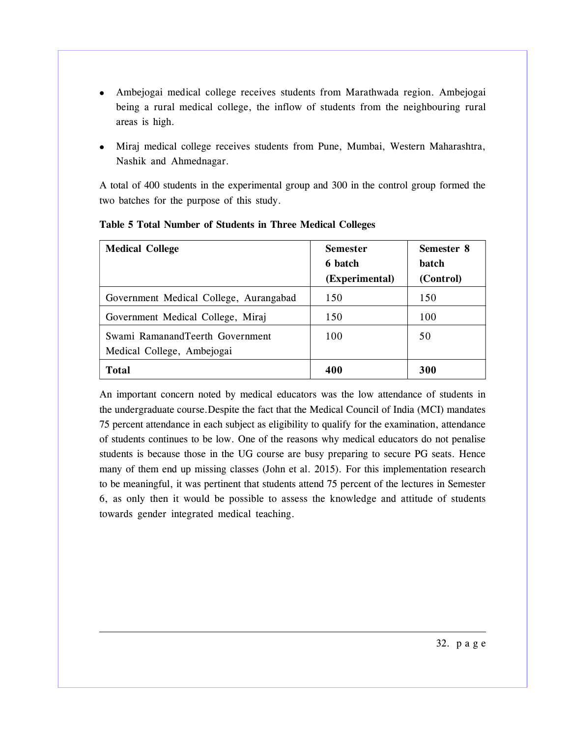- Ambejogai medical college receives students from Marathwada region. Ambejogai being a rural medical college, the inflow of students from the neighbouring rural areas is high.
- Miraj medical college receives students from Pune, Mumbai, Western Maharashtra, Nashik and Ahmednagar.

A total of 400 students in the experimental group and 300 in the control group formed the two batches for the purpose of this study.

**Table 5 Total Number of Students in Three Medical Colleges**

| **Medical College** | **Semester 6 batch (Experimental)** | **Semester 8 batch (Control)** |
|---|---|---|
| Government Medical College, Aurangabad | 150 | 150 |
| Government Medical College, Miraj | 150 | 100 |
| Swami RamanandTeerth Government Medical College, Ambejogai | 100 | 50 |
| **Total** | **400** | **300** |

An important concern noted by medical educators was the low attendance of students in the undergraduate course.Despite the fact that the Medical Council of India (MCI) mandates 75 percent attendance in each subject as eligibility to qualify for the examination, attendance of students continues to be low. One of the reasons why medical educators do not penalise students is because those in the UG course are busy preparing to secure PG seats. Hence many of them end up missing classes (John et al. 2015). For this implementation research to be meaningful, it was pertinent that students attend 75 percent of the lectures in Semester 6, as only then it would be possible to assess the knowledge and attitude of students towards gender integrated medical teaching.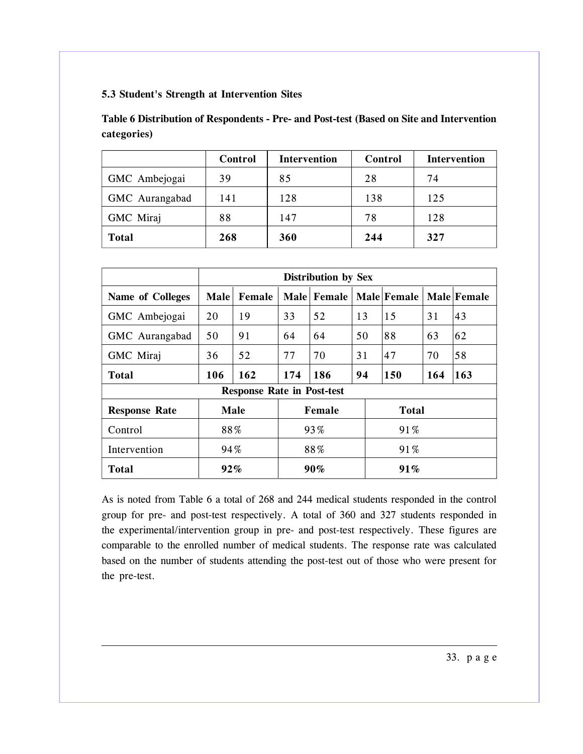### 5.3 Student's Strength at Intervention Sites

**Table 6 Distribution of Respondents - Pre- and Post-test (Based on Site and Intervention categories)**

| | Control | Intervention | Control | Intervention |
|---|---|---|---|---|
| GMC Ambejogai | 39 | 85 | 28 | 74 |
| GMC Aurangabad | 141 | 128 | 138 | 125 |
| GMC Miraj | 88 | 147 | 78 | 128 |
| **Total** | **268** | **360** | **244** | **327** |

| | Distribution by Sex | | | | | | | |
|---|---|---|---|---|---|---|---|---|
| **Name of Colleges** | **Male** | **Female** | **Male** | **Female** | **Male** | **Female** | **Male** | **Female** |
| GMC Ambejogai | 20 | 19 | 33 | 52 | 13 | 15 | 31 | 43 |
| GMC Aurangabad | 50 | 91 | 64 | 64 | 50 | 88 | 63 | 62 |
| GMC Miraj | 36 | 52 | 77 | 70 | 31 | 47 | 70 | 58 |
| **Total** | **106** | **162** | **174** | **186** | **94** | **150** | **164** | **163** |

**Response Rate in Post-test**

| Response Rate | Male | Female | Total |
|---|---|---|---|
| Control | 88% | 93% | 91% |
| Intervention | 94% | 88% | 91% |
| **Total** | **92%** | **90%** | **91%** |

As is noted from Table 6 a total of 268 and 244 medical students responded in the control group for pre- and post-test respectively. A total of 360 and 327 students responded in the experimental/intervention group in pre- and post-test respectively. These figures are comparable to the enrolled number of medical students. The response rate was calculated based on the number of students attending the post-test out of those who were present for the pre-test.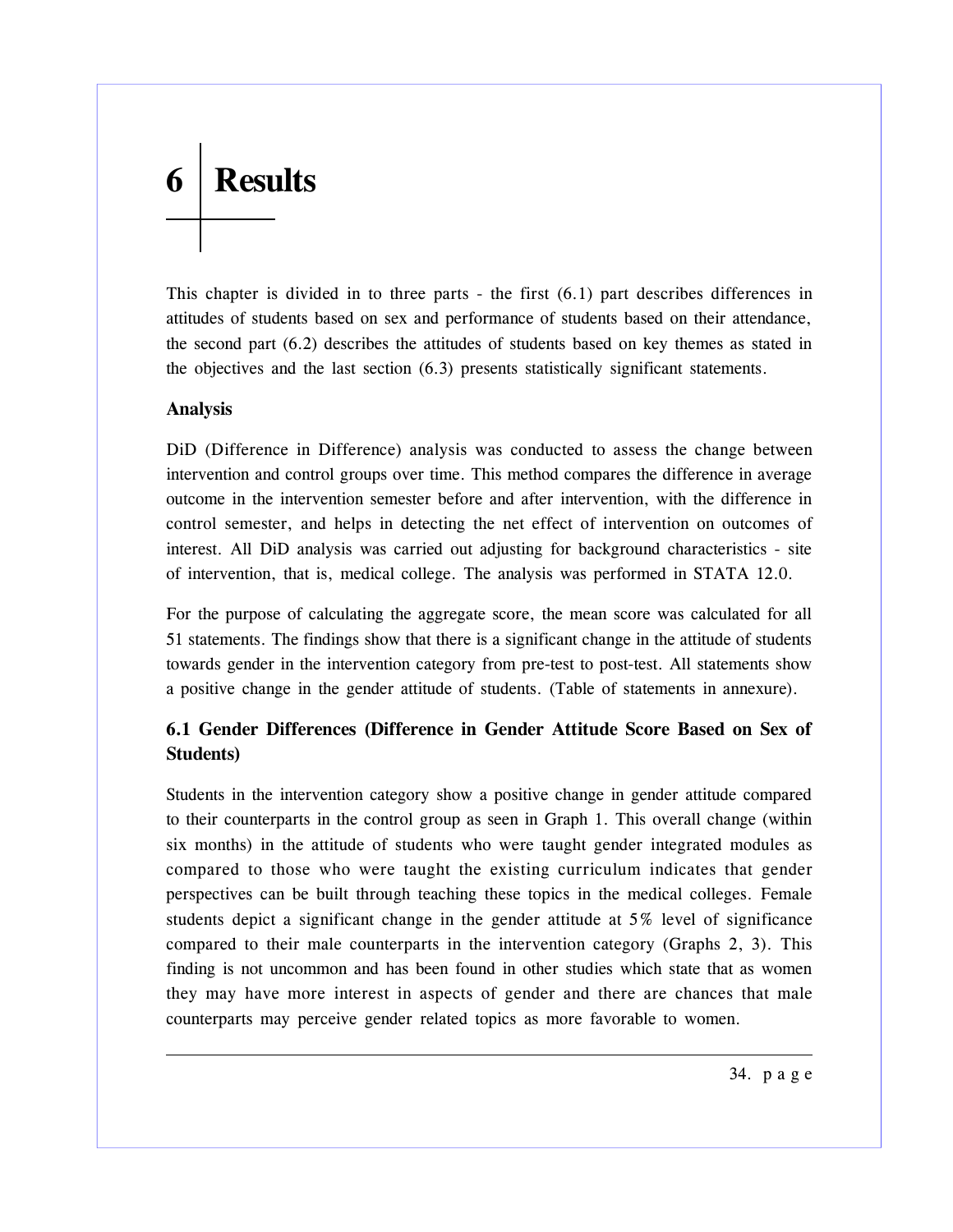# 6 Results

This chapter is divided in to three parts - the first (6.1) part describes differences in attitudes of students based on sex and performance of students based on their attendance, the second part (6.2) describes the attitudes of students based on key themes as stated in the objectives and the last section (6.3) presents statistically significant statements.

### Analysis

DiD (Difference in Difference) analysis was conducted to assess the change between intervention and control groups over time. This method compares the difference in average outcome in the intervention semester before and after intervention, with the difference in control semester, and helps in detecting the net effect of intervention on outcomes of interest. All DiD analysis was carried out adjusting for background characteristics - site of intervention, that is, medical college. The analysis was performed in STATA 12.0.

For the purpose of calculating the aggregate score, the mean score was calculated for all 51 statements. The findings show that there is a significant change in the attitude of students towards gender in the intervention category from pre-test to post-test. All statements show a positive change in the gender attitude of students. (Table of statements in annexure).

### 6.1 Gender Differences (Difference in Gender Attitude Score Based on Sex of Students)

Students in the intervention category show a positive change in gender attitude compared to their counterparts in the control group as seen in Graph 1. This overall change (within six months) in the attitude of students who were taught gender integrated modules as compared to those who were taught the existing curriculum indicates that gender perspectives can be built through teaching these topics in the medical colleges. Female students depict a significant change in the gender attitude at 5% level of significance compared to their male counterparts in the intervention category (Graphs 2, 3). This finding is not uncommon and has been found in other studies which state that as women they may have more interest in aspects of gender and there are chances that male counterparts may perceive gender related topics as more favorable to women.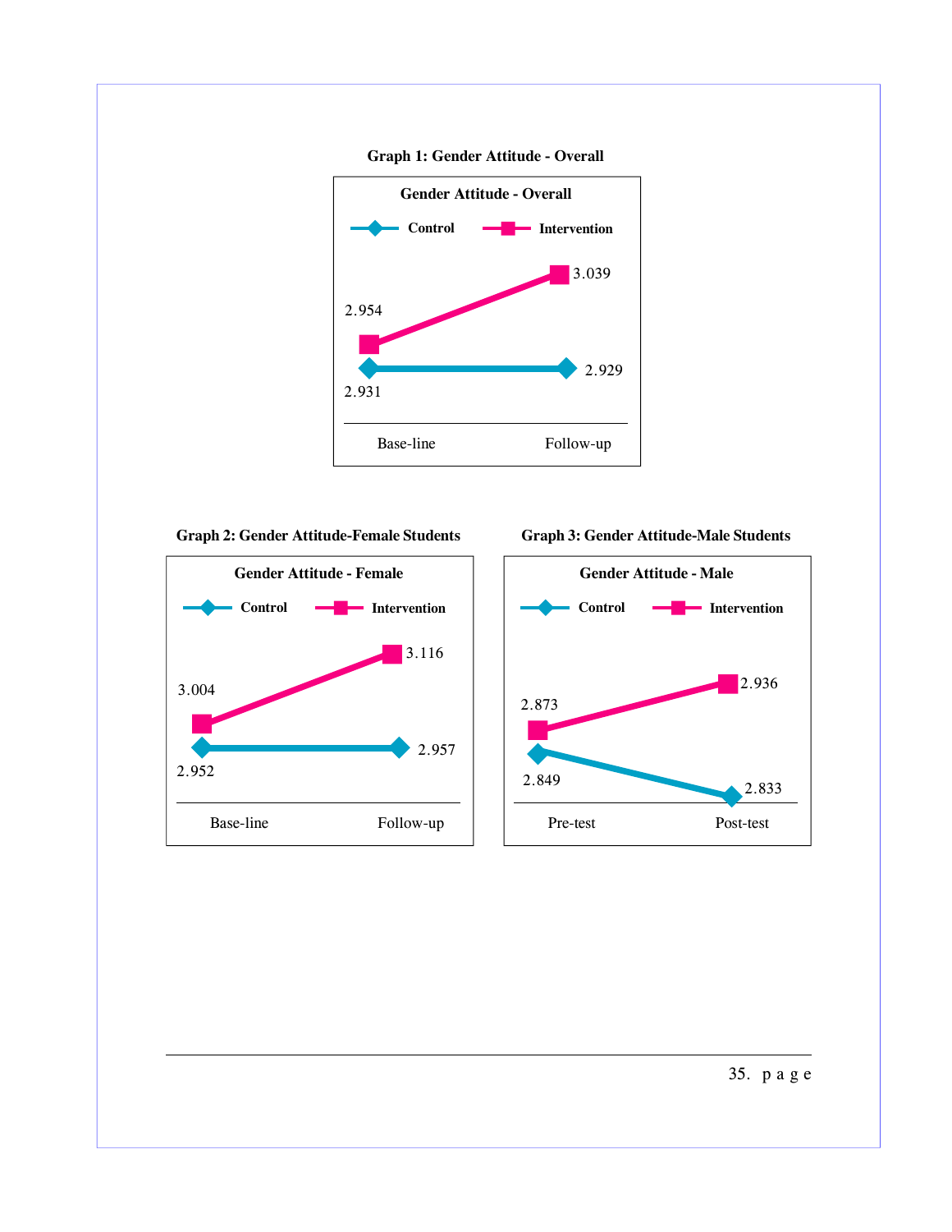**Graph 1: Gender Attitude - Overall**

| Gender Attitude - Overall | Base-line | Follow-up |
|---|---|---|
| Control | 2.931 | 2.929 |
| Intervention | 2.954 | 3.039 |

**Graph 2: Gender Attitude-Female Students**

| Gender Attitude - Female | Base-line | Follow-up |
|---|---|---|
| Control | 2.952 | 2.957 |
| Intervention | 3.004 | 3.116 |

**Graph 3: Gender Attitude-Male Students**

| Gender Attitude - Male | Pre-test | Post-test |
|---|---|---|
| Control | 2.849 | 2.833 |
| Intervention | 2.873 | 2.936 |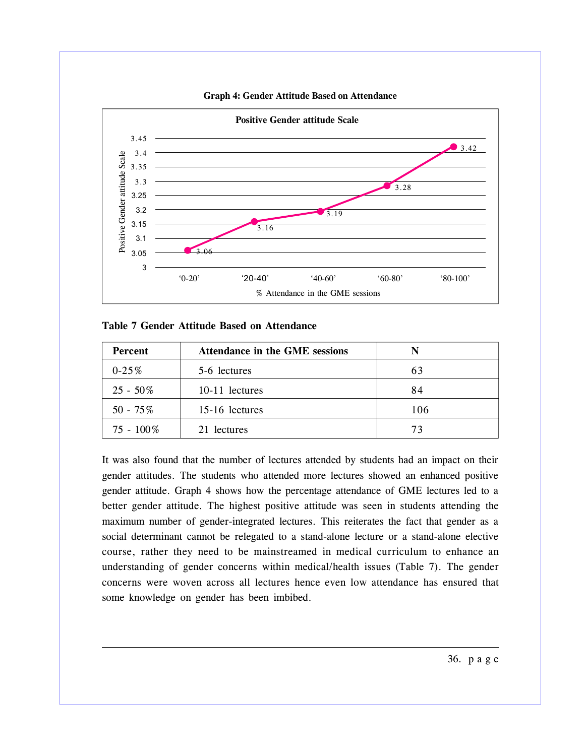**Graph 4: Gender Attitude Based on Attendance**

**Table 7 Gender Attitude Based on Attendance**

| Percent | Attendance in the GME sessions | N |
|---|---|---|
| 0-25% | 5-6 lectures | 63 |
| 25 - 50% | 10-11 lectures | 84 |
| 50 - 75% | 15-16 lectures | 106 |
| 75 - 100% | 21 lectures | 73 |

It was also found that the number of lectures attended by students had an impact on their gender attitudes. The students who attended more lectures showed an enhanced positive gender attitude. Graph 4 shows how the percentage attendance of GME lectures led to a better gender attitude. The highest positive attitude was seen in students attending the maximum number of gender-integrated lectures. This reiterates the fact that gender as a social determinant cannot be relegated to a stand-alone lecture or a stand-alone elective course, rather they need to be mainstreamed in medical curriculum to enhance an understanding of gender concerns within medical/health issues (Table 7). The gender concerns were woven across all lectures hence even low attendance has ensured that some knowledge on gender has been imbibed.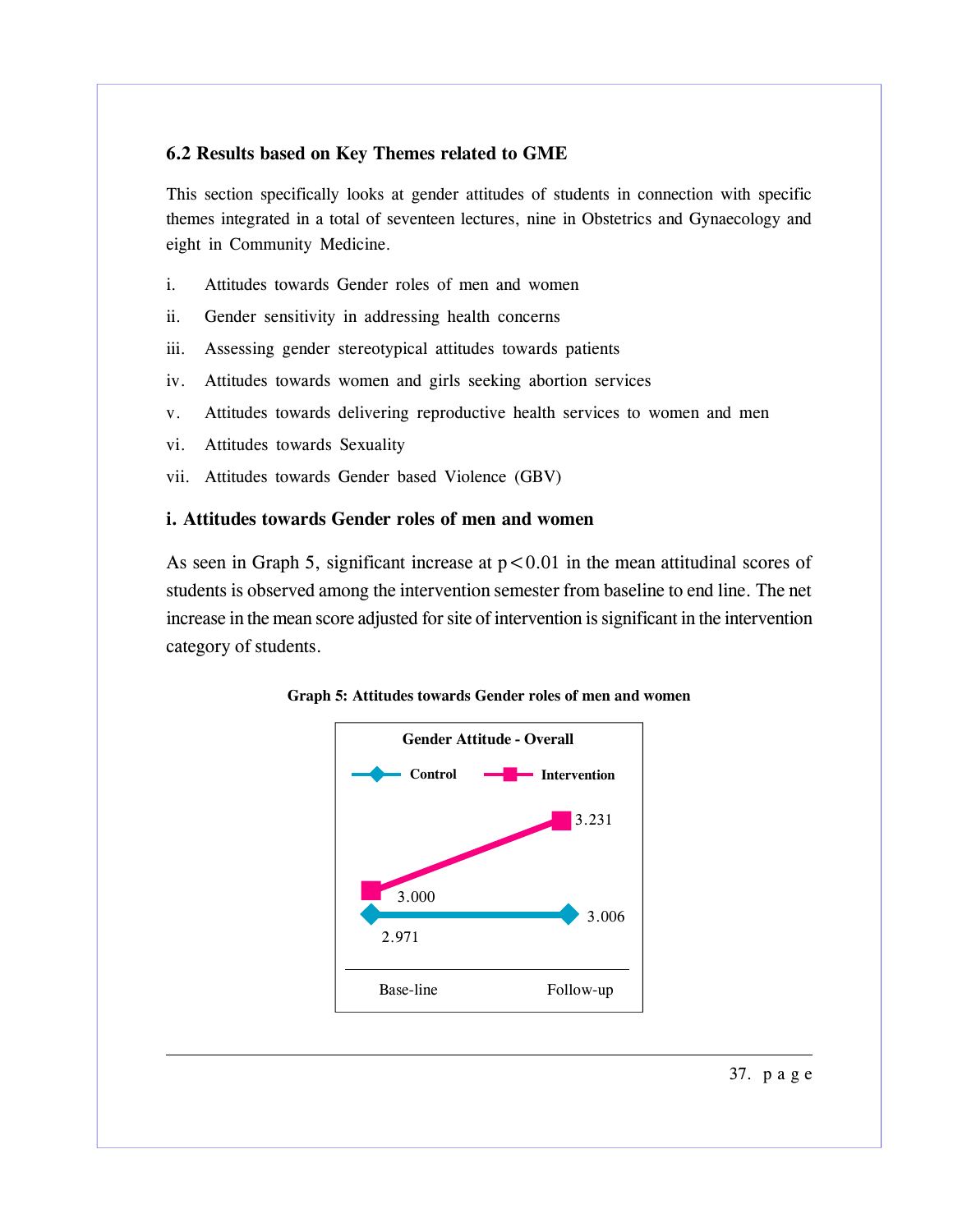## 6.2 Results based on Key Themes related to GME

This section specifically looks at gender attitudes of students in connection with specific themes integrated in a total of seventeen lectures, nine in Obstetrics and Gynaecology and eight in Community Medicine.

i. Attitudes towards Gender roles of men and women

ii. Gender sensitivity in addressing health concerns

iii. Assessing gender stereotypical attitudes towards patients

iv. Attitudes towards women and girls seeking abortion services

v. Attitudes towards delivering reproductive health services to women and men

vi. Attitudes towards Sexuality

vii. Attitudes towards Gender based Violence (GBV)

### i. Attitudes towards Gender roles of men and women

As seen in Graph 5, significant increase at $p < 0.01$ in the mean attitudinal scores of students is observed among the intervention semester from baseline to end line. The net increase in the mean score adjusted for site of intervention is significant in the intervention category of students.

**Graph 5: Attitudes towards Gender roles of men and women**

**Gender Attitude - Overall**

| | Base-line | Follow-up |
|---|---|---|
| Control | 2.971 | 3.006 |
| Intervention | 3.000 | 3.231 |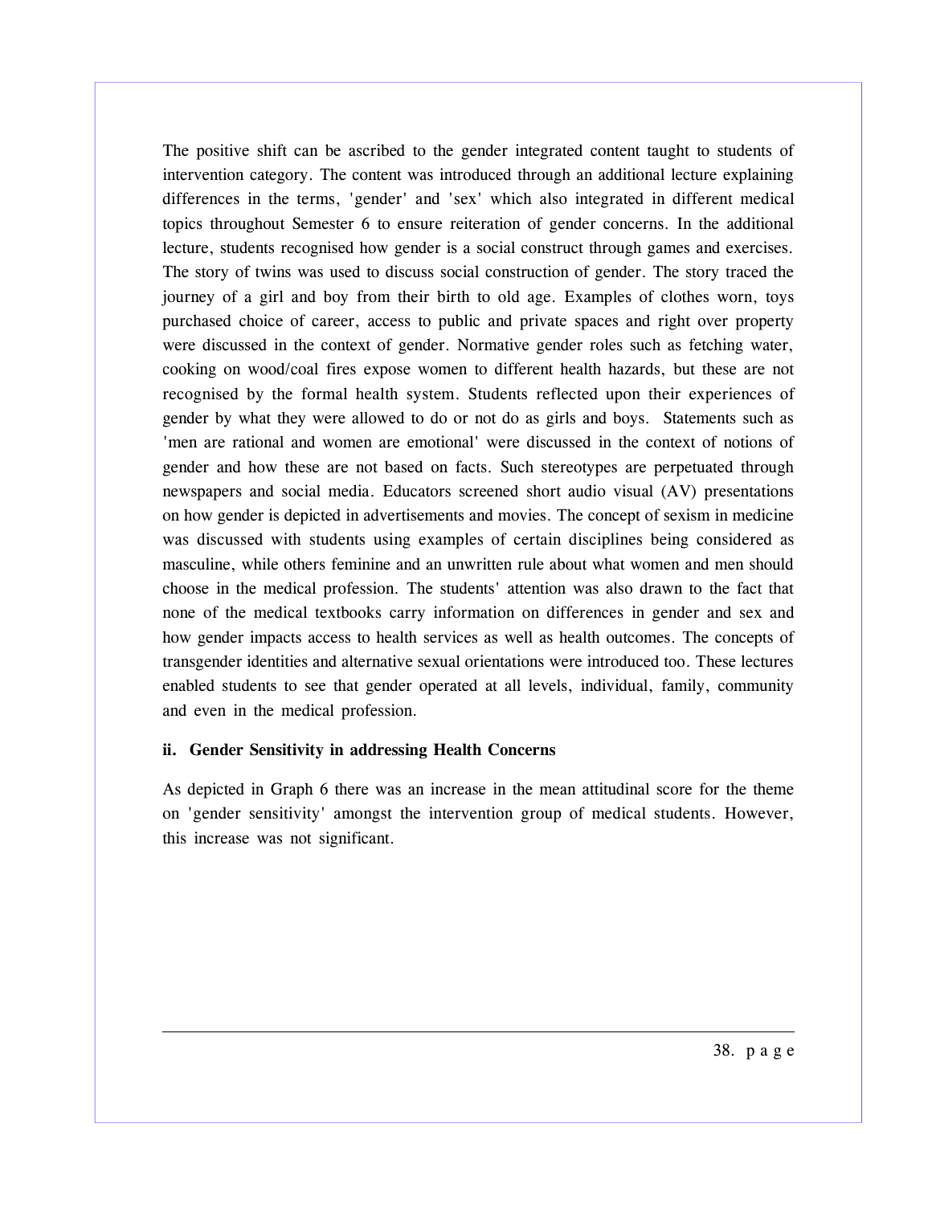The positive shift can be ascribed to the gender integrated content taught to students of intervention category. The content was introduced through an additional lecture explaining differences in the terms, 'gender' and 'sex' which also integrated in different medical topics throughout Semester 6 to ensure reiteration of gender concerns. In the additional lecture, students recognised how gender is a social construct through games and exercises. The story of twins was used to discuss social construction of gender. The story traced the journey of a girl and boy from their birth to old age. Examples of clothes worn, toys purchased choice of career, access to public and private spaces and right over property were discussed in the context of gender. Normative gender roles such as fetching water, cooking on wood/coal fires expose women to different health hazards, but these are not recognised by the formal health system. Students reflected upon their experiences of gender by what they were allowed to do or not do as girls and boys. Statements such as 'men are rational and women are emotional' were discussed in the context of notions of gender and how these are not based on facts. Such stereotypes are perpetuated through newspapers and social media. Educators screened short audio visual (AV) presentations on how gender is depicted in advertisements and movies. The concept of sexism in medicine was discussed with students using examples of certain disciplines being considered as masculine, while others feminine and an unwritten rule about what women and men should choose in the medical profession. The students' attention was also drawn to the fact that none of the medical textbooks carry information on differences in gender and sex and how gender impacts access to health services as well as health outcomes. The concepts of transgender identities and alternative sexual orientations were introduced too. These lectures enabled students to see that gender operated at all levels, individual, family, community and even in the medical profession.

**ii. Gender Sensitivity in addressing Health Concerns**

As depicted in Graph 6 there was an increase in the mean attitudinal score for the theme on 'gender sensitivity' amongst the intervention group of medical students. However, this increase was not significant.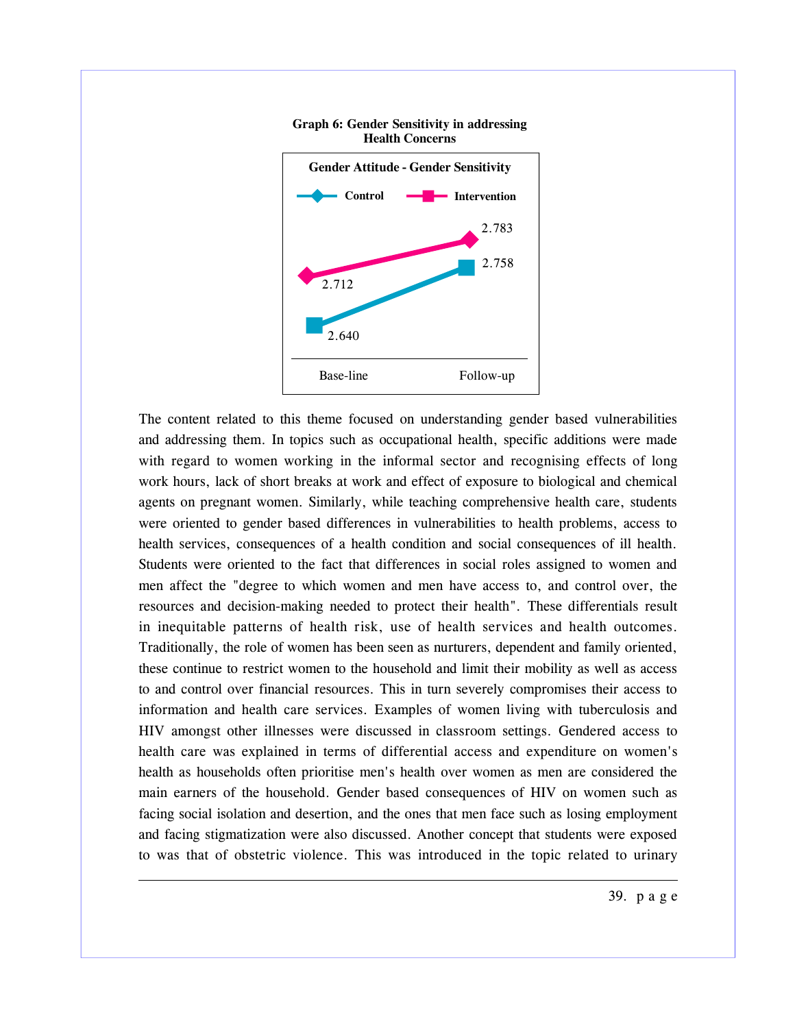**Graph 6: Gender Sensitivity in addressing Health Concerns**

Gender Attitude - Gender Sensitivity

| | Base-line | Follow-up |
|---|---|---|
| Control | 2.640 | 2.758 |
| Intervention | 2.712 | 2.783 |

The content related to this theme focused on understanding gender based vulnerabilities and addressing them. In topics such as occupational health, specific additions were made with regard to women working in the informal sector and recognising effects of long work hours, lack of short breaks at work and effect of exposure to biological and chemical agents on pregnant women. Similarly, while teaching comprehensive health care, students were oriented to gender based differences in vulnerabilities to health problems, access to health services, consequences of a health condition and social consequences of ill health. Students were oriented to the fact that differences in social roles assigned to women and men affect the "degree to which women and men have access to, and control over, the resources and decision-making needed to protect their health". These differentials result in inequitable patterns of health risk, use of health services and health outcomes. Traditionally, the role of women has been seen as nurturers, dependent and family oriented, these continue to restrict women to the household and limit their mobility as well as access to and control over financial resources. This in turn severely compromises their access to information and health care services. Examples of women living with tuberculosis and HIV amongst other illnesses were discussed in classroom settings. Gendered access to health care was explained in terms of differential access and expenditure on women's health as households often prioritise men's health over women as men are considered the main earners of the household. Gender based consequences of HIV on women such as facing social isolation and desertion, and the ones that men face such as losing employment and facing stigmatization were also discussed. Another concept that students were exposed to was that of obstetric violence. This was introduced in the topic related to urinary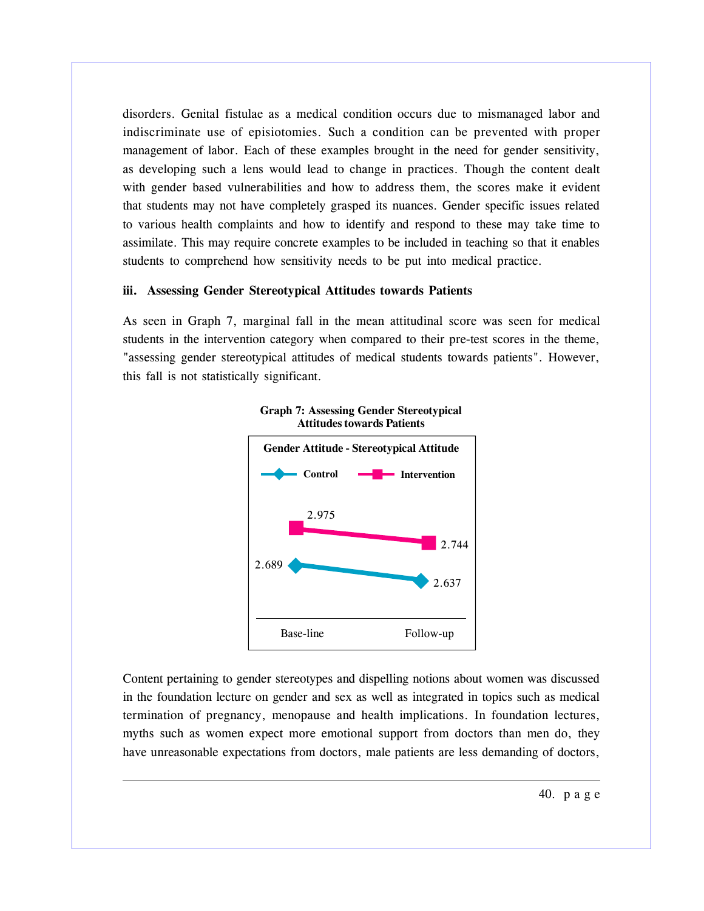disorders. Genital fistulae as a medical condition occurs due to mismanaged labor and indiscriminate use of episiotomies. Such a condition can be prevented with proper management of labor. Each of these examples brought in the need for gender sensitivity, as developing such a lens would lead to change in practices. Though the content dealt with gender based vulnerabilities and how to address them, the scores make it evident that students may not have completely grasped its nuances. Gender specific issues related to various health complaints and how to identify and respond to these may take time to assimilate. This may require concrete examples to be included in teaching so that it enables students to comprehend how sensitivity needs to be put into medical practice.

### iii. Assessing Gender Stereotypical Attitudes towards Patients

As seen in Graph 7, marginal fall in the mean attitudinal score was seen for medical students in the intervention category when compared to their pre-test scores in the theme, "assessing gender stereotypical attitudes of medical students towards patients". However, this fall is not statistically significant.

**Graph 7: Assessing Gender Stereotypical Attitudes towards Patients**

**Gender Attitude - Stereotypical Attitude**

| | Base-line | Follow-up |
|---|---|---|
| Control | 2.689 | 2.637 |
| Intervention | 2.975 | 2.744 |

Content pertaining to gender stereotypes and dispelling notions about women was discussed in the foundation lecture on gender and sex as well as integrated in topics such as medical termination of pregnancy, menopause and health implications. In foundation lectures, myths such as women expect more emotional support from doctors than men do, they have unreasonable expectations from doctors, male patients are less demanding of doctors,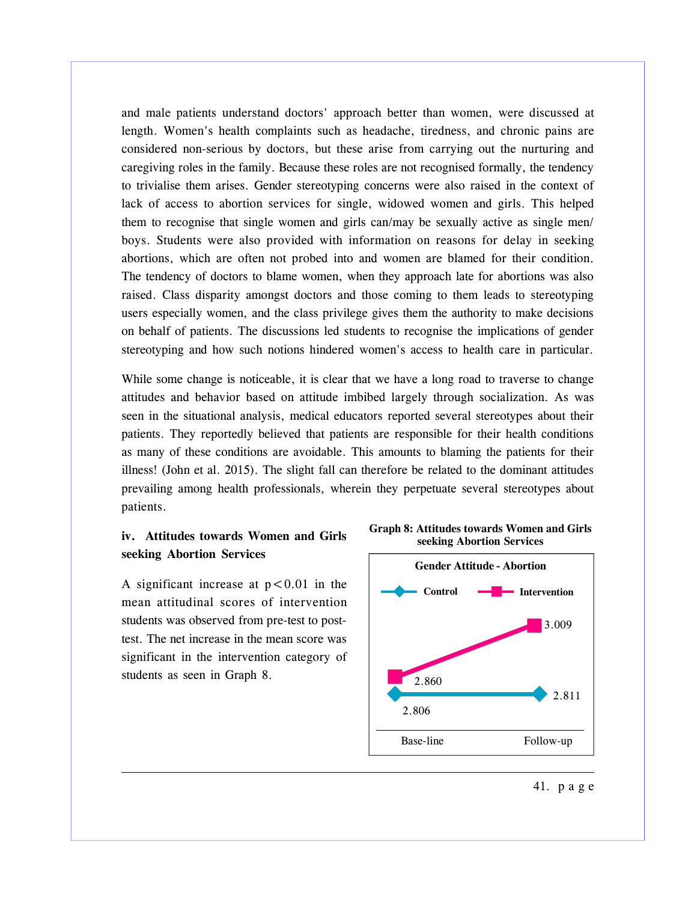and male patients understand doctors' approach better than women, were discussed at length. Women's health complaints such as headache, tiredness, and chronic pains are considered non-serious by doctors, but these arise from carrying out the nurturing and caregiving roles in the family. Because these roles are not recognised formally, the tendency to trivialise them arises. Gender stereotyping concerns were also raised in the context of lack of access to abortion services for single, widowed women and girls. This helped them to recognise that single women and girls can/may be sexually active as single men/ boys. Students were also provided with information on reasons for delay in seeking abortions, which are often not probed into and women are blamed for their condition. The tendency of doctors to blame women, when they approach late for abortions was also raised. Class disparity amongst doctors and those coming to them leads to stereotyping users especially women, and the class privilege gives them the authority to make decisions on behalf of patients. The discussions led students to recognise the implications of gender stereotyping and how such notions hindered women's access to health care in particular.

While some change is noticeable, it is clear that we have a long road to traverse to change attitudes and behavior based on attitude imbibed largely through socialization. As was seen in the situational analysis, medical educators reported several stereotypes about their patients. They reportedly believed that patients are responsible for their health conditions as many of these conditions are avoidable. This amounts to blaming the patients for their illness! (John et al. 2015). The slight fall can therefore be related to the dominant attitudes prevailing among health professionals, wherein they perpetuate several stereotypes about patients.

### iv. Attitudes towards Women and Girls seeking Abortion Services

A significant increase at $p<0.01$ in the mean attitudinal scores of intervention students was observed from pre-test to post-test. The net increase in the mean score was significant in the intervention category of students as seen in Graph 8.

**Graph 8: Attitudes towards Women and Girls seeking Abortion Services**

Gender Attitude - Abortion

| | Base-line | Follow-up |
|---|---|---|
| Control | 2.806 | 2.811 |
| Intervention | 2.860 | 3.009 |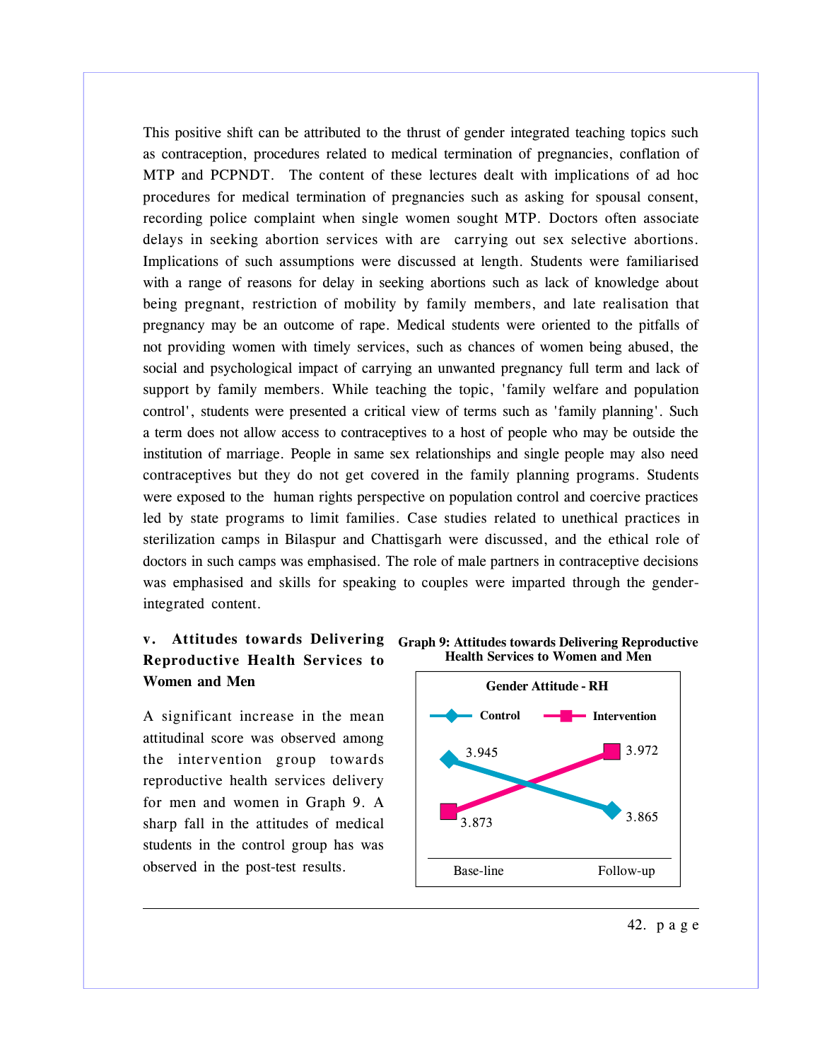This positive shift can be attributed to the thrust of gender integrated teaching topics such as contraception, procedures related to medical termination of pregnancies, conflation of MTP and PCPNDT. The content of these lectures dealt with implications of ad hoc procedures for medical termination of pregnancies such as asking for spousal consent, recording police complaint when single women sought MTP. Doctors often associate delays in seeking abortion services with are carrying out sex selective abortions. Implications of such assumptions were discussed at length. Students were familiarised with a range of reasons for delay in seeking abortions such as lack of knowledge about being pregnant, restriction of mobility by family members, and late realisation that pregnancy may be an outcome of rape. Medical students were oriented to the pitfalls of not providing women with timely services, such as chances of women being abused, the social and psychological impact of carrying an unwanted pregnancy full term and lack of support by family members. While teaching the topic, 'family welfare and population control', students were presented a critical view of terms such as 'family planning'. Such a term does not allow access to contraceptives to a host of people who may be outside the institution of marriage. People in same sex relationships and single people may also need contraceptives but they do not get covered in the family planning programs. Students were exposed to the human rights perspective on population control and coercive practices led by state programs to limit families. Case studies related to unethical practices in sterilization camps in Bilaspur and Chattisgarh were discussed, and the ethical role of doctors in such camps was emphasised. The role of male partners in contraceptive decisions was emphasised and skills for speaking to couples were imparted through the gender-integrated content.

### v. Attitudes towards Delivering Reproductive Health Services to Women and Men

A significant increase in the mean attitudinal score was observed among the intervention group towards reproductive health services delivery for men and women in Graph 9. A sharp fall in the attitudes of medical students in the control group has was observed in the post-test results.

**Graph 9: Attitudes towards Delivering Reproductive Health Services to Women and Men**

Gender Attitude - RH

| | Base-line | Follow-up |
|---|---|---|
| Control | 3.945 | 3.865 |
| Intervention | 3.873 | 3.972 |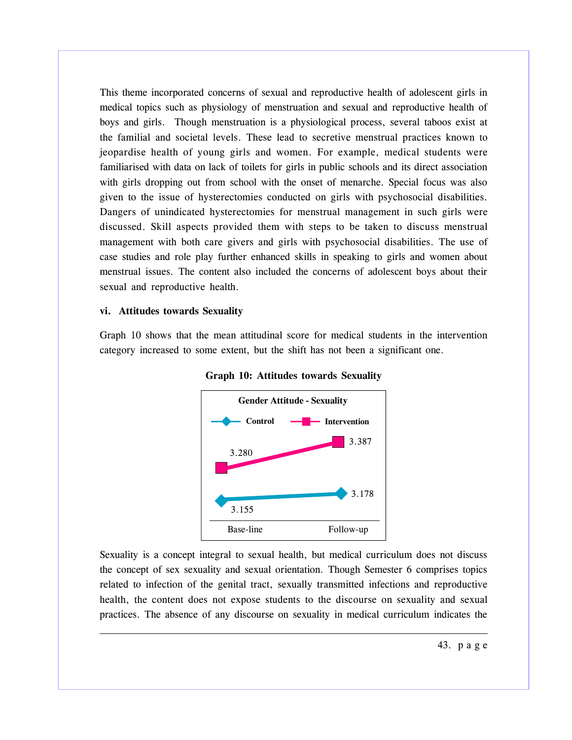This theme incorporated concerns of sexual and reproductive health of adolescent girls in medical topics such as physiology of menstruation and sexual and reproductive health of boys and girls. Though menstruation is a physiological process, several taboos exist at the familial and societal levels. These lead to secretive menstrual practices known to jeopardise health of young girls and women. For example, medical students were familiarised with data on lack of toilets for girls in public schools and its direct association with girls dropping out from school with the onset of menarche. Special focus was also given to the issue of hysterectomies conducted on girls with psychosocial disabilities. Dangers of unindicated hysterectomies for menstrual management in such girls were discussed. Skill aspects provided them with steps to be taken to discuss menstrual management with both care givers and girls with psychosocial disabilities. The use of case studies and role play further enhanced skills in speaking to girls and women about menstrual issues. The content also included the concerns of adolescent boys about their sexual and reproductive health.

**vi. Attitudes towards Sexuality**

Graph 10 shows that the mean attitudinal score for medical students in the intervention category increased to some extent, but the shift has not been a significant one.

**Graph 10: Attitudes towards Sexuality**

**Gender Attitude - Sexuality**

| | Base-line | Follow-up |
|---|---|---|
| Control | 3.155 | 3.178 |
| Intervention | 3.280 | 3.387 |

Sexuality is a concept integral to sexual health, but medical curriculum does not discuss the concept of sex sexuality and sexual orientation. Though Semester 6 comprises topics related to infection of the genital tract, sexually transmitted infections and reproductive health, the content does not expose students to the discourse on sexuality and sexual practices. The absence of any discourse on sexuality in medical curriculum indicates the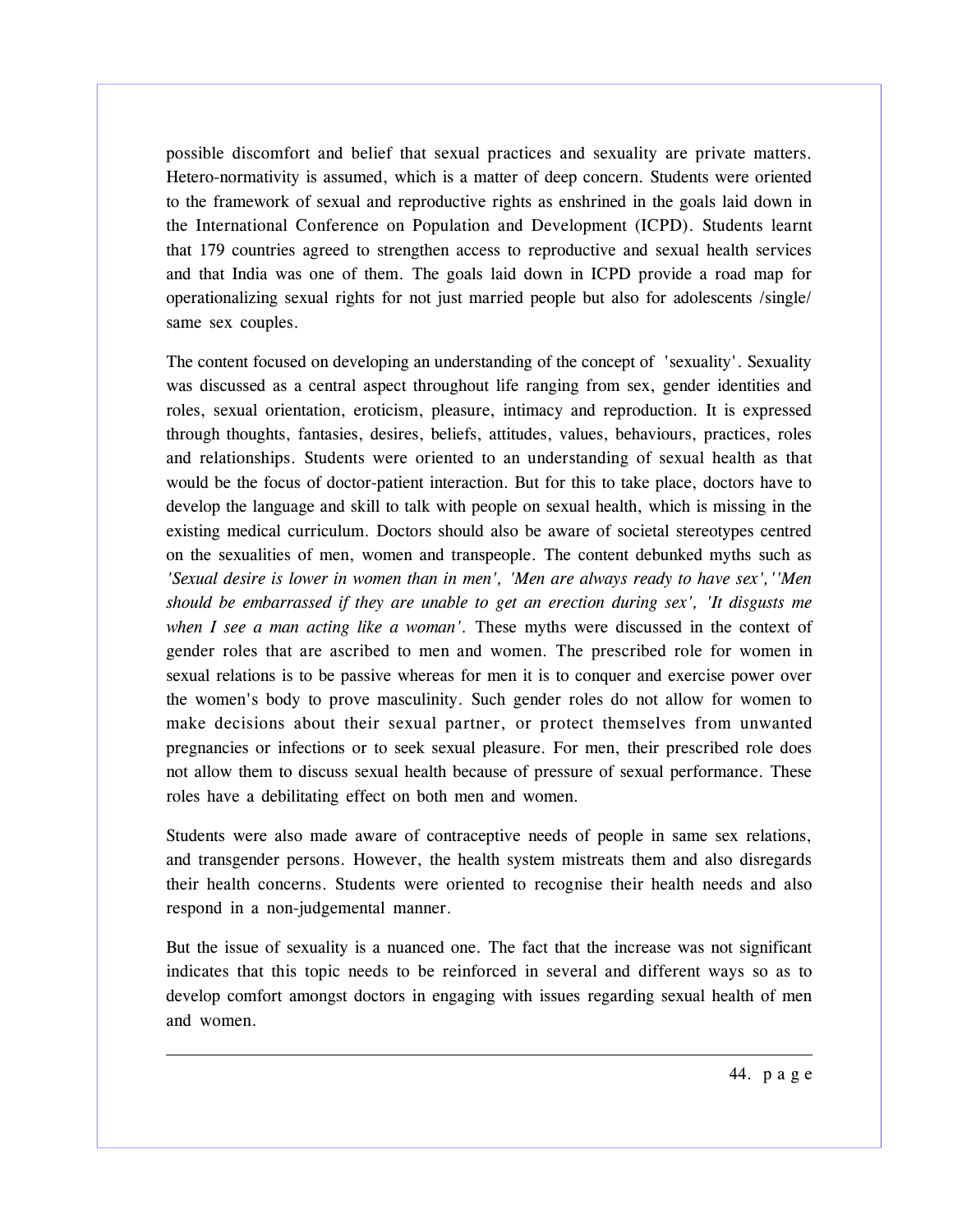possible discomfort and belief that sexual practices and sexuality are private matters. Hetero-normativity is assumed, which is a matter of deep concern. Students were oriented to the framework of sexual and reproductive rights as enshrined in the goals laid down in the International Conference on Population and Development (ICPD). Students learnt that 179 countries agreed to strengthen access to reproductive and sexual health services and that India was one of them. The goals laid down in ICPD provide a road map for operationalizing sexual rights for not just married people but also for adolescents /single/ same sex couples.

The content focused on developing an understanding of the concept of 'sexuality'. Sexuality was discussed as a central aspect throughout life ranging from sex, gender identities and roles, sexual orientation, eroticism, pleasure, intimacy and reproduction. It is expressed through thoughts, fantasies, desires, beliefs, attitudes, values, behaviours, practices, roles and relationships. Students were oriented to an understanding of sexual health as that would be the focus of doctor-patient interaction. But for this to take place, doctors have to develop the language and skill to talk with people on sexual health, which is missing in the existing medical curriculum. Doctors should also be aware of societal stereotypes centred on the sexualities of men, women and transpeople. The content debunked myths such as *'Sexual desire is lower in women than in men', 'Men are always ready to have sex',''Men should be embarrassed if they are unable to get an erection during sex', 'It disgusts me when I see a man acting like a woman'*. These myths were discussed in the context of gender roles that are ascribed to men and women. The prescribed role for women in sexual relations is to be passive whereas for men it is to conquer and exercise power over the women's body to prove masculinity. Such gender roles do not allow for women to make decisions about their sexual partner, or protect themselves from unwanted pregnancies or infections or to seek sexual pleasure. For men, their prescribed role does not allow them to discuss sexual health because of pressure of sexual performance. These roles have a debilitating effect on both men and women.

Students were also made aware of contraceptive needs of people in same sex relations, and transgender persons. However, the health system mistreats them and also disregards their health concerns. Students were oriented to recognise their health needs and also respond in a non-judgemental manner.

But the issue of sexuality is a nuanced one. The fact that the increase was not significant indicates that this topic needs to be reinforced in several and different ways so as to develop comfort amongst doctors in engaging with issues regarding sexual health of men and women.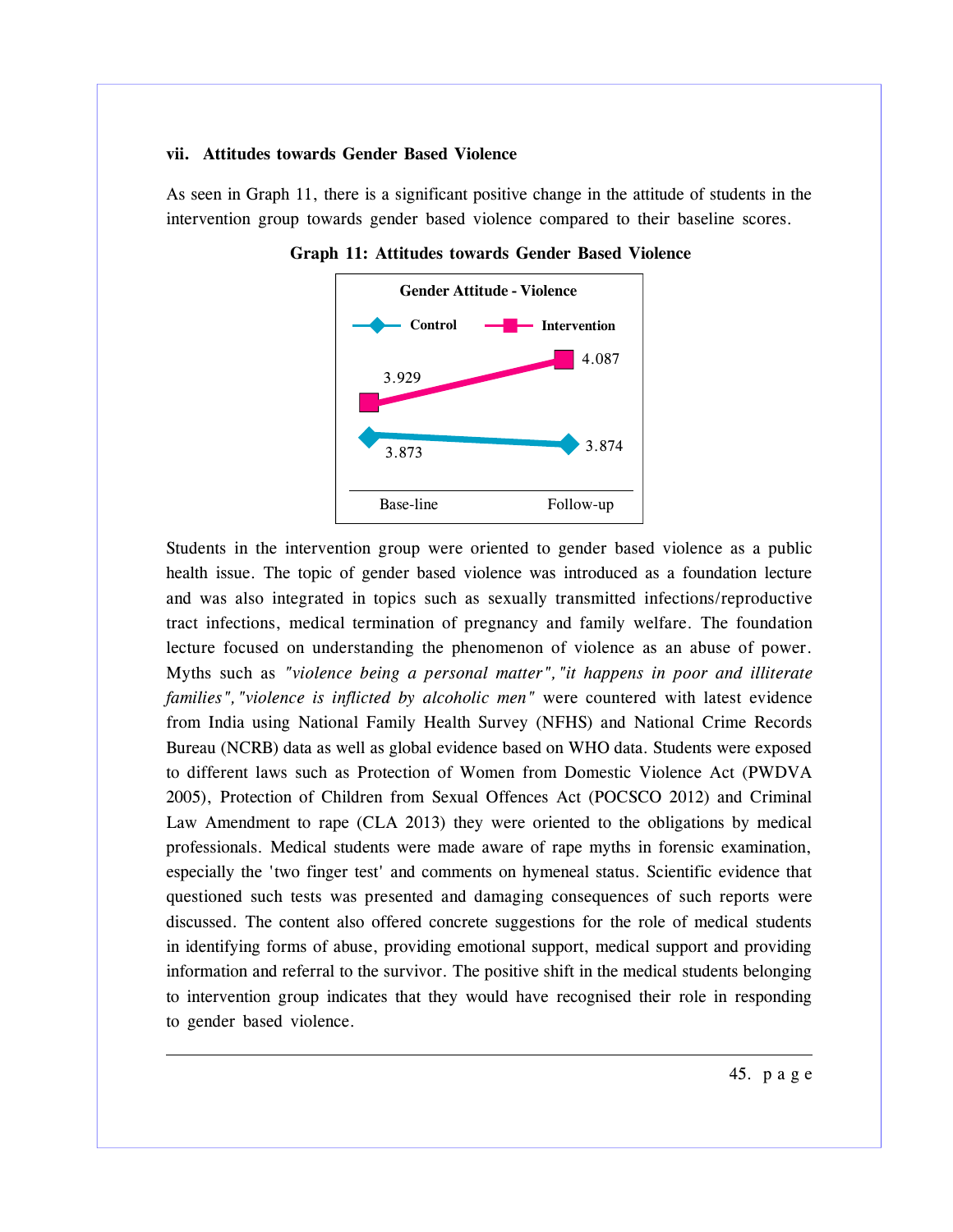### vii. Attitudes towards Gender Based Violence

As seen in Graph 11, there is a significant positive change in the attitude of students in the intervention group towards gender based violence compared to their baseline scores.

**Graph 11: Attitudes towards Gender Based Violence**

**Gender Attitude - Violence**

| | Base-line | Follow-up |
|---|---|---|
| Control | 3.873 | 3.874 |
| Intervention | 3.929 | 4.087 |

Students in the intervention group were oriented to gender based violence as a public health issue. The topic of gender based violence was introduced as a foundation lecture and was also integrated in topics such as sexually transmitted infections/reproductive tract infections, medical termination of pregnancy and family welfare. The foundation lecture focused on understanding the phenomenon of violence as an abuse of power. Myths such as *"violence being a personal matter", "it happens in poor and illiterate families", "violence is inflicted by alcoholic men"* were countered with latest evidence from India using National Family Health Survey (NFHS) and National Crime Records Bureau (NCRB) data as well as global evidence based on WHO data. Students were exposed to different laws such as Protection of Women from Domestic Violence Act (PWDVA 2005), Protection of Children from Sexual Offences Act (POCSCO 2012) and Criminal Law Amendment to rape (CLA 2013) they were oriented to the obligations by medical professionals. Medical students were made aware of rape myths in forensic examination, especially the 'two finger test' and comments on hymeneal status. Scientific evidence that questioned such tests was presented and damaging consequences of such reports were discussed. The content also offered concrete suggestions for the role of medical students in identifying forms of abuse, providing emotional support, medical support and providing information and referral to the survivor. The positive shift in the medical students belonging to intervention group indicates that they would have recognised their role in responding to gender based violence.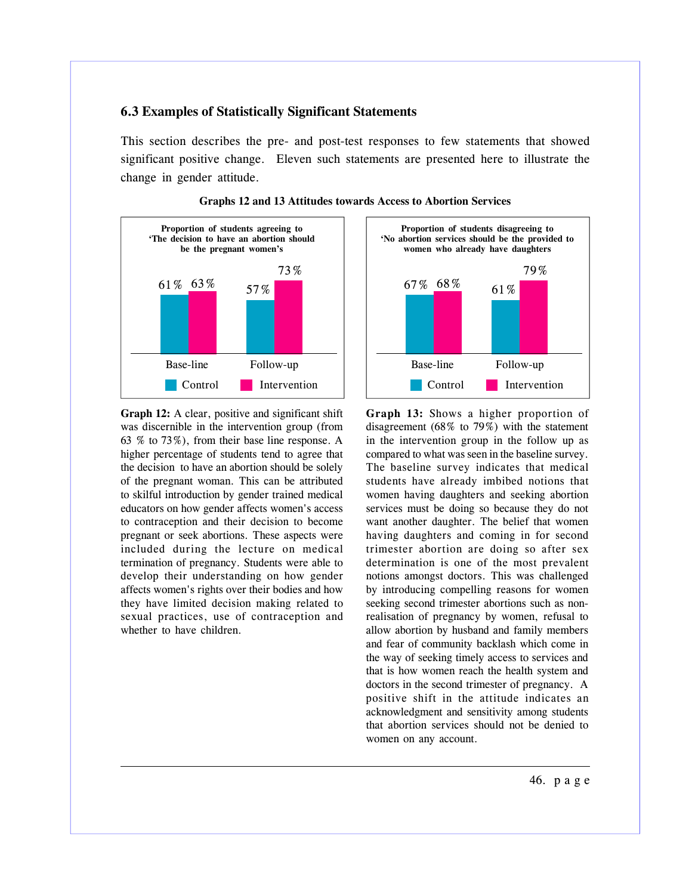### 6.3 Examples of Statistically Significant Statements

This section describes the pre- and post-test responses to few statements that showed significant positive change. Eleven such statements are presented here to illustrate the change in gender attitude.

**Graphs 12 and 13 Attitudes towards Access to Abortion Services**

**Proportion of students agreeing to 'The decision to have an abortion should be the pregnant women's**

| | Control | Intervention |
|---|---|---|
| Base-line | 61% | 63% |
| Follow-up | 57% | 73% |

**Proportion of students disagreeing to 'No abortion services should be the provided to women who already have daughters**

| | Control | Intervention |
|---|---|---|
| Base-line | 67% | 68% |
| Follow-up | 61% | 79% |

**Graph 12:** A clear, positive and significant shift was discernible in the intervention group (from 63 % to 73%), from their base line response. A higher percentage of students tend to agree that the decision to have an abortion should be solely of the pregnant woman. This can be attributed to skilful introduction by gender trained medical educators on how gender affects women's access to contraception and their decision to become pregnant or seek abortions. These aspects were included during the lecture on medical termination of pregnancy. Students were able to develop their understanding on how gender affects women's rights over their bodies and how they have limited decision making related to sexual practices, use of contraception and whether to have children.

**Graph 13:** Shows a higher proportion of disagreement (68% to 79%) with the statement in the intervention group in the follow up as compared to what was seen in the baseline survey. The baseline survey indicates that medical students have already imbibed notions that women having daughters and seeking abortion services must be doing so because they do not want another daughter. The belief that women having daughters and coming in for second trimester abortion are doing so after sex determination is one of the most prevalent notions amongst doctors. This was challenged by introducing compelling reasons for women seeking second trimester abortions such as non-realisation of pregnancy by women, refusal to allow abortion by husband and family members and fear of community backlash which come in the way of seeking timely access to services and that is how women reach the health system and doctors in the second trimester of pregnancy. A positive shift in the attitude indicates an acknowledgment and sensitivity among students that abortion services should not be denied to women on any account.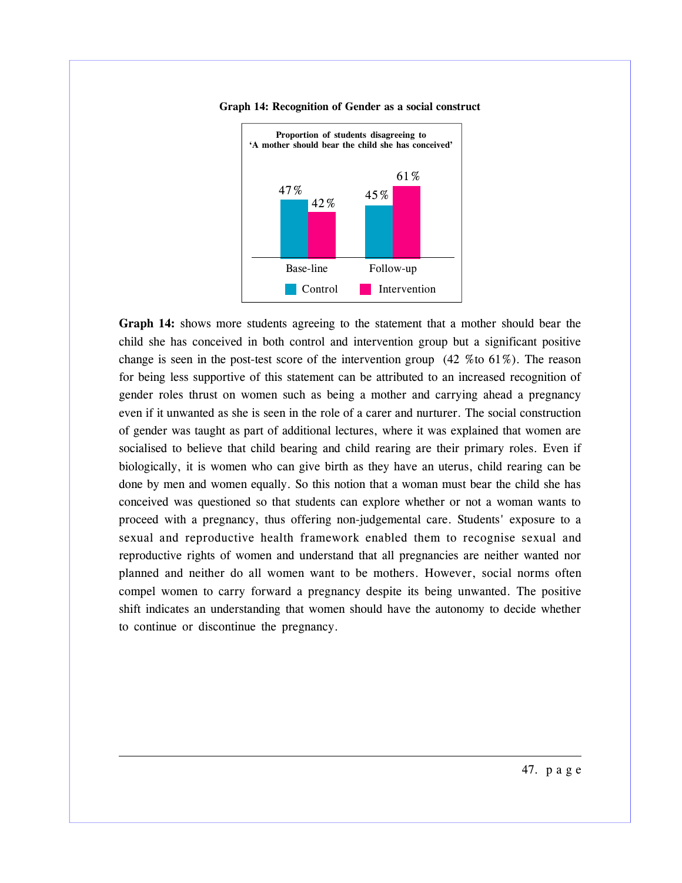**Graph 14: Recognition of Gender as a social construct**

Proportion of students disagreeing to 'A mother should bear the child she has conceived'

| | Control | Intervention |
|---|---|---|
| Base-line | 47% | 42% |
| Follow-up | 45% | 61% |

**Graph 14:** shows more students agreeing to the statement that a mother should bear the child she has conceived in both control and intervention group but a significant positive change is seen in the post-test score of the intervention group (42 %to 61%). The reason for being less supportive of this statement can be attributed to an increased recognition of gender roles thrust on women such as being a mother and carrying ahead a pregnancy even if it unwanted as she is seen in the role of a carer and nurturer. The social construction of gender was taught as part of additional lectures, where it was explained that women are socialised to believe that child bearing and child rearing are their primary roles. Even if biologically, it is women who can give birth as they have an uterus, child rearing can be done by men and women equally. So this notion that a woman must bear the child she has conceived was questioned so that students can explore whether or not a woman wants to proceed with a pregnancy, thus offering non-judgemental care. Students' exposure to a sexual and reproductive health framework enabled them to recognise sexual and reproductive rights of women and understand that all pregnancies are neither wanted nor planned and neither do all women want to be mothers. However, social norms often compel women to carry forward a pregnancy despite its being unwanted. The positive shift indicates an understanding that women should have the autonomy to decide whether to continue or discontinue the pregnancy.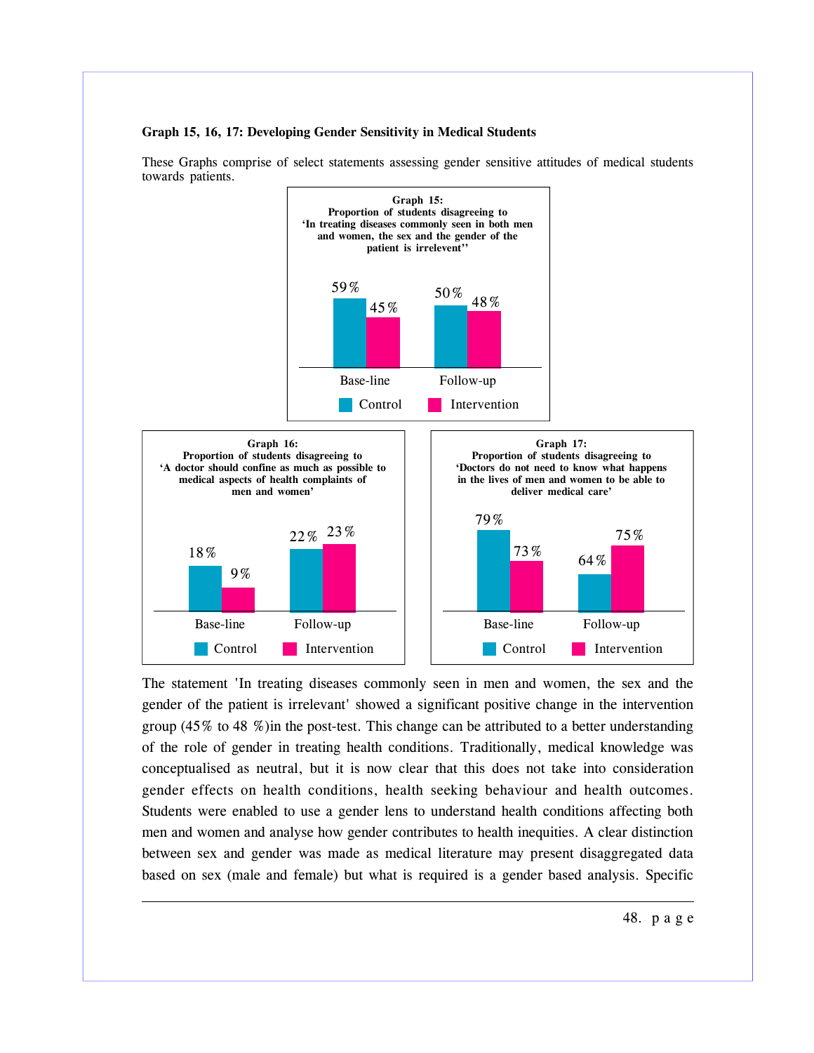**Graph 15, 16, 17: Developing Gender Sensitivity in Medical Students**

These Graphs comprise of select statements assessing gender sensitive attitudes of medical students towards patients.

**Graph 15:**
**Proportion of students disagreeing to 'In treating diseases commonly seen in both men and women, the sex and the gender of the patient is irrelevent''**

| | Control | Intervention |
|---|---|---|
| Base-line | 59% | 45% |
| Follow-up | 50% | 48% |

**Graph 16:**
**Proportion of students disagreeing to 'A doctor should confine as much as possible to medical aspects of health complaints of men and women'**

| | Control | Intervention |
|---|---|---|
| Base-line | 18% | 9% |
| Follow-up | 22% | 23% |

**Graph 17:**
**Proportion of students disagreeing to 'Doctors do not need to know what happens in the lives of men and women to be able to deliver medical care'**

| | Control | Intervention |
|---|---|---|
| Base-line | 79% | 73% |
| Follow-up | 64% | 75% |

The statement 'In treating diseases commonly seen in men and women, the sex and the gender of the patient is irrelevant' showed a significant positive change in the intervention group (45% to 48 %)in the post-test. This change can be attributed to a better understanding of the role of gender in treating health conditions. Traditionally, medical knowledge was conceptualised as neutral, but it is now clear that this does not take into consideration gender effects on health conditions, health seeking behaviour and health outcomes. Students were enabled to use a gender lens to understand health conditions affecting both men and women and analyse how gender contributes to health inequities. A clear distinction between sex and gender was made as medical literature may present disaggregated data based on sex (male and female) but what is required is a gender based analysis. Specific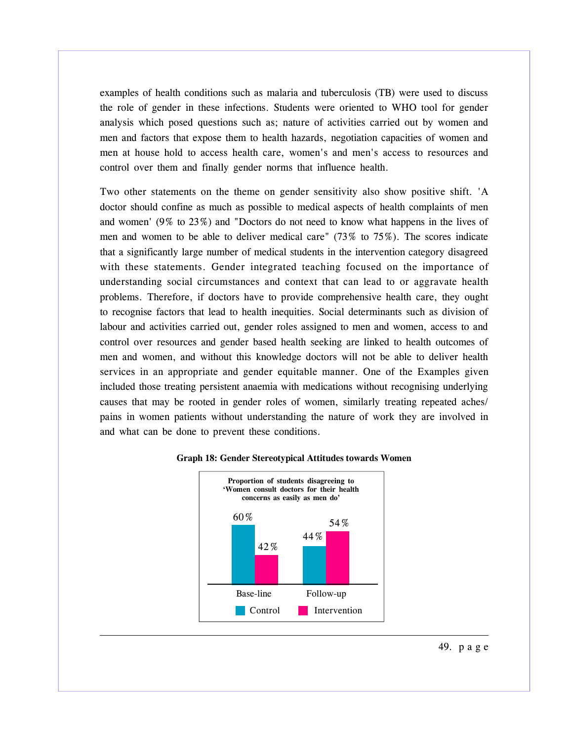examples of health conditions such as malaria and tuberculosis (TB) were used to discuss the role of gender in these infections. Students were oriented to WHO tool for gender analysis which posed questions such as; nature of activities carried out by women and men and factors that expose them to health hazards, negotiation capacities of women and men at house hold to access health care, women's and men's access to resources and control over them and finally gender norms that influence health.

Two other statements on the theme on gender sensitivity also show positive shift. 'A doctor should confine as much as possible to medical aspects of health complaints of men and women' (9% to 23%) and "Doctors do not need to know what happens in the lives of men and women to be able to deliver medical care" (73% to 75%). The scores indicate that a significantly large number of medical students in the intervention category disagreed with these statements. Gender integrated teaching focused on the importance of understanding social circumstances and context that can lead to or aggravate health problems. Therefore, if doctors have to provide comprehensive health care, they ought to recognise factors that lead to health inequities. Social determinants such as division of labour and activities carried out, gender roles assigned to men and women, access to and control over resources and gender based health seeking are linked to health outcomes of men and women, and without this knowledge doctors will not be able to deliver health services in an appropriate and gender equitable manner. One of the Examples given included those treating persistent anaemia with medications without recognising underlying causes that may be rooted in gender roles of women, similarly treating repeated aches/ pains in women patients without understanding the nature of work they are involved in and what can be done to prevent these conditions.

**Graph 18: Gender Stereotypical Attitudes towards Women**

**Proportion of students disagreeing to 'Women consult doctors for their health concerns as easily as men do'**

| | Control | Intervention |
|---|---|---|
| Base-line | 60% | 42% |
| Follow-up | 44% | 54% |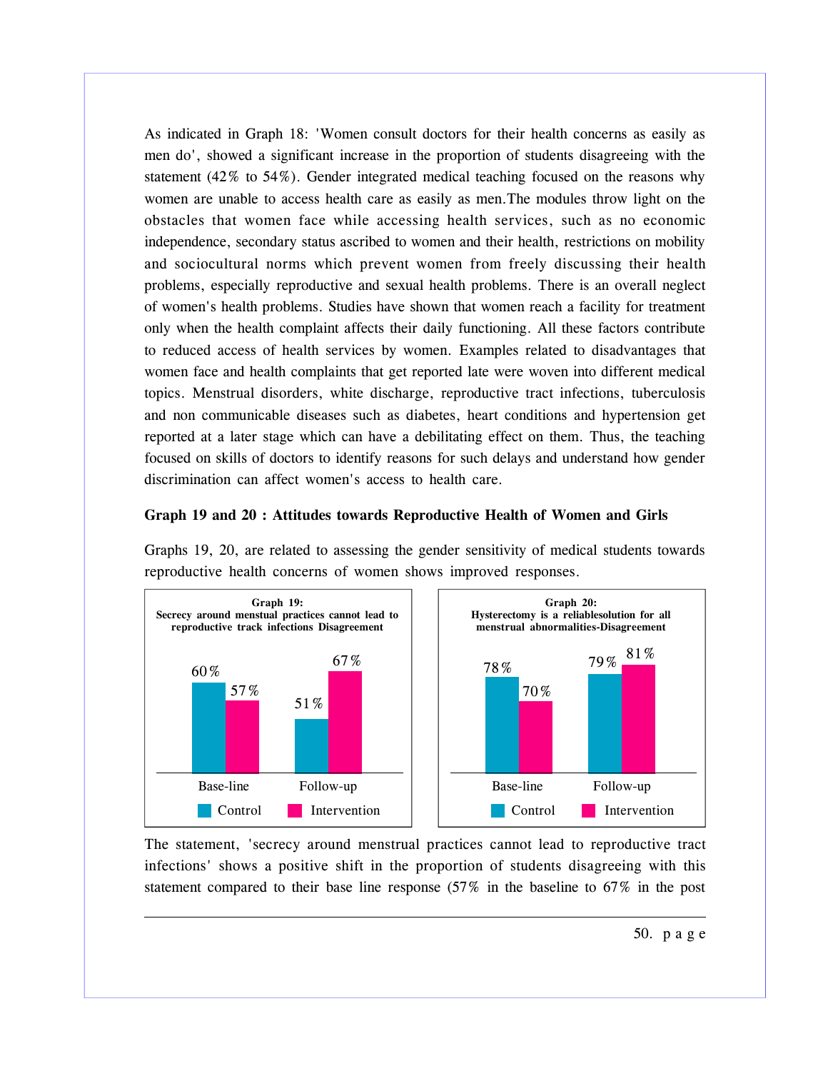As indicated in Graph 18: 'Women consult doctors for their health concerns as easily as men do', showed a significant increase in the proportion of students disagreeing with the statement (42% to 54%). Gender integrated medical teaching focused on the reasons why women are unable to access health care as easily as men.The modules throw light on the obstacles that women face while accessing health services, such as no economic independence, secondary status ascribed to women and their health, restrictions on mobility and sociocultural norms which prevent women from freely discussing their health problems, especially reproductive and sexual health problems. There is an overall neglect of women's health problems. Studies have shown that women reach a facility for treatment only when the health complaint affects their daily functioning. All these factors contribute to reduced access of health services by women. Examples related to disadvantages that women face and health complaints that get reported late were woven into different medical topics. Menstrual disorders, white discharge, reproductive tract infections, tuberculosis and non communicable diseases such as diabetes, heart conditions and hypertension get reported at a later stage which can have a debilitating effect on them. Thus, the teaching focused on skills of doctors to identify reasons for such delays and understand how gender discrimination can affect women's access to health care.

**Graph 19 and 20 : Attitudes towards Reproductive Health of Women and Girls**

Graphs 19, 20, are related to assessing the gender sensitivity of medical students towards reproductive health concerns of women shows improved responses.

**Graph 19:**
**Secrecy around menstual practices cannot lead to reproductive track infections Disagreement**

| | Control | Intervention |
|---|---|---|
| Base-line | 60% | 57% |
| Follow-up | 51% | 67% |

**Graph 20:**
**Hysterectomy is a reliablesolution for all menstrual abnormalities-Disagreement**

| | Control | Intervention |
|---|---|---|
| Base-line | 78% | 70% |
| Follow-up | 79% | 81% |

The statement, 'secrecy around menstrual practices cannot lead to reproductive tract infections' shows a positive shift in the proportion of students disagreeing with this statement compared to their base line response (57% in the baseline to 67% in the post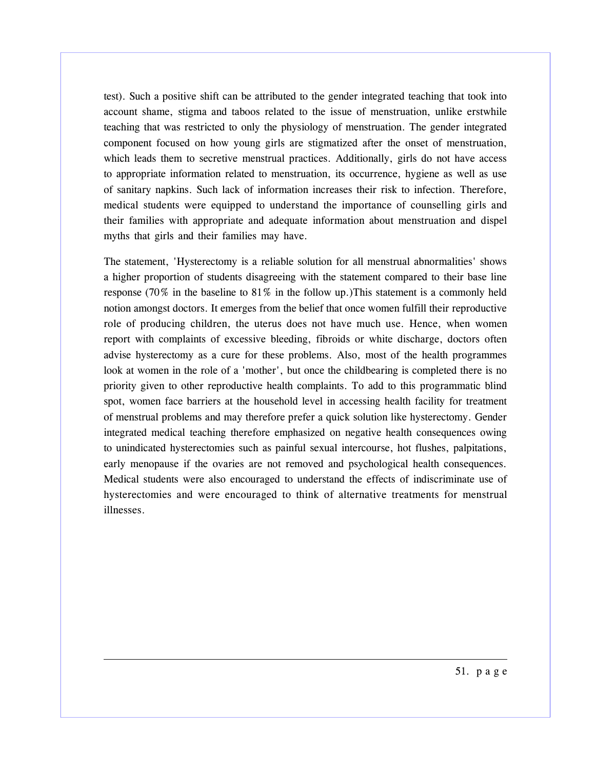test). Such a positive shift can be attributed to the gender integrated teaching that took into account shame, stigma and taboos related to the issue of menstruation, unlike erstwhile teaching that was restricted to only the physiology of menstruation. The gender integrated component focused on how young girls are stigmatized after the onset of menstruation, which leads them to secretive menstrual practices. Additionally, girls do not have access to appropriate information related to menstruation, its occurrence, hygiene as well as use of sanitary napkins. Such lack of information increases their risk to infection. Therefore, medical students were equipped to understand the importance of counselling girls and their families with appropriate and adequate information about menstruation and dispel myths that girls and their families may have.

The statement, 'Hysterectomy is a reliable solution for all menstrual abnormalities' shows a higher proportion of students disagreeing with the statement compared to their base line response (70% in the baseline to 81% in the follow up.)This statement is a commonly held notion amongst doctors. It emerges from the belief that once women fulfill their reproductive role of producing children, the uterus does not have much use. Hence, when women report with complaints of excessive bleeding, fibroids or white discharge, doctors often advise hysterectomy as a cure for these problems. Also, most of the health programmes look at women in the role of a 'mother', but once the childbearing is completed there is no priority given to other reproductive health complaints. To add to this programmatic blind spot, women face barriers at the household level in accessing health facility for treatment of menstrual problems and may therefore prefer a quick solution like hysterectomy. Gender integrated medical teaching therefore emphasized on negative health consequences owing to unindicated hysterectomies such as painful sexual intercourse, hot flushes, palpitations, early menopause if the ovaries are not removed and psychological health consequences. Medical students were also encouraged to understand the effects of indiscriminate use of hysterectomies and were encouraged to think of alternative treatments for menstrual illnesses.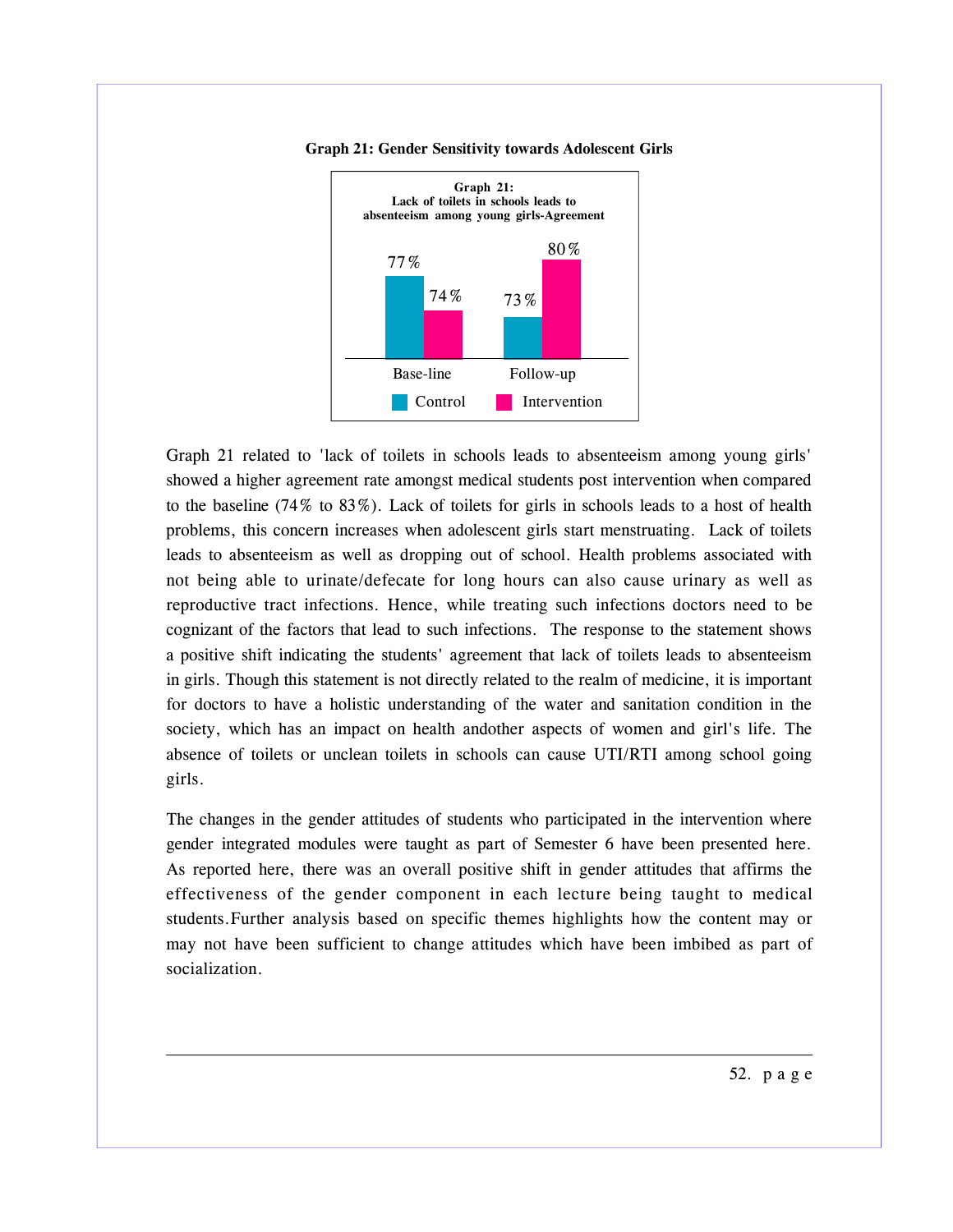**Graph 21: Gender Sensitivity towards Adolescent Girls**

**Graph 21: Lack of toilets in schools leads to absenteeism among young girls-Agreement**

| | Control | Intervention |
|---|---|---|
| Base-line | 77% | 74% |
| Follow-up | 73% | 80% |

Graph 21 related to 'lack of toilets in schools leads to absenteeism among young girls' showed a higher agreement rate amongst medical students post intervention when compared to the baseline (74% to 83%). Lack of toilets for girls in schools leads to a host of health problems, this concern increases when adolescent girls start menstruating. Lack of toilets leads to absenteeism as well as dropping out of school. Health problems associated with not being able to urinate/defecate for long hours can also cause urinary as well as reproductive tract infections. Hence, while treating such infections doctors need to be cognizant of the factors that lead to such infections. The response to the statement shows a positive shift indicating the students' agreement that lack of toilets leads to absenteeism in girls. Though this statement is not directly related to the realm of medicine, it is important for doctors to have a holistic understanding of the water and sanitation condition in the society, which has an impact on health andother aspects of women and girl's life. The absence of toilets or unclean toilets in schools can cause UTI/RTI among school going girls.

The changes in the gender attitudes of students who participated in the intervention where gender integrated modules were taught as part of Semester 6 have been presented here. As reported here, there was an overall positive shift in gender attitudes that affirms the effectiveness of the gender component in each lecture being taught to medical students.Further analysis based on specific themes highlights how the content may or may not have been sufficient to change attitudes which have been imbibed as part of socialization.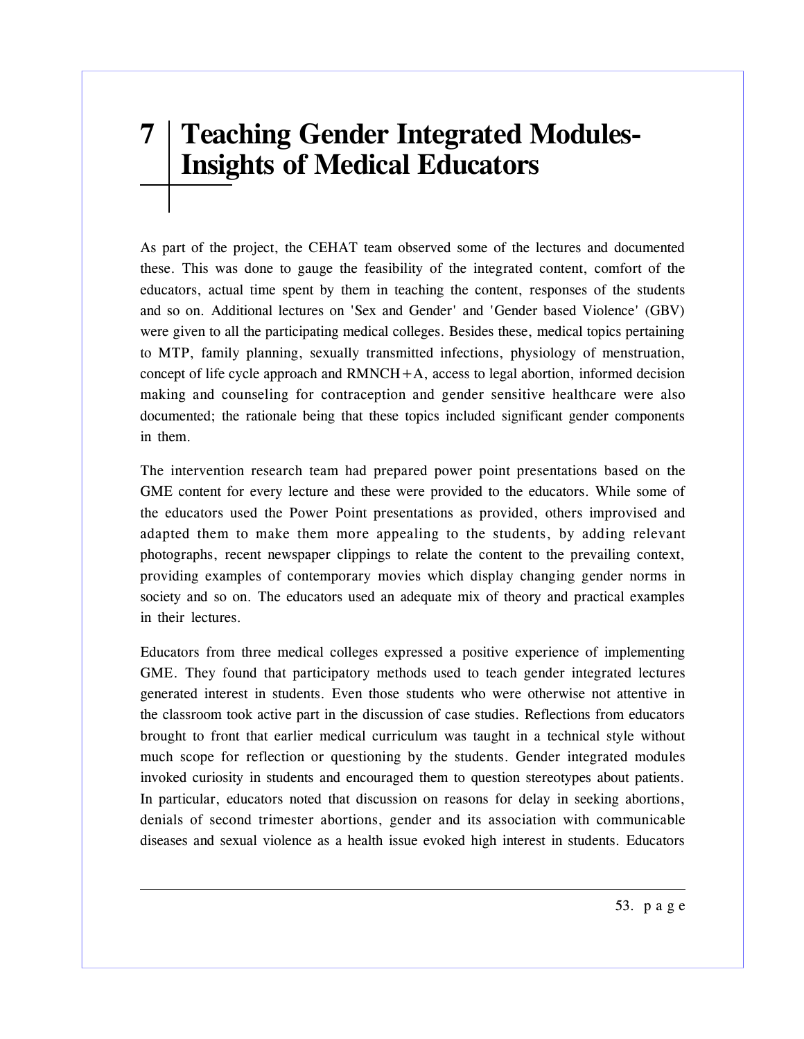# 7 Teaching Gender Integrated Modules-Insights of Medical Educators

As part of the project, the CEHAT team observed some of the lectures and documented these. This was done to gauge the feasibility of the integrated content, comfort of the educators, actual time spent by them in teaching the content, responses of the students and so on. Additional lectures on 'Sex and Gender' and 'Gender based Violence' (GBV) were given to all the participating medical colleges. Besides these, medical topics pertaining to MTP, family planning, sexually transmitted infections, physiology of menstruation, concept of life cycle approach and RMNCH+A, access to legal abortion, informed decision making and counseling for contraception and gender sensitive healthcare were also documented; the rationale being that these topics included significant gender components in them.

The intervention research team had prepared power point presentations based on the GME content for every lecture and these were provided to the educators. While some of the educators used the Power Point presentations as provided, others improvised and adapted them to make them more appealing to the students, by adding relevant photographs, recent newspaper clippings to relate the content to the prevailing context, providing examples of contemporary movies which display changing gender norms in society and so on. The educators used an adequate mix of theory and practical examples in their lectures.

Educators from three medical colleges expressed a positive experience of implementing GME. They found that participatory methods used to teach gender integrated lectures generated interest in students. Even those students who were otherwise not attentive in the classroom took active part in the discussion of case studies. Reflections from educators brought to front that earlier medical curriculum was taught in a technical style without much scope for reflection or questioning by the students. Gender integrated modules invoked curiosity in students and encouraged them to question stereotypes about patients. In particular, educators noted that discussion on reasons for delay in seeking abortions, denials of second trimester abortions, gender and its association with communicable diseases and sexual violence as a health issue evoked high interest in students. Educators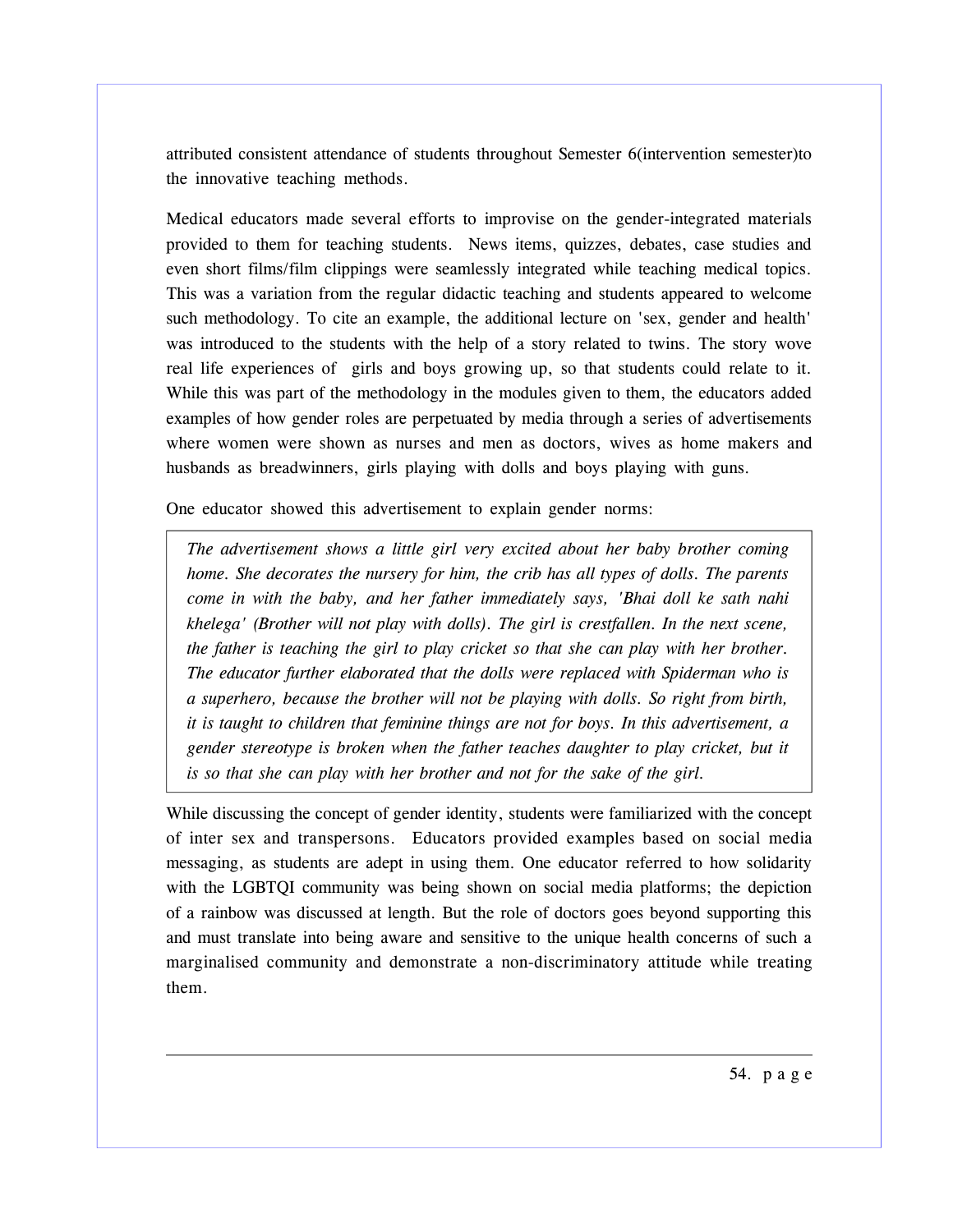attributed consistent attendance of students throughout Semester 6(intervention semester)to the innovative teaching methods.

Medical educators made several efforts to improvise on the gender-integrated materials provided to them for teaching students. News items, quizzes, debates, case studies and even short films/film clippings were seamlessly integrated while teaching medical topics. This was a variation from the regular didactic teaching and students appeared to welcome such methodology. To cite an example, the additional lecture on 'sex, gender and health' was introduced to the students with the help of a story related to twins. The story wove real life experiences of girls and boys growing up, so that students could relate to it. While this was part of the methodology in the modules given to them, the educators added examples of how gender roles are perpetuated by media through a series of advertisements where women were shown as nurses and men as doctors, wives as home makers and husbands as breadwinners, girls playing with dolls and boys playing with guns.

One educator showed this advertisement to explain gender norms:

> *The advertisement shows a little girl very excited about her baby brother coming home. She decorates the nursery for him, the crib has all types of dolls. The parents come in with the baby, and her father immediately says, 'Bhai doll ke sath nahi khelega' (Brother will not play with dolls). The girl is crestfallen. In the next scene, the father is teaching the girl to play cricket so that she can play with her brother. The educator further elaborated that the dolls were replaced with Spiderman who is a superhero, because the brother will not be playing with dolls. So right from birth, it is taught to children that feminine things are not for boys. In this advertisement, a gender stereotype is broken when the father teaches daughter to play cricket, but it is so that she can play with her brother and not for the sake of the girl.*

While discussing the concept of gender identity, students were familiarized with the concept of inter sex and transpersons. Educators provided examples based on social media messaging, as students are adept in using them. One educator referred to how solidarity with the LGBTQI community was being shown on social media platforms; the depiction of a rainbow was discussed at length. But the role of doctors goes beyond supporting this and must translate into being aware and sensitive to the unique health concerns of such a marginalised community and demonstrate a non-discriminatory attitude while treating them.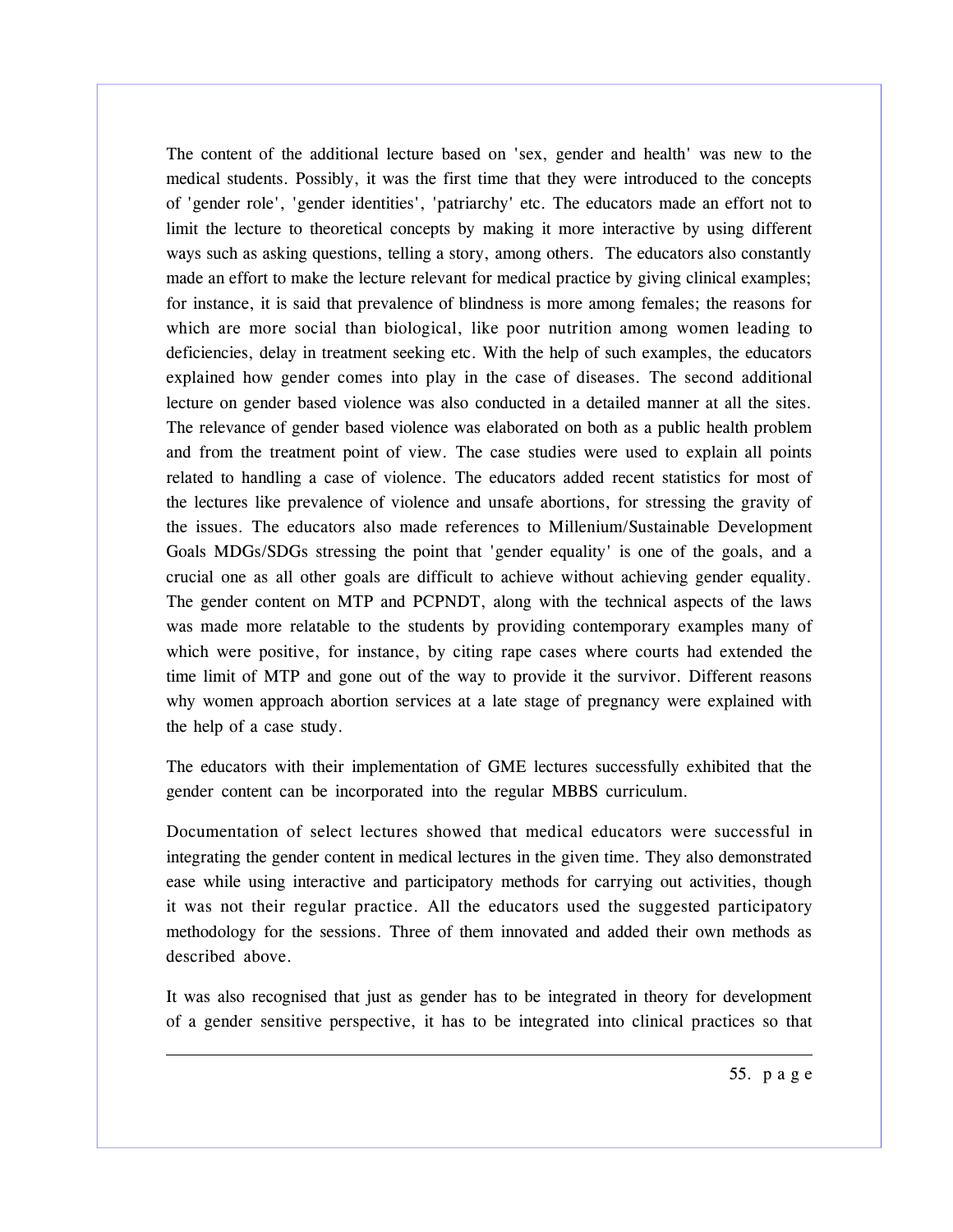The content of the additional lecture based on 'sex, gender and health' was new to the medical students. Possibly, it was the first time that they were introduced to the concepts of 'gender role', 'gender identities', 'patriarchy' etc. The educators made an effort not to limit the lecture to theoretical concepts by making it more interactive by using different ways such as asking questions, telling a story, among others. The educators also constantly made an effort to make the lecture relevant for medical practice by giving clinical examples; for instance, it is said that prevalence of blindness is more among females; the reasons for which are more social than biological, like poor nutrition among women leading to deficiencies, delay in treatment seeking etc. With the help of such examples, the educators explained how gender comes into play in the case of diseases. The second additional lecture on gender based violence was also conducted in a detailed manner at all the sites. The relevance of gender based violence was elaborated on both as a public health problem and from the treatment point of view. The case studies were used to explain all points related to handling a case of violence. The educators added recent statistics for most of the lectures like prevalence of violence and unsafe abortions, for stressing the gravity of the issues. The educators also made references to Millenium/Sustainable Development Goals MDGs/SDGs stressing the point that 'gender equality' is one of the goals, and a crucial one as all other goals are difficult to achieve without achieving gender equality. The gender content on MTP and PCPNDT, along with the technical aspects of the laws was made more relatable to the students by providing contemporary examples many of which were positive, for instance, by citing rape cases where courts had extended the time limit of MTP and gone out of the way to provide it the survivor. Different reasons why women approach abortion services at a late stage of pregnancy were explained with the help of a case study.

The educators with their implementation of GME lectures successfully exhibited that the gender content can be incorporated into the regular MBBS curriculum.

Documentation of select lectures showed that medical educators were successful in integrating the gender content in medical lectures in the given time. They also demonstrated ease while using interactive and participatory methods for carrying out activities, though it was not their regular practice. All the educators used the suggested participatory methodology for the sessions. Three of them innovated and added their own methods as described above.

It was also recognised that just as gender has to be integrated in theory for development of a gender sensitive perspective, it has to be integrated into clinical practices so that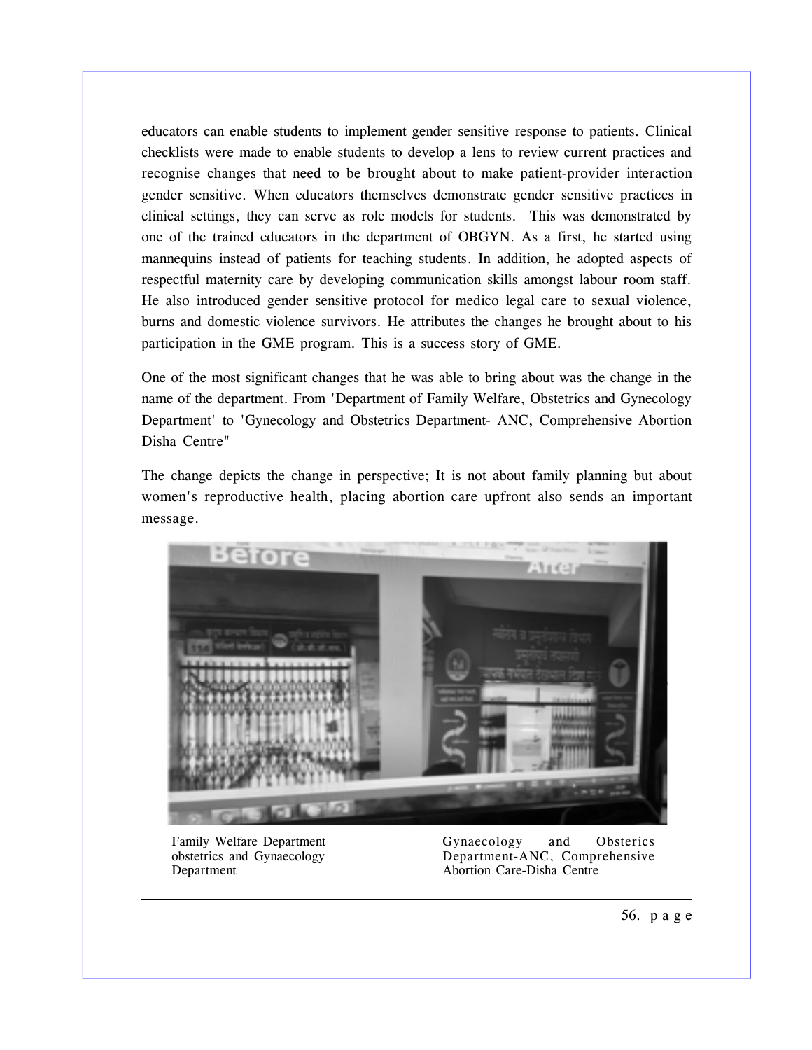educators can enable students to implement gender sensitive response to patients. Clinical checklists were made to enable students to develop a lens to review current practices and recognise changes that need to be brought about to make patient-provider interaction gender sensitive. When educators themselves demonstrate gender sensitive practices in clinical settings, they can serve as role models for students. This was demonstrated by one of the trained educators in the department of OBGYN. As a first, he started using mannequins instead of patients for teaching students. In addition, he adopted aspects of respectful maternity care by developing communication skills amongst labour room staff. He also introduced gender sensitive protocol for medico legal care to sexual violence, burns and domestic violence survivors. He attributes the changes he brought about to his participation in the GME program. This is a success story of GME.

One of the most significant changes that he was able to bring about was the change in the name of the department. From 'Department of Family Welfare, Obstetrics and Gynecology Department' to 'Gynecology and Obstetrics Department- ANC, Comprehensive Abortion Disha Centre"

The change depicts the change in perspective; It is not about family planning but about women's reproductive health, placing abortion care upfront also sends an important message.

Family Welfare Department obstetrics and Gynaecology Department

Gynaecology and Obsterics Department-ANC, Comprehensive Abortion Care-Disha Centre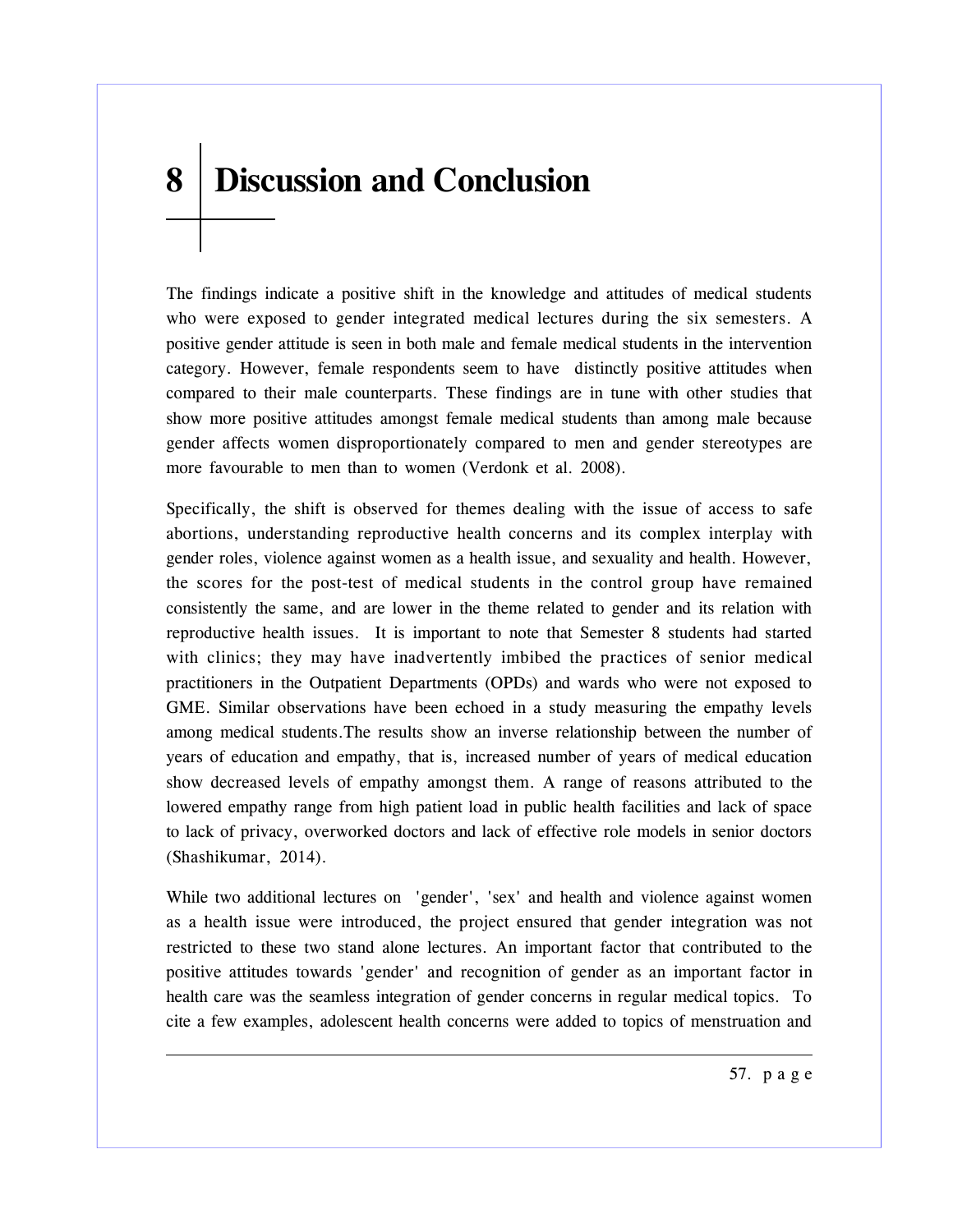# 8 Discussion and Conclusion

The findings indicate a positive shift in the knowledge and attitudes of medical students who were exposed to gender integrated medical lectures during the six semesters. A positive gender attitude is seen in both male and female medical students in the intervention category. However, female respondents seem to have distinctly positive attitudes when compared to their male counterparts. These findings are in tune with other studies that show more positive attitudes amongst female medical students than among male because gender affects women disproportionately compared to men and gender stereotypes are more favourable to men than to women (Verdonk et al. 2008).

Specifically, the shift is observed for themes dealing with the issue of access to safe abortions, understanding reproductive health concerns and its complex interplay with gender roles, violence against women as a health issue, and sexuality and health. However, the scores for the post-test of medical students in the control group have remained consistently the same, and are lower in the theme related to gender and its relation with reproductive health issues. It is important to note that Semester 8 students had started with clinics; they may have inadvertently imbibed the practices of senior medical practitioners in the Outpatient Departments (OPDs) and wards who were not exposed to GME. Similar observations have been echoed in a study measuring the empathy levels among medical students.The results show an inverse relationship between the number of years of education and empathy, that is, increased number of years of medical education show decreased levels of empathy amongst them. A range of reasons attributed to the lowered empathy range from high patient load in public health facilities and lack of space to lack of privacy, overworked doctors and lack of effective role models in senior doctors (Shashikumar, 2014).

While two additional lectures on 'gender', 'sex' and health and violence against women as a health issue were introduced, the project ensured that gender integration was not restricted to these two stand alone lectures. An important factor that contributed to the positive attitudes towards 'gender' and recognition of gender as an important factor in health care was the seamless integration of gender concerns in regular medical topics. To cite a few examples, adolescent health concerns were added to topics of menstruation and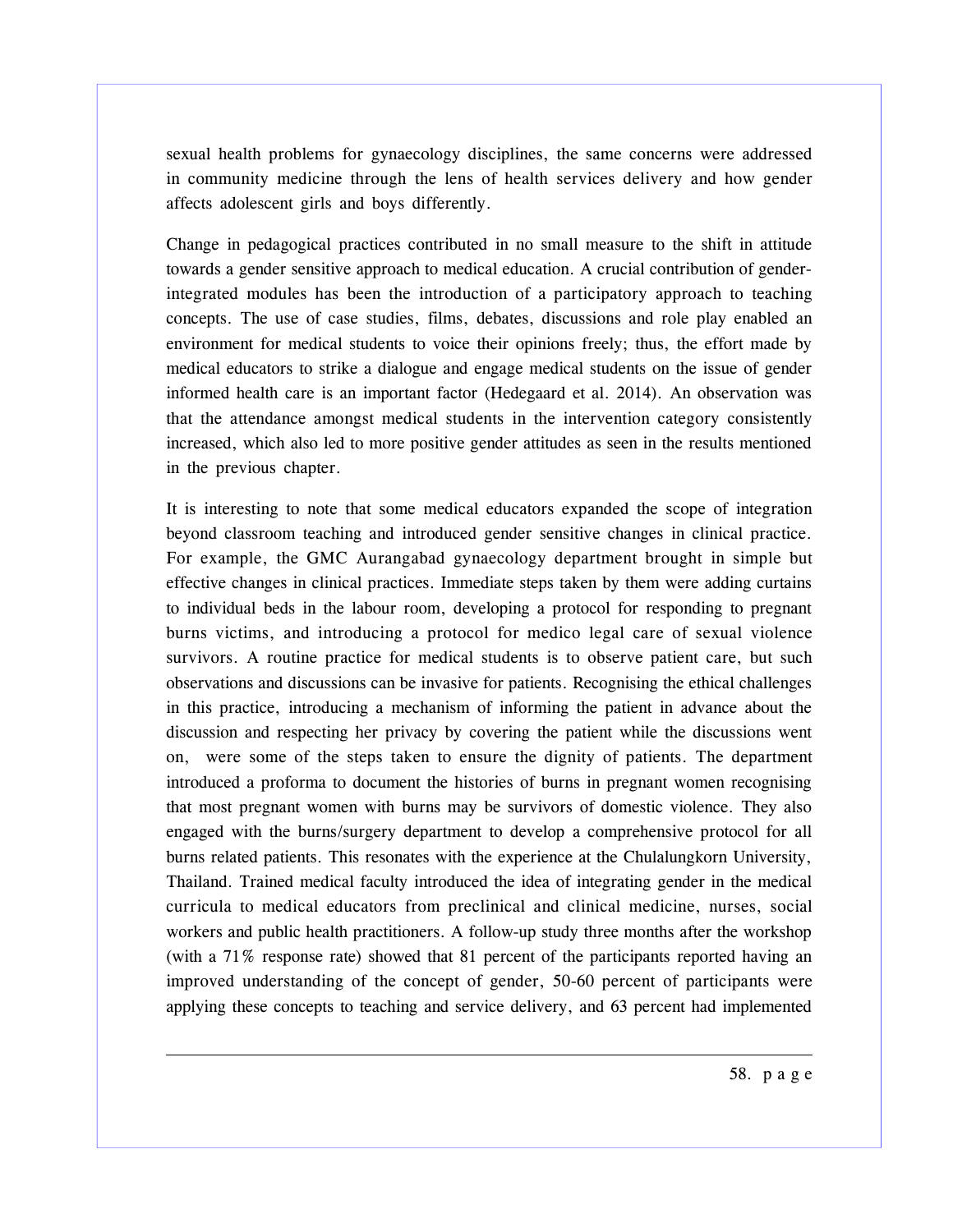sexual health problems for gynaecology disciplines, the same concerns were addressed in community medicine through the lens of health services delivery and how gender affects adolescent girls and boys differently.

Change in pedagogical practices contributed in no small measure to the shift in attitude towards a gender sensitive approach to medical education. A crucial contribution of gender-integrated modules has been the introduction of a participatory approach to teaching concepts. The use of case studies, films, debates, discussions and role play enabled an environment for medical students to voice their opinions freely; thus, the effort made by medical educators to strike a dialogue and engage medical students on the issue of gender informed health care is an important factor (Hedegaard et al. 2014). An observation was that the attendance amongst medical students in the intervention category consistently increased, which also led to more positive gender attitudes as seen in the results mentioned in the previous chapter.

It is interesting to note that some medical educators expanded the scope of integration beyond classroom teaching and introduced gender sensitive changes in clinical practice. For example, the GMC Aurangabad gynaecology department brought in simple but effective changes in clinical practices. Immediate steps taken by them were adding curtains to individual beds in the labour room, developing a protocol for responding to pregnant burns victims, and introducing a protocol for medico legal care of sexual violence survivors. A routine practice for medical students is to observe patient care, but such observations and discussions can be invasive for patients. Recognising the ethical challenges in this practice, introducing a mechanism of informing the patient in advance about the discussion and respecting her privacy by covering the patient while the discussions went on, were some of the steps taken to ensure the dignity of patients. The department introduced a proforma to document the histories of burns in pregnant women recognising that most pregnant women with burns may be survivors of domestic violence. They also engaged with the burns/surgery department to develop a comprehensive protocol for all burns related patients. This resonates with the experience at the Chulalungkorn University, Thailand. Trained medical faculty introduced the idea of integrating gender in the medical curricula to medical educators from preclinical and clinical medicine, nurses, social workers and public health practitioners. A follow-up study three months after the workshop (with a 71% response rate) showed that 81 percent of the participants reported having an improved understanding of the concept of gender, 50-60 percent of participants were applying these concepts to teaching and service delivery, and 63 percent had implemented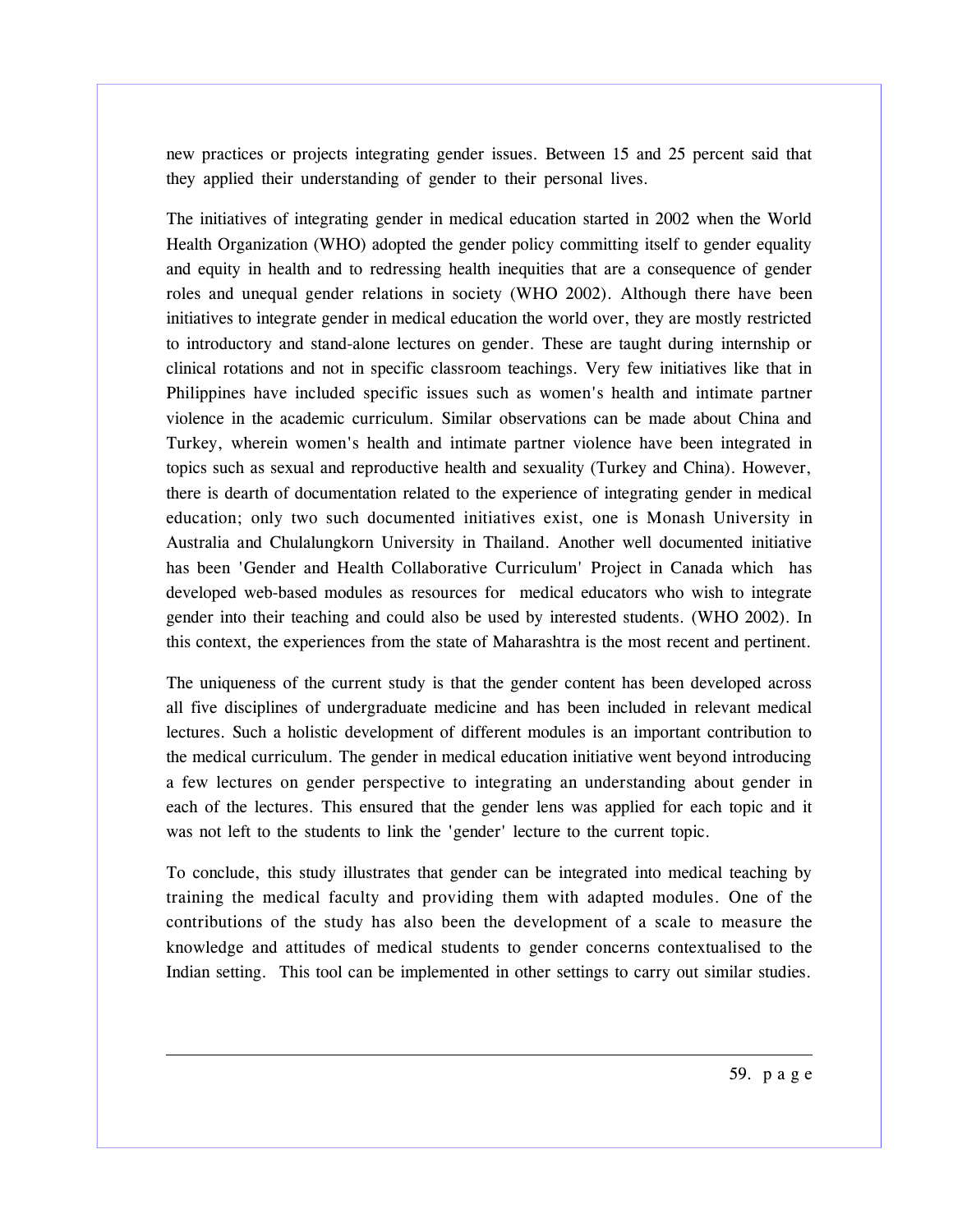new practices or projects integrating gender issues. Between 15 and 25 percent said that they applied their understanding of gender to their personal lives.

The initiatives of integrating gender in medical education started in 2002 when the World Health Organization (WHO) adopted the gender policy committing itself to gender equality and equity in health and to redressing health inequities that are a consequence of gender roles and unequal gender relations in society (WHO 2002). Although there have been initiatives to integrate gender in medical education the world over, they are mostly restricted to introductory and stand-alone lectures on gender. These are taught during internship or clinical rotations and not in specific classroom teachings. Very few initiatives like that in Philippines have included specific issues such as women's health and intimate partner violence in the academic curriculum. Similar observations can be made about China and Turkey, wherein women's health and intimate partner violence have been integrated in topics such as sexual and reproductive health and sexuality (Turkey and China). However, there is dearth of documentation related to the experience of integrating gender in medical education; only two such documented initiatives exist, one is Monash University in Australia and Chulalungkorn University in Thailand. Another well documented initiative has been 'Gender and Health Collaborative Curriculum' Project in Canada which has developed web-based modules as resources for medical educators who wish to integrate gender into their teaching and could also be used by interested students. (WHO 2002). In this context, the experiences from the state of Maharashtra is the most recent and pertinent.

The uniqueness of the current study is that the gender content has been developed across all five disciplines of undergraduate medicine and has been included in relevant medical lectures. Such a holistic development of different modules is an important contribution to the medical curriculum. The gender in medical education initiative went beyond introducing a few lectures on gender perspective to integrating an understanding about gender in each of the lectures. This ensured that the gender lens was applied for each topic and it was not left to the students to link the 'gender' lecture to the current topic.

To conclude, this study illustrates that gender can be integrated into medical teaching by training the medical faculty and providing them with adapted modules. One of the contributions of the study has also been the development of a scale to measure the knowledge and attitudes of medical students to gender concerns contextualised to the Indian setting. This tool can be implemented in other settings to carry out similar studies.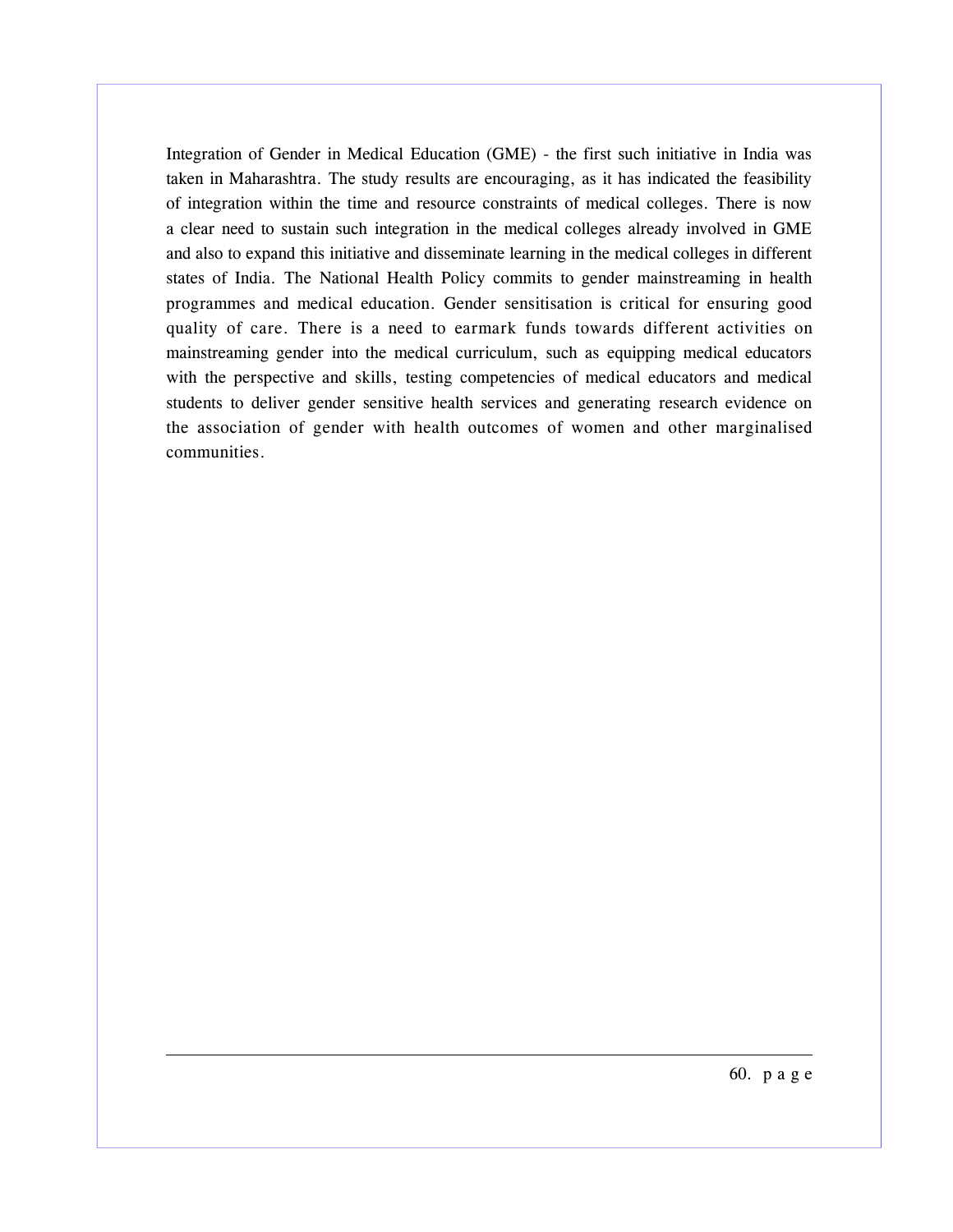Integration of Gender in Medical Education (GME) - the first such initiative in India was taken in Maharashtra. The study results are encouraging, as it has indicated the feasibility of integration within the time and resource constraints of medical colleges. There is now a clear need to sustain such integration in the medical colleges already involved in GME and also to expand this initiative and disseminate learning in the medical colleges in different states of India. The National Health Policy commits to gender mainstreaming in health programmes and medical education. Gender sensitisation is critical for ensuring good quality of care. There is a need to earmark funds towards different activities on mainstreaming gender into the medical curriculum, such as equipping medical educators with the perspective and skills, testing competencies of medical educators and medical students to deliver gender sensitive health services and generating research evidence on the association of gender with health outcomes of women and other marginalised communities.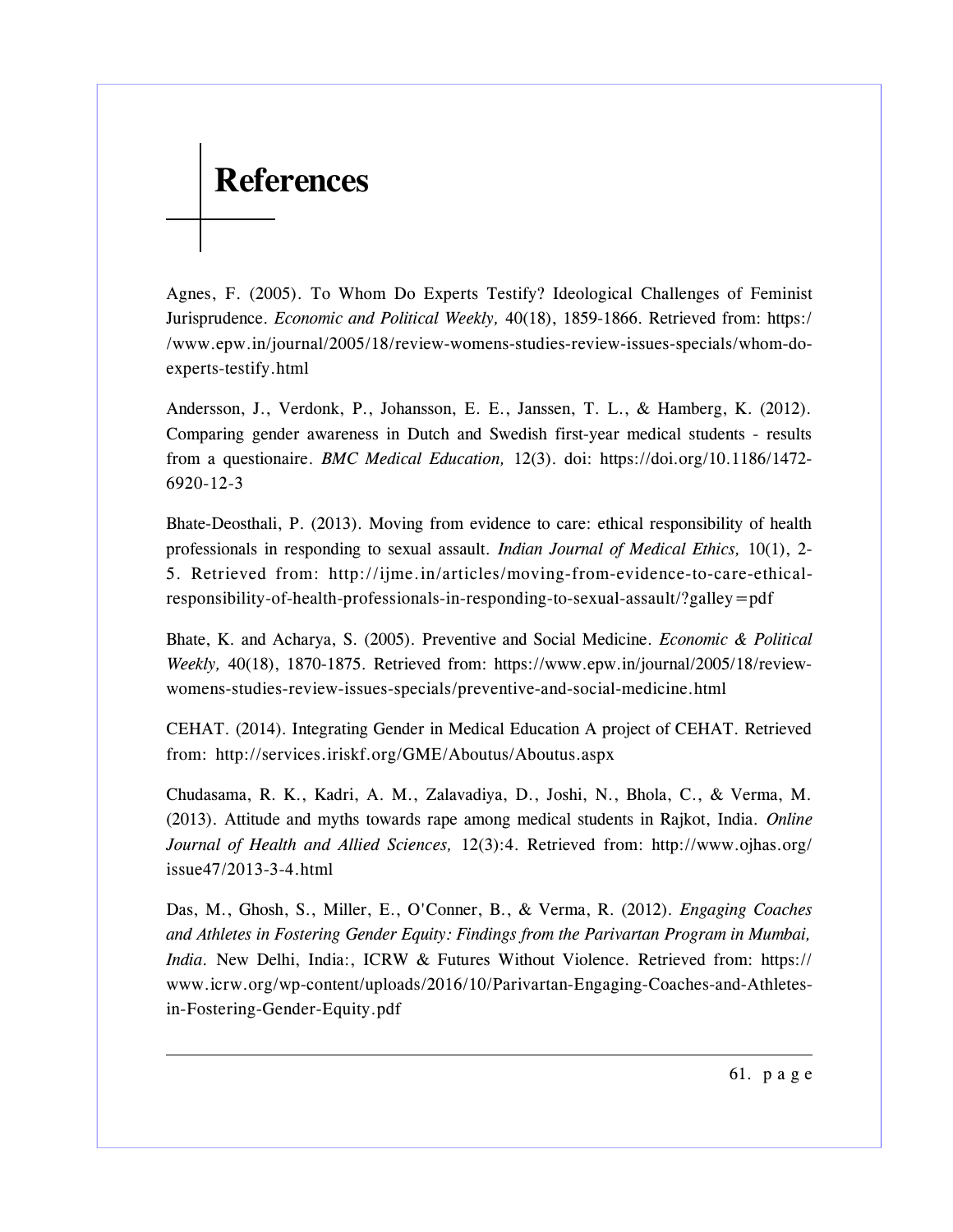# References

Agnes, F. (2005). To Whom Do Experts Testify? Ideological Challenges of Feminist Jurisprudence. *Economic and Political Weekly,* 40(18), 1859-1866. Retrieved from: https://www.epw.in/journal/2005/18/review-womens-studies-review-issues-specials/whom-do-experts-testify.html

Andersson, J., Verdonk, P., Johansson, E. E., Janssen, T. L., & Hamberg, K. (2012). Comparing gender awareness in Dutch and Swedish first-year medical students - results from a questionaire. *BMC Medical Education,* 12(3). doi: https://doi.org/10.1186/1472-6920-12-3

Bhate-Deosthali, P. (2013). Moving from evidence to care: ethical responsibility of health professionals in responding to sexual assault. *Indian Journal of Medical Ethics,* 10(1), 2-5. Retrieved from: http://ijme.in/articles/moving-from-evidence-to-care-ethical-responsibility-of-health-professionals-in-responding-to-sexual-assault/?galley=pdf

Bhate, K. and Acharya, S. (2005). Preventive and Social Medicine. *Economic & Political Weekly,* 40(18), 1870-1875. Retrieved from: https://www.epw.in/journal/2005/18/review-womens-studies-review-issues-specials/preventive-and-social-medicine.html

CEHAT. (2014). Integrating Gender in Medical Education A project of CEHAT. Retrieved from: http://services.iriskf.org/GME/Aboutus/Aboutus.aspx

Chudasama, R. K., Kadri, A. M., Zalavadiya, D., Joshi, N., Bhola, C., & Verma, M. (2013). Attitude and myths towards rape among medical students in Rajkot, India. *Online Journal of Health and Allied Sciences,* 12(3):4. Retrieved from: http://www.ojhas.org/issue47/2013-3-4.html

Das, M., Ghosh, S., Miller, E., O'Conner, B., & Verma, R. (2012). *Engaging Coaches and Athletes in Fostering Gender Equity: Findings from the Parivartan Program in Mumbai, India*. New Delhi, India:, ICRW & Futures Without Violence. Retrieved from: https://www.icrw.org/wp-content/uploads/2016/10/Parivartan-Engaging-Coaches-and-Athletes-in-Fostering-Gender-Equity.pdf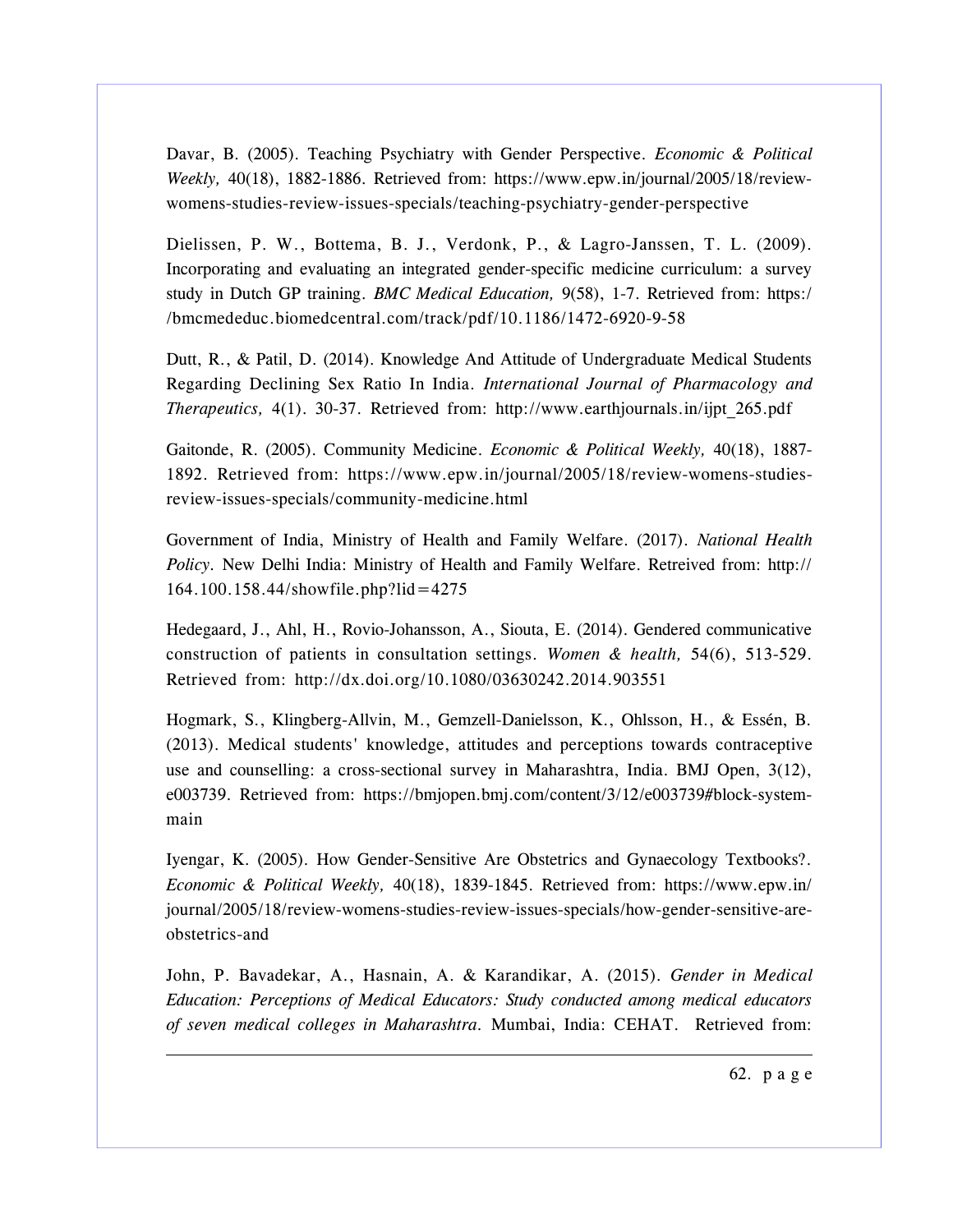Davar, B. (2005). Teaching Psychiatry with Gender Perspective. *Economic & Political Weekly,* 40(18), 1882-1886. Retrieved from: https://www.epw.in/journal/2005/18/review-womens-studies-review-issues-specials/teaching-psychiatry-gender-perspective

Dielissen, P. W., Bottema, B. J., Verdonk, P., & Lagro-Janssen, T. L. (2009). Incorporating and evaluating an integrated gender-specific medicine curriculum: a survey study in Dutch GP training. *BMC Medical Education,* 9(58), 1-7. Retrieved from: https://bmcmededuc.biomedcentral.com/track/pdf/10.1186/1472-6920-9-58

Dutt, R., & Patil, D. (2014). Knowledge And Attitude of Undergraduate Medical Students Regarding Declining Sex Ratio In India. *International Journal of Pharmacology and Therapeutics,* 4(1). 30-37. Retrieved from: http://www.earthjournals.in/ijpt_265.pdf

Gaitonde, R. (2005). Community Medicine. *Economic & Political Weekly,* 40(18), 1887-1892. Retrieved from: https://www.epw.in/journal/2005/18/review-womens-studies-review-issues-specials/community-medicine.html

Government of India, Ministry of Health and Family Welfare. (2017). *National Health Policy*. New Delhi India: Ministry of Health and Family Welfare. Retreived from: http://164.100.158.44/showfile.php?lid=4275

Hedegaard, J., Ahl, H., Rovio-Johansson, A., Siouta, E. (2014). Gendered communicative construction of patients in consultation settings. *Women & health,* 54(6), 513-529. Retrieved from: http://dx.doi.org/10.1080/03630242.2014.903551

Hogmark, S., Klingberg-Allvin, M., Gemzell-Danielsson, K., Ohlsson, H., & Essén, B. (2013). Medical students' knowledge, attitudes and perceptions towards contraceptive use and counselling: a cross-sectional survey in Maharashtra, India. BMJ Open, 3(12), e003739. Retrieved from: https://bmjopen.bmj.com/content/3/12/e003739#block-system-main

Iyengar, K. (2005). How Gender-Sensitive Are Obstetrics and Gynaecology Textbooks?. *Economic & Political Weekly,* 40(18), 1839-1845. Retrieved from: https://www.epw.in/journal/2005/18/review-womens-studies-review-issues-specials/how-gender-sensitive-are-obstetrics-and

John, P. Bavadekar, A., Hasnain, A. & Karandikar, A. (2015). *Gender in Medical Education: Perceptions of Medical Educators: Study conducted among medical educators of seven medical colleges in Maharashtra*. Mumbai, India: CEHAT. Retrieved from: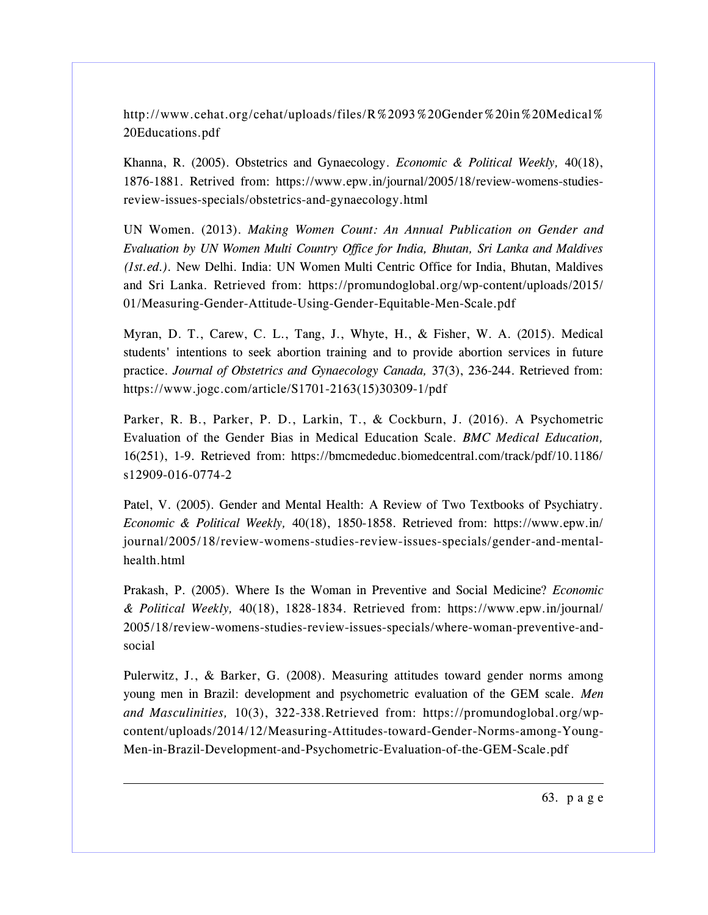http://www.cehat.org/cehat/uploads/files/R%2093%20Gender%20in%20Medical%20Educations.pdf

Khanna, R. (2005). Obstetrics and Gynaecology. *Economic & Political Weekly,* 40(18), 1876-1881. Retrived from: https://www.epw.in/journal/2005/18/review-womens-studies-review-issues-specials/obstetrics-and-gynaecology.html

UN Women. (2013). *Making Women Count: An Annual Publication on Gender and Evaluation by UN Women Multi Country Office for India, Bhutan, Sri Lanka and Maldives (1st.ed.).* New Delhi. India: UN Women Multi Centric Office for India, Bhutan, Maldives and Sri Lanka. Retrieved from: https://promundoglobal.org/wp-content/uploads/2015/01/Measuring-Gender-Attitude-Using-Gender-Equitable-Men-Scale.pdf

Myran, D. T., Carew, C. L., Tang, J., Whyte, H., & Fisher, W. A. (2015). Medical students' intentions to seek abortion training and to provide abortion services in future practice. *Journal of Obstetrics and Gynaecology Canada,* 37(3), 236-244. Retrieved from: https://www.jogc.com/article/S1701-2163(15)30309-1/pdf

Parker, R. B., Parker, P. D., Larkin, T., & Cockburn, J. (2016). A Psychometric Evaluation of the Gender Bias in Medical Education Scale. *BMC Medical Education,* 16(251), 1-9. Retrieved from: https://bmcmededuc.biomedcentral.com/track/pdf/10.1186/s12909-016-0774-2

Patel, V. (2005). Gender and Mental Health: A Review of Two Textbooks of Psychiatry. *Economic & Political Weekly,* 40(18), 1850-1858. Retrieved from: https://www.epw.in/journal/2005/18/review-womens-studies-review-issues-specials/gender-and-mental-health.html

Prakash, P. (2005). Where Is the Woman in Preventive and Social Medicine? *Economic & Political Weekly,* 40(18), 1828-1834. Retrieved from: https://www.epw.in/journal/2005/18/review-womens-studies-review-issues-specials/where-woman-preventive-and-social

Pulerwitz, J., & Barker, G. (2008). Measuring attitudes toward gender norms among young men in Brazil: development and psychometric evaluation of the GEM scale. *Men and Masculinities,* 10(3), 322-338.Retrieved from: https://promundoglobal.org/wp-content/uploads/2014/12/Measuring-Attitudes-toward-Gender-Norms-among-Young-Men-in-Brazil-Development-and-Psychometric-Evaluation-of-the-GEM-Scale.pdf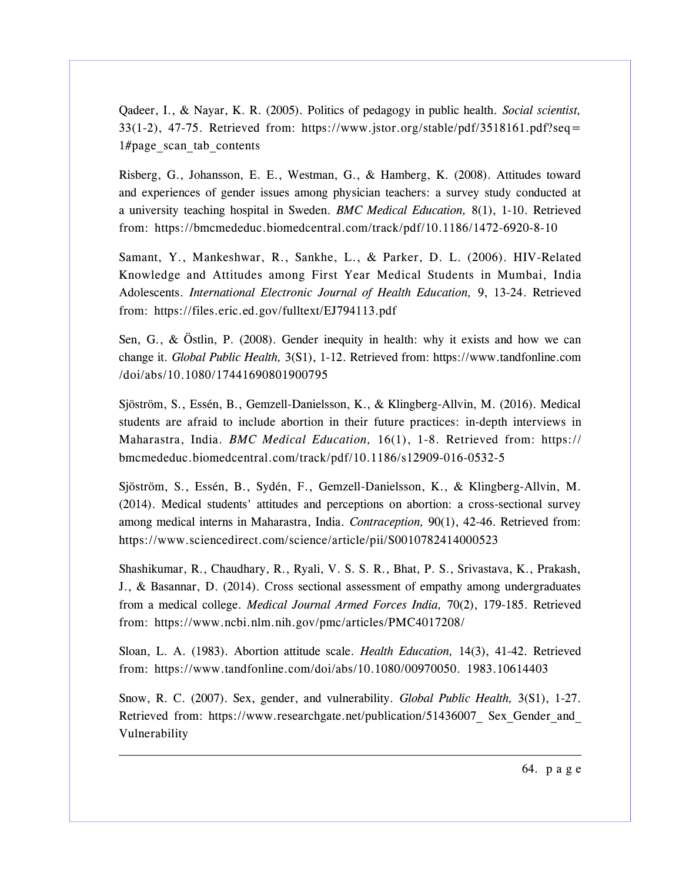Qadeer, I., & Nayar, K. R. (2005). Politics of pedagogy in public health. *Social scientist,* 33(1-2), 47-75. Retrieved from: https://www.jstor.org/stable/pdf/3518161.pdf?seq=1#page_scan_tab_contents

Risberg, G., Johansson, E. E., Westman, G., & Hamberg, K. (2008). Attitudes toward and experiences of gender issues among physician teachers: a survey study conducted at a university teaching hospital in Sweden. *BMC Medical Education,* 8(1), 1-10. Retrieved from: https://bmcmededuc.biomedcentral.com/track/pdf/10.1186/1472-6920-8-10

Samant, Y., Mankeshwar, R., Sankhe, L., & Parker, D. L. (2006). HIV-Related Knowledge and Attitudes among First Year Medical Students in Mumbai, India Adolescents. *International Electronic Journal of Health Education,* 9, 13-24. Retrieved from: https://files.eric.ed.gov/fulltext/EJ794113.pdf

Sen, G., & Östlin, P. (2008). Gender inequity in health: why it exists and how we can change it. *Global Public Health,* 3(S1), 1-12. Retrieved from: https://www.tandfonline.com/doi/abs/10.1080/17441690801900795

Sjöström, S., Essén, B., Gemzell-Danielsson, K., & Klingberg-Allvin, M. (2016). Medical students are afraid to include abortion in their future practices: in-depth interviews in Maharastra, India. *BMC Medical Education,* 16(1), 1-8. Retrieved from: https://bmcmededuc.biomedcentral.com/track/pdf/10.1186/s12909-016-0532-5

Sjöström, S., Essén, B., Sydén, F., Gemzell-Danielsson, K., & Klingberg-Allvin, M. (2014). Medical students' attitudes and perceptions on abortion: a cross-sectional survey among medical interns in Maharastra, India. *Contraception,* 90(1), 42-46. Retrieved from: https://www.sciencedirect.com/science/article/pii/S0010782414000523

Shashikumar, R., Chaudhary, R., Ryali, V. S. S. R., Bhat, P. S., Srivastava, K., Prakash, J., & Basannar, D. (2014). Cross sectional assessment of empathy among undergraduates from a medical college. *Medical Journal Armed Forces India,* 70(2), 179-185. Retrieved from: https://www.ncbi.nlm.nih.gov/pmc/articles/PMC4017208/

Sloan, L. A. (1983). Abortion attitude scale. *Health Education,* 14(3), 41-42. Retrieved from: https://www.tandfonline.com/doi/abs/10.1080/00970050. 1983.10614403

Snow, R. C. (2007). Sex, gender, and vulnerability. *Global Public Health,* 3(S1), 1-27. Retrieved from: https://www.researchgate.net/publication/51436007_ Sex_Gender_and_Vulnerability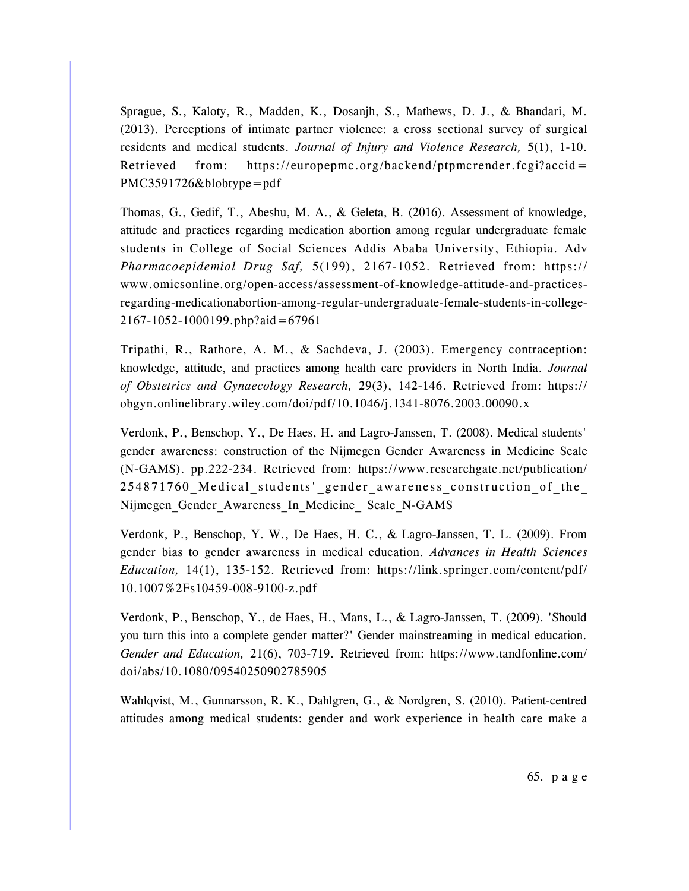Sprague, S., Kaloty, R., Madden, K., Dosanjh, S., Mathews, D. J., & Bhandari, M. (2013). Perceptions of intimate partner violence: a cross sectional survey of surgical residents and medical students. *Journal of Injury and Violence Research,* 5(1), 1-10. Retrieved from: https://europepmc.org/backend/ptpmcrender.fcgi?accid=PMC3591726&blobtype=pdf

Thomas, G., Gedif, T., Abeshu, M. A., & Geleta, B. (2016). Assessment of knowledge, attitude and practices regarding medication abortion among regular undergraduate female students in College of Social Sciences Addis Ababa University, Ethiopia. Adv *Pharmacoepidemiol Drug Saf,* 5(199), 2167-1052. Retrieved from: https://www.omicsonline.org/open-access/assessment-of-knowledge-attitude-and-practices-regarding-medicationabortion-among-regular-undergraduate-female-students-in-college-2167-1052-1000199.php?aid=67961

Tripathi, R., Rathore, A. M., & Sachdeva, J. (2003). Emergency contraception: knowledge, attitude, and practices among health care providers in North India. *Journal of Obstetrics and Gynaecology Research,* 29(3), 142-146. Retrieved from: https://obgyn.onlinelibrary.wiley.com/doi/pdf/10.1046/j.1341-8076.2003.00090.x

Verdonk, P., Benschop, Y., De Haes, H. and Lagro-Janssen, T. (2008). Medical students' gender awareness: construction of the Nijmegen Gender Awareness in Medicine Scale (N-GAMS). pp.222-234. Retrieved from: https://www.researchgate.net/publication/254871760_Medical_students'_gender_awareness_construction_of_the_Nijmegen_Gender_Awareness_In_Medicine_ Scale_N-GAMS

Verdonk, P., Benschop, Y. W., De Haes, H. C., & Lagro-Janssen, T. L. (2009). From gender bias to gender awareness in medical education. *Advances in Health Sciences Education,* 14(1), 135-152. Retrieved from: https://link.springer.com/content/pdf/10.1007%2Fs10459-008-9100-z.pdf

Verdonk, P., Benschop, Y., de Haes, H., Mans, L., & Lagro-Janssen, T. (2009). 'Should you turn this into a complete gender matter?' Gender mainstreaming in medical education. *Gender and Education,* 21(6), 703-719. Retrieved from: https://www.tandfonline.com/doi/abs/10.1080/09540250902785905

Wahlqvist, M., Gunnarsson, R. K., Dahlgren, G., & Nordgren, S. (2010). Patient-centred attitudes among medical students: gender and work experience in health care make a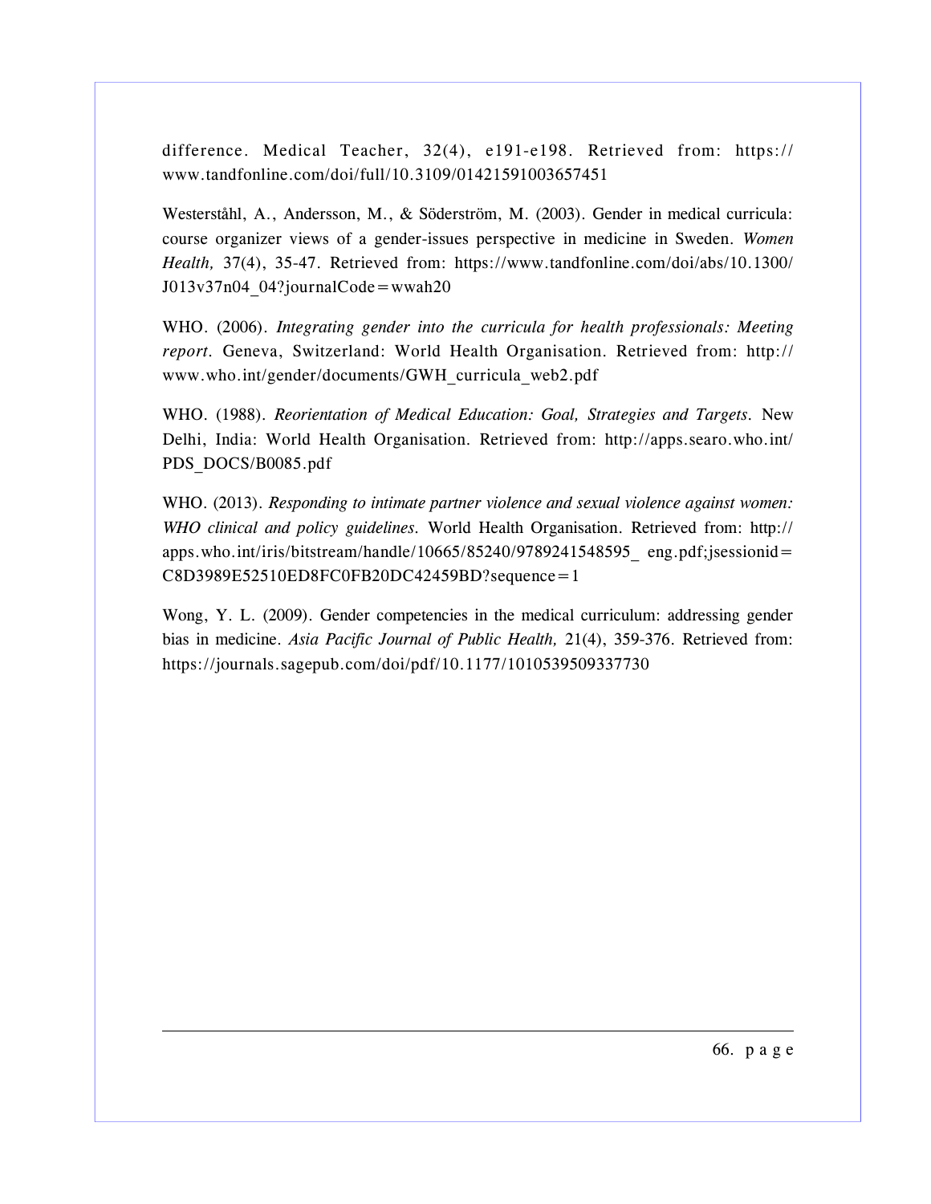difference. Medical Teacher, 32(4), e191-e198. Retrieved from: https://www.tandfonline.com/doi/full/10.3109/01421591003657451

Westerståhl, A., Andersson, M., & Söderström, M. (2003). Gender in medical curricula: course organizer views of a gender-issues perspective in medicine in Sweden. *Women Health,* 37(4), 35-47. Retrieved from: https://www.tandfonline.com/doi/abs/10.1300/J013v37n04_04?journalCode=wwah20

WHO. (2006). *Integrating gender into the curricula for health professionals: Meeting report*. Geneva, Switzerland: World Health Organisation. Retrieved from: http://www.who.int/gender/documents/GWH_curricula_web2.pdf

WHO. (1988). *Reorientation of Medical Education: Goal, Strategies and Targets*. New Delhi, India: World Health Organisation. Retrieved from: http://apps.searo.who.int/PDS_DOCS/B0085.pdf

WHO. (2013). *Responding to intimate partner violence and sexual violence against women: WHO clinical and policy guidelines*. World Health Organisation. Retrieved from: http://apps.who.int/iris/bitstream/handle/10665/85240/9789241548595_ eng.pdf;jsessionid=C8D3989E52510ED8FC0FB20DC42459BD?sequence=1

Wong, Y. L. (2009). Gender competencies in the medical curriculum: addressing gender bias in medicine. *Asia Pacific Journal of Public Health,* 21(4), 359-376. Retrieved from: https://journals.sagepub.com/doi/pdf/10.1177/1010539509337730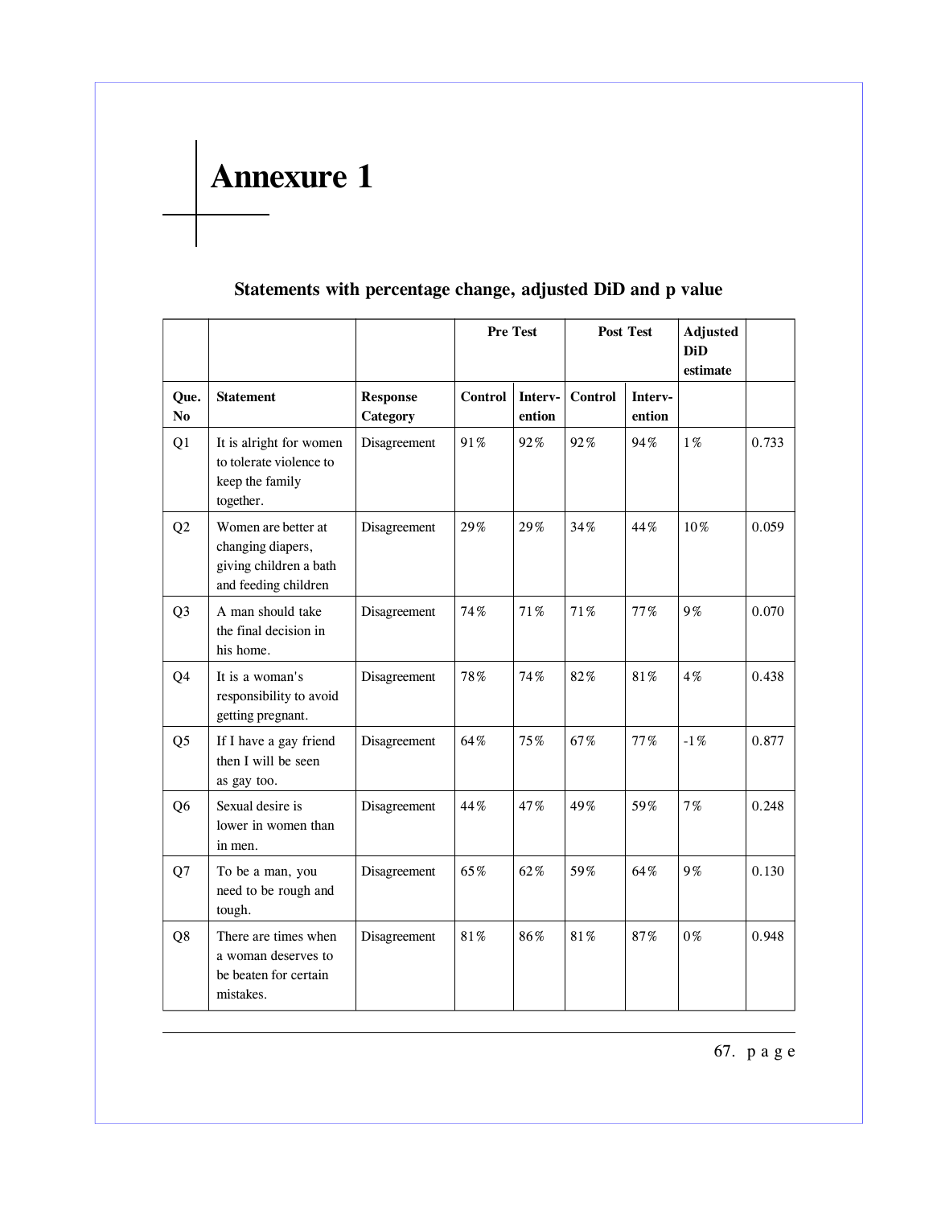# Annexure 1

## Statements with percentage change, adjusted DiD and p value

| | | | Pre Test | | Post Test | | Adjusted DiD estimate | |
|---|---|---|---|---|---|---|---|---|
| **Que. No** | **Statement** | **Response Category** | **Control** | **Interv-ention** | **Control** | **Interv-ention** | | |
| Q1 | It is alright for women to tolerate violence to keep the family together. | Disagreement | 91% | 92% | 92% | 94% | 1% | 0.733 |
| Q2 | Women are better at changing diapers, giving children a bath and feeding children | Disagreement | 29% | 29% | 34% | 44% | 10% | 0.059 |
| Q3 | A man should take the final decision in his home. | Disagreement | 74% | 71% | 71% | 77% | 9% | 0.070 |
| Q4 | It is a woman's responsibility to avoid getting pregnant. | Disagreement | 78% | 74% | 82% | 81% | 4% | 0.438 |
| Q5 | If I have a gay friend then I will be seen as gay too. | Disagreement | 64% | 75% | 67% | 77% | -1% | 0.877 |
| Q6 | Sexual desire is lower in women than in men. | Disagreement | 44% | 47% | 49% | 59% | 7% | 0.248 |
| Q7 | To be a man, you need to be rough and tough. | Disagreement | 65% | 62% | 59% | 64% | 9% | 0.130 |
| Q8 | There are times when a woman deserves to be beaten for certain mistakes. | Disagreement | 81% | 86% | 81% | 87% | 0% | 0.948 |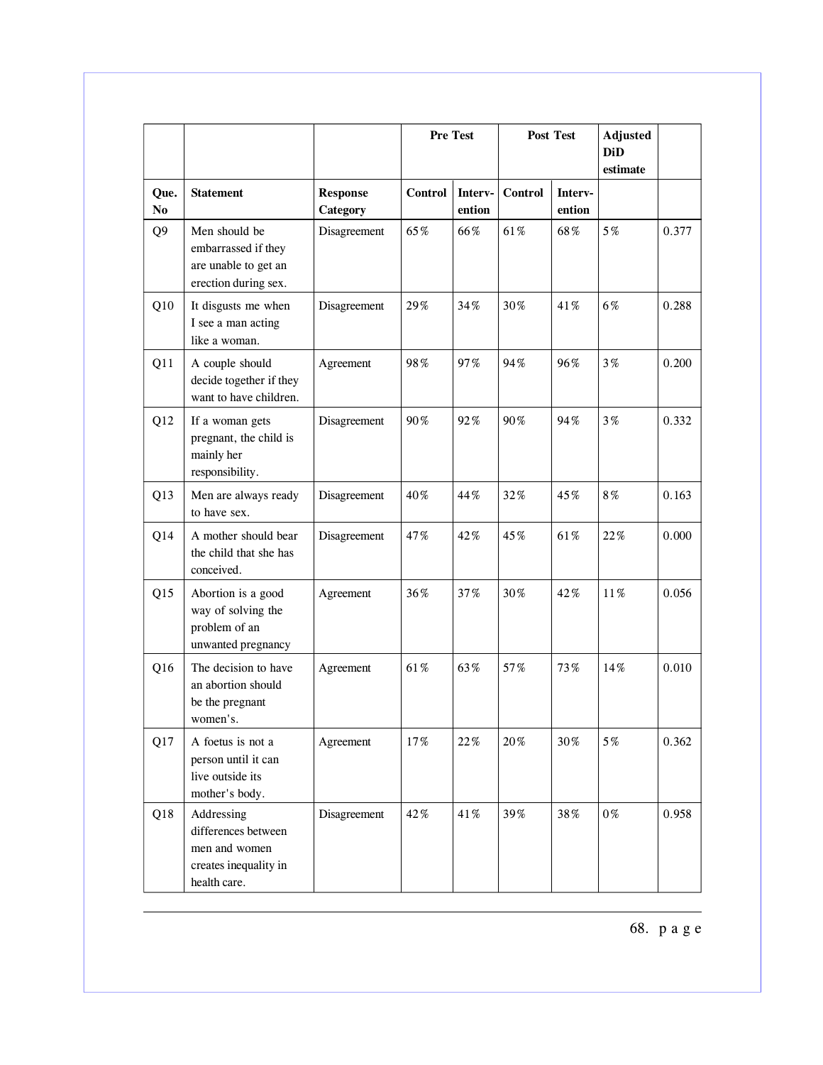| | | | Pre Test | | Post Test | | Adjusted DiD estimate | |
|---|---|---|---|---|---|---|---|---|
| Que. No | Statement | Response Category | Control | Interv-ention | Control | Interv-ention | | |
| Q9 | Men should be embarrassed if they are unable to get an erection during sex. | Disagreement | 65% | 66% | 61% | 68% | 5% | 0.377 |
| Q10 | It disgusts me when I see a man acting like a woman. | Disagreement | 29% | 34% | 30% | 41% | 6% | 0.288 |
| Q11 | A couple should decide together if they want to have children. | Agreement | 98% | 97% | 94% | 96% | 3% | 0.200 |
| Q12 | If a woman gets pregnant, the child is mainly her responsibility. | Disagreement | 90% | 92% | 90% | 94% | 3% | 0.332 |
| Q13 | Men are always ready to have sex. | Disagreement | 40% | 44% | 32% | 45% | 8% | 0.163 |
| Q14 | A mother should bear the child that she has conceived. | Disagreement | 47% | 42% | 45% | 61% | 22% | 0.000 |
| Q15 | Abortion is a good way of solving the problem of an unwanted pregnancy | Agreement | 36% | 37% | 30% | 42% | 11% | 0.056 |
| Q16 | The decision to have an abortion should be the pregnant women's. | Agreement | 61% | 63% | 57% | 73% | 14% | 0.010 |
| Q17 | A foetus is not a person until it can live outside its mother's body. | Agreement | 17% | 22% | 20% | 30% | 5% | 0.362 |
| Q18 | Addressing differences between men and women creates inequality in health care. | Disagreement | 42% | 41% | 39% | 38% | 0% | 0.958 |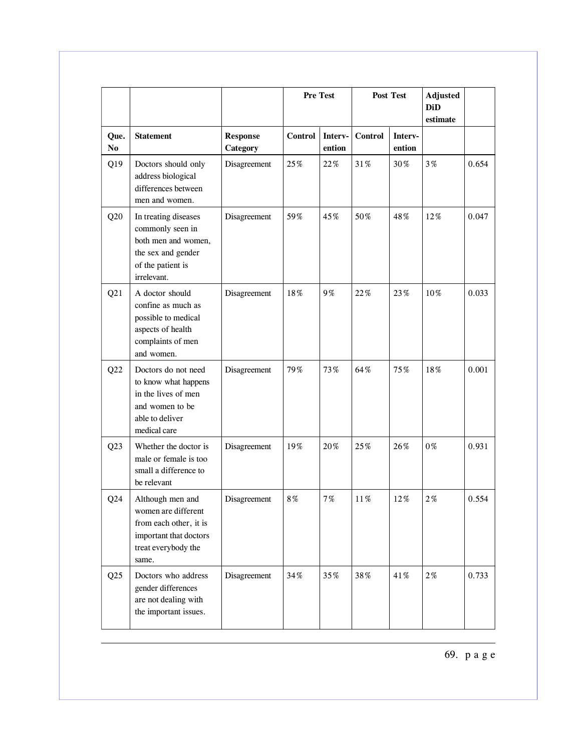| | | | Pre Test | | Post Test | | Adjusted DiD estimate | |
|---|---|---|---|---|---|---|---|---|
| Que. No | Statement | Response Category | Control | Interv-ention | Control | Interv-ention | | |
| Q19 | Doctors should only address biological differences between men and women. | Disagreement | 25% | 22% | 31% | 30% | 3% | 0.654 |
| Q20 | In treating diseases commonly seen in both men and women, the sex and gender of the patient is irrelevant. | Disagreement | 59% | 45% | 50% | 48% | 12% | 0.047 |
| Q21 | A doctor should confine as much as possible to medical aspects of health complaints of men and women. | Disagreement | 18% | 9% | 22% | 23% | 10% | 0.033 |
| Q22 | Doctors do not need to know what happens in the lives of men and women to be able to deliver medical care | Disagreement | 79% | 73% | 64% | 75% | 18% | 0.001 |
| Q23 | Whether the doctor is male or female is too small a difference to be relevant | Disagreement | 19% | 20% | 25% | 26% | 0% | 0.931 |
| Q24 | Although men and women are different from each other, it is important that doctors treat everybody the same. | Disagreement | 8% | 7% | 11% | 12% | 2% | 0.554 |
| Q25 | Doctors who address gender differences are not dealing with the important issues. | Disagreement | 34% | 35% | 38% | 41% | 2% | 0.733 |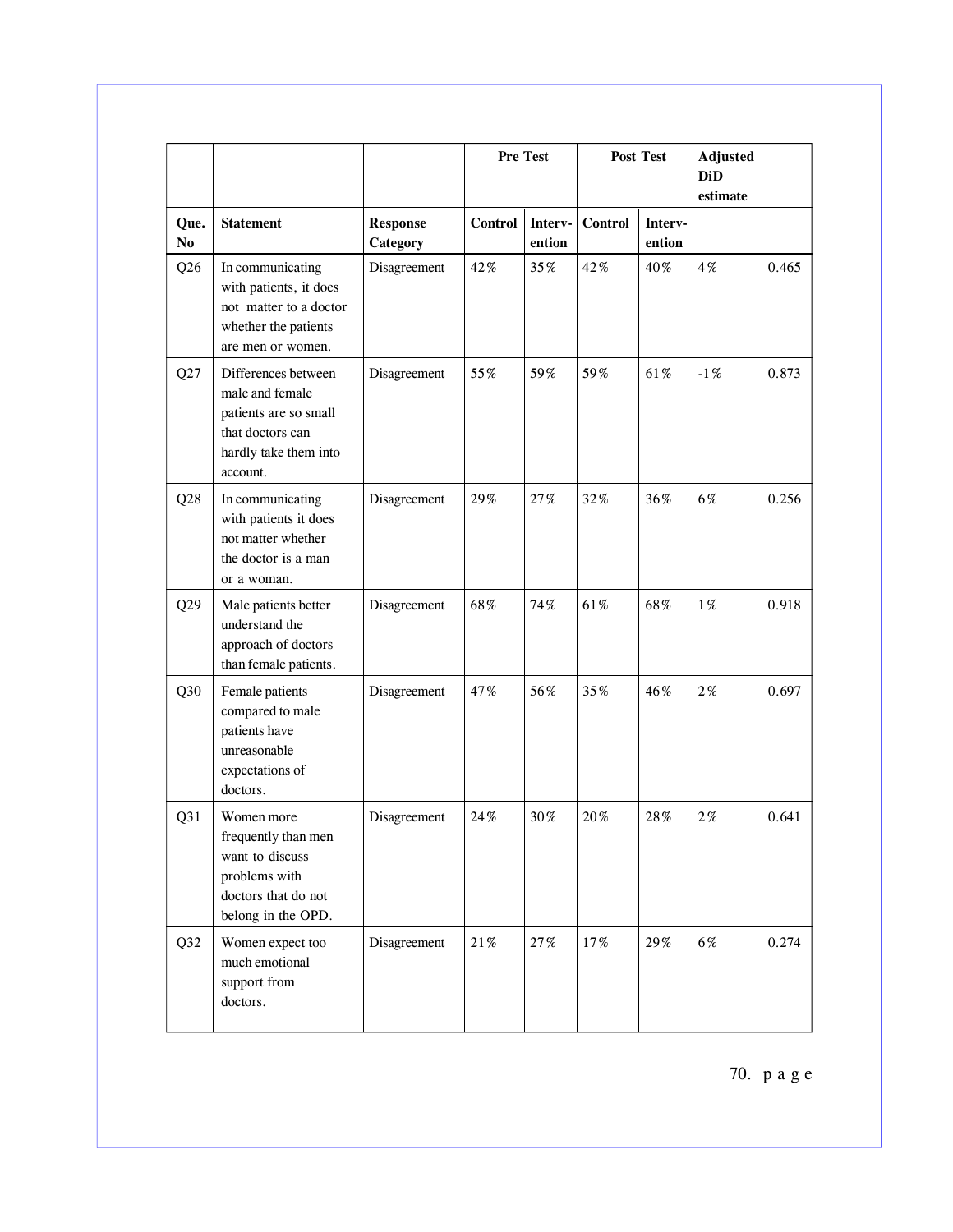| | | | Pre Test | | Post Test | | Adjusted DiD estimate | |
|---|---|---|---|---|---|---|---|---|
| Que. No | Statement | Response Category | Control | Interv-ention | Control | Interv-ention | | |
| Q26 | In communicating with patients, it does not matter to a doctor whether the patients are men or women. | Disagreement | 42% | 35% | 42% | 40% | 4% | 0.465 |
| Q27 | Differences between male and female patients are so small that doctors can hardly take them into account. | Disagreement | 55% | 59% | 59% | 61% | -1% | 0.873 |
| Q28 | In communicating with patients it does not matter whether the doctor is a man or a woman. | Disagreement | 29% | 27% | 32% | 36% | 6% | 0.256 |
| Q29 | Male patients better understand the approach of doctors than female patients. | Disagreement | 68% | 74% | 61% | 68% | 1% | 0.918 |
| Q30 | Female patients compared to male patients have unreasonable expectations of doctors. | Disagreement | 47% | 56% | 35% | 46% | 2% | 0.697 |
| Q31 | Women more frequently than men want to discuss problems with doctors that do not belong in the OPD. | Disagreement | 24% | 30% | 20% | 28% | 2% | 0.641 |
| Q32 | Women expect too much emotional support from doctors. | Disagreement | 21% | 27% | 17% | 29% | 6% | 0.274 |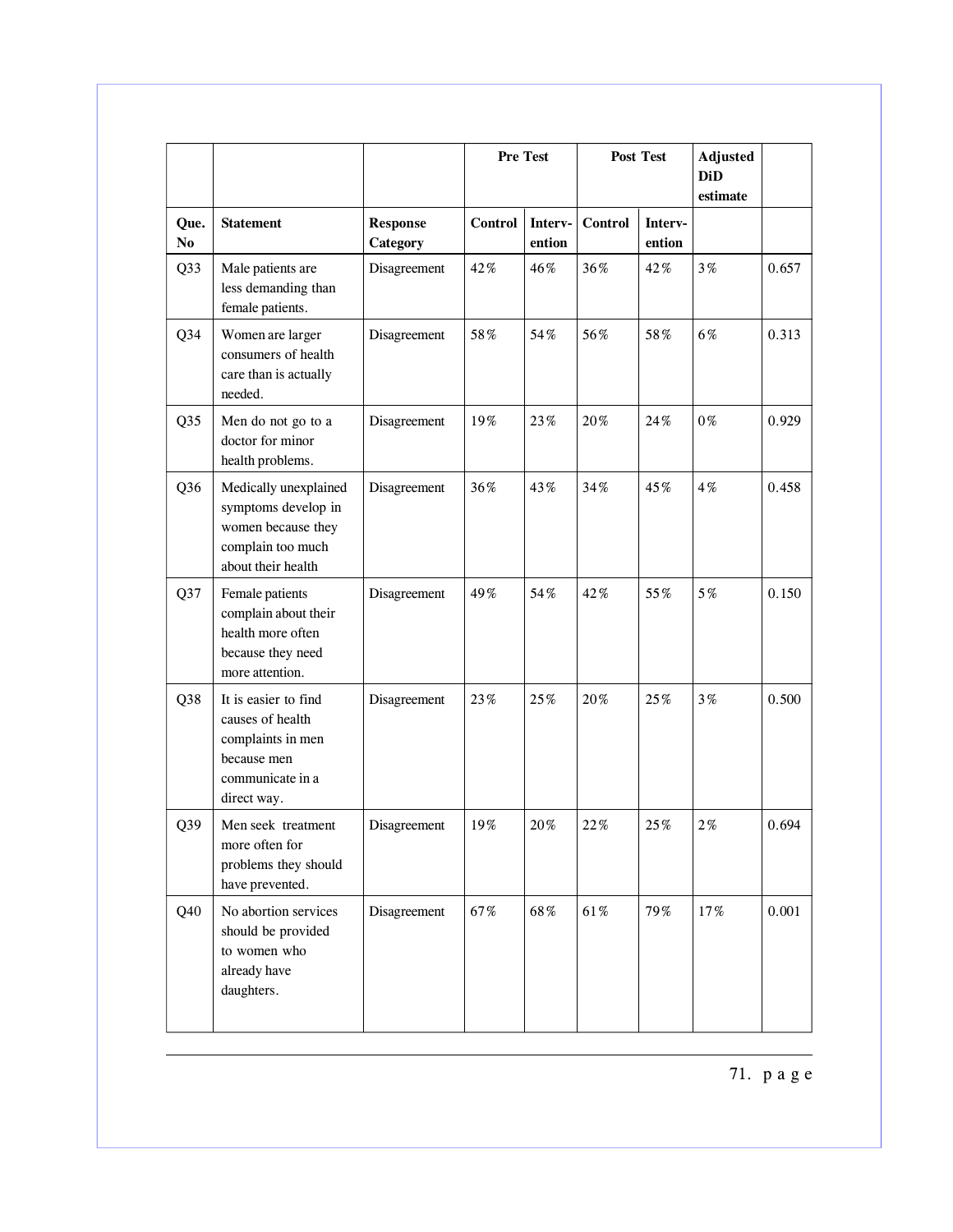| | | | Pre Test | | Post Test | | Adjusted DiD estimate | |
|---|---|---|---|---|---|---|---|---|
| Que. No | Statement | Response Category | Control | Interv-ention | Control | Interv-ention | | |
| Q33 | Male patients are less demanding than female patients. | Disagreement | 42% | 46% | 36% | 42% | 3% | 0.657 |
| Q34 | Women are larger consumers of health care than is actually needed. | Disagreement | 58% | 54% | 56% | 58% | 6% | 0.313 |
| Q35 | Men do not go to a doctor for minor health problems. | Disagreement | 19% | 23% | 20% | 24% | 0% | 0.929 |
| Q36 | Medically unexplained symptoms develop in women because they complain too much about their health | Disagreement | 36% | 43% | 34% | 45% | 4% | 0.458 |
| Q37 | Female patients complain about their health more often because they need more attention. | Disagreement | 49% | 54% | 42% | 55% | 5% | 0.150 |
| Q38 | It is easier to find causes of health complaints in men because men communicate in a direct way. | Disagreement | 23% | 25% | 20% | 25% | 3% | 0.500 |
| Q39 | Men seek treatment more often for problems they should have prevented. | Disagreement | 19% | 20% | 22% | 25% | 2% | 0.694 |
| Q40 | No abortion services should be provided to women who already have daughters. | Disagreement | 67% | 68% | 61% | 79% | 17% | 0.001 |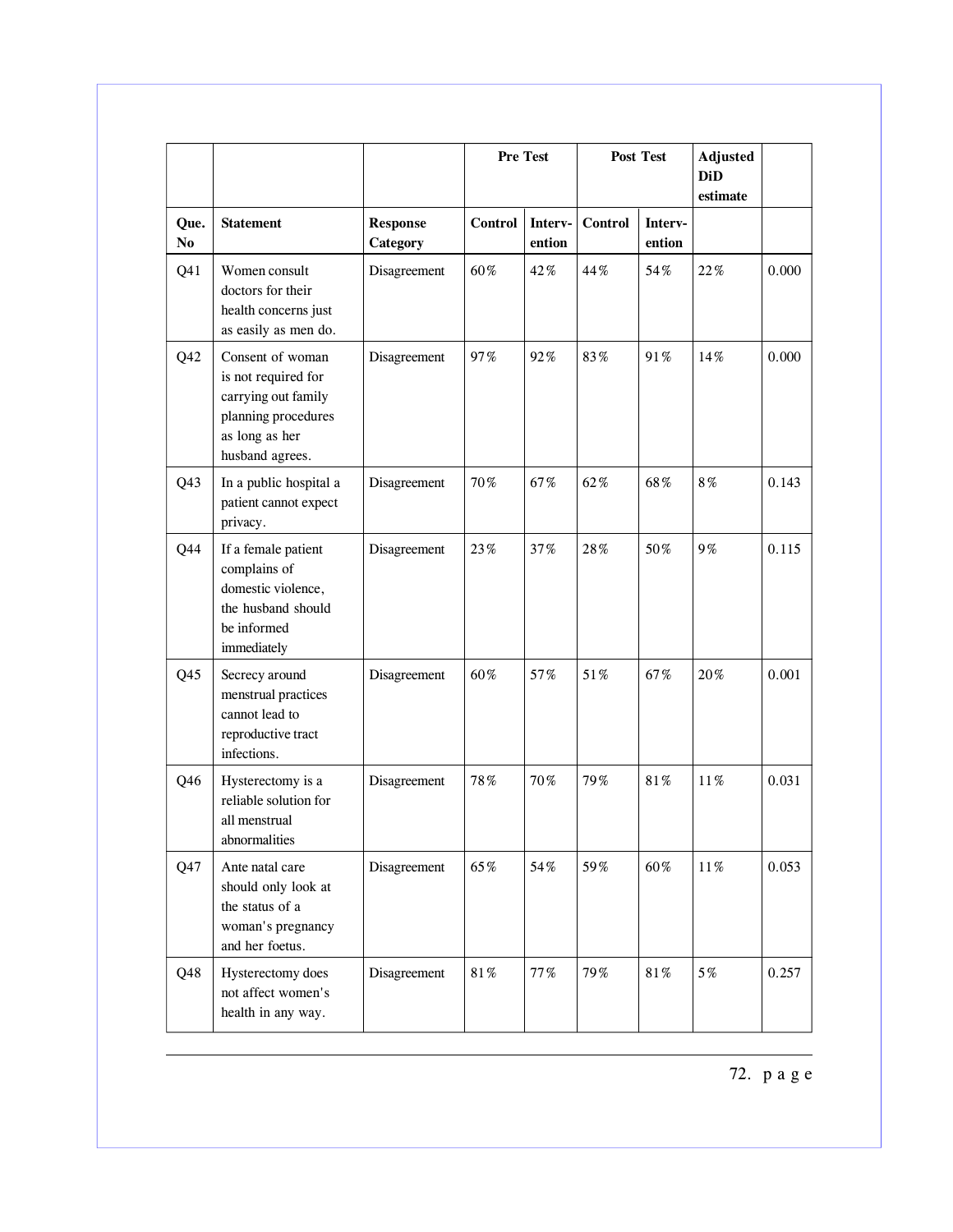| | | | Pre Test | | Post Test | | Adjusted DiD estimate | |
|---|---|---|---|---|---|---|---|---|
| Que. No | Statement | Response Category | Control | Interv-ention | Control | Interv-ention | | |
| Q41 | Women consult doctors for their health concerns just as easily as men do. | Disagreement | 60% | 42% | 44% | 54% | 22% | 0.000 |
| Q42 | Consent of woman is not required for carrying out family planning procedures as long as her husband agrees. | Disagreement | 97% | 92% | 83% | 91% | 14% | 0.000 |
| Q43 | In a public hospital a patient cannot expect privacy. | Disagreement | 70% | 67% | 62% | 68% | 8% | 0.143 |
| Q44 | If a female patient complains of domestic violence, the husband should be informed immediately | Disagreement | 23% | 37% | 28% | 50% | 9% | 0.115 |
| Q45 | Secrecy around menstrual practices cannot lead to reproductive tract infections. | Disagreement | 60% | 57% | 51% | 67% | 20% | 0.001 |
| Q46 | Hysterectomy is a reliable solution for all menstrual abnormalities | Disagreement | 78% | 70% | 79% | 81% | 11% | 0.031 |
| Q47 | Ante natal care should only look at the status of a woman's pregnancy and her foetus. | Disagreement | 65% | 54% | 59% | 60% | 11% | 0.053 |
| Q48 | Hysterectomy does not affect women's health in any way. | Disagreement | 81% | 77% | 79% | 81% | 5% | 0.257 |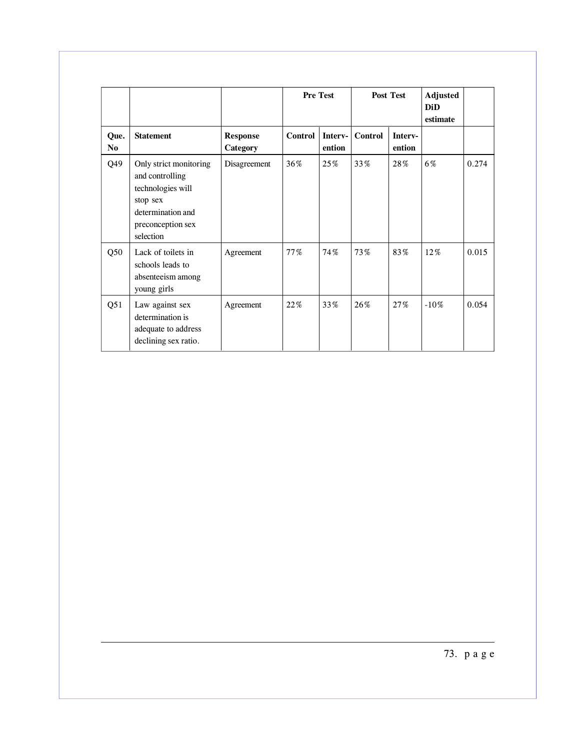| | | | Pre Test | | Post Test | | Adjusted DiD estimate | |
|---|---|---|---|---|---|---|---|---|
| Que. No | Statement | Response Category | Control | Interv-ention | Control | Interv-ention | | |
| Q49 | Only strict monitoring and controlling technologies will stop sex determination and preconception sex selection | Disagreement | 36% | 25% | 33% | 28% | 6% | 0.274 |
| Q50 | Lack of toilets in schools leads to absenteeism among young girls | Agreement | 77% | 74% | 73% | 83% | 12% | 0.015 |
| Q51 | Law against sex determination is adequate to address declining sex ratio. | Agreement | 22% | 33% | 26% | 27% | -10% | 0.054 |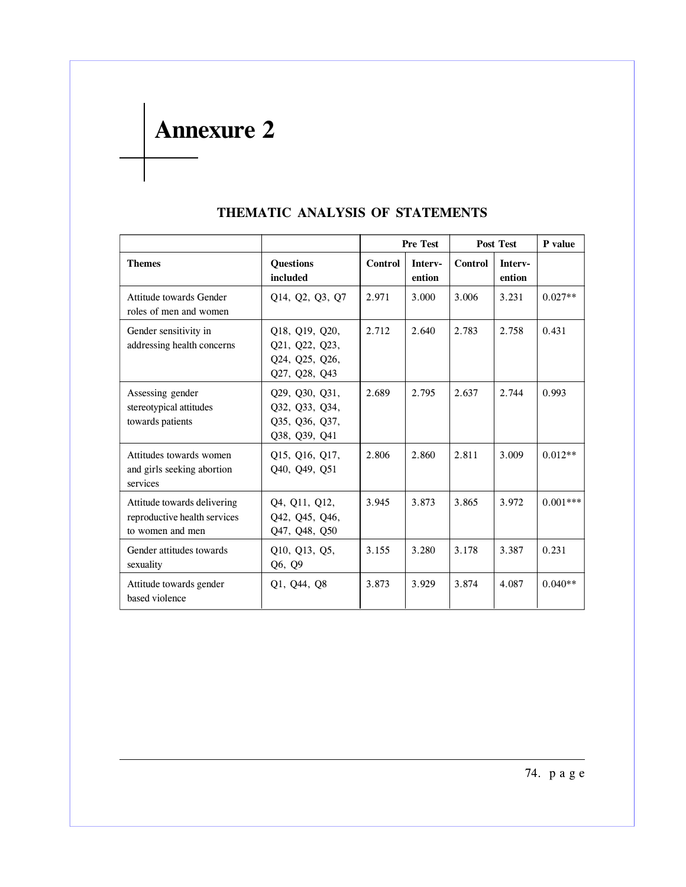# Annexure 2

## THEMATIC ANALYSIS OF STATEMENTS

| | | Pre Test | | Post Test | | P value |
|---|---|---|---|---|---|---|
| **Themes** | **Questions included** | **Control** | **Interv-ention** | **Control** | **Interv-ention** | |
| Attitude towards Gender roles of men and women | Q14, Q2, Q3, Q7 | 2.971 | 3.000 | 3.006 | 3.231 | 0.027** |
| Gender sensitivity in addressing health concerns | Q18, Q19, Q20, Q21, Q22, Q23, Q24, Q25, Q26, Q27, Q28, Q43 | 2.712 | 2.640 | 2.783 | 2.758 | 0.431 |
| Assessing gender stereotypical attitudes towards patients | Q29, Q30, Q31, Q32, Q33, Q34, Q35, Q36, Q37, Q38, Q39, Q41 | 2.689 | 2.795 | 2.637 | 2.744 | 0.993 |
| Attitudes towards women and girls seeking abortion services | Q15, Q16, Q17, Q40, Q49, Q51 | 2.806 | 2.860 | 2.811 | 3.009 | 0.012** |
| Attitude towards delivering reproductive health services to women and men | Q4, Q11, Q12, Q42, Q45, Q46, Q47, Q48, Q50 | 3.945 | 3.873 | 3.865 | 3.972 | 0.001*** |
| Gender attitudes towards sexuality | Q10, Q13, Q5, Q6, Q9 | 3.155 | 3.280 | 3.178 | 3.387 | 0.231 |
| Attitude towards gender based violence | Q1, Q44, Q8 | 3.873 | 3.929 | 3.874 | 4.087 | 0.040** |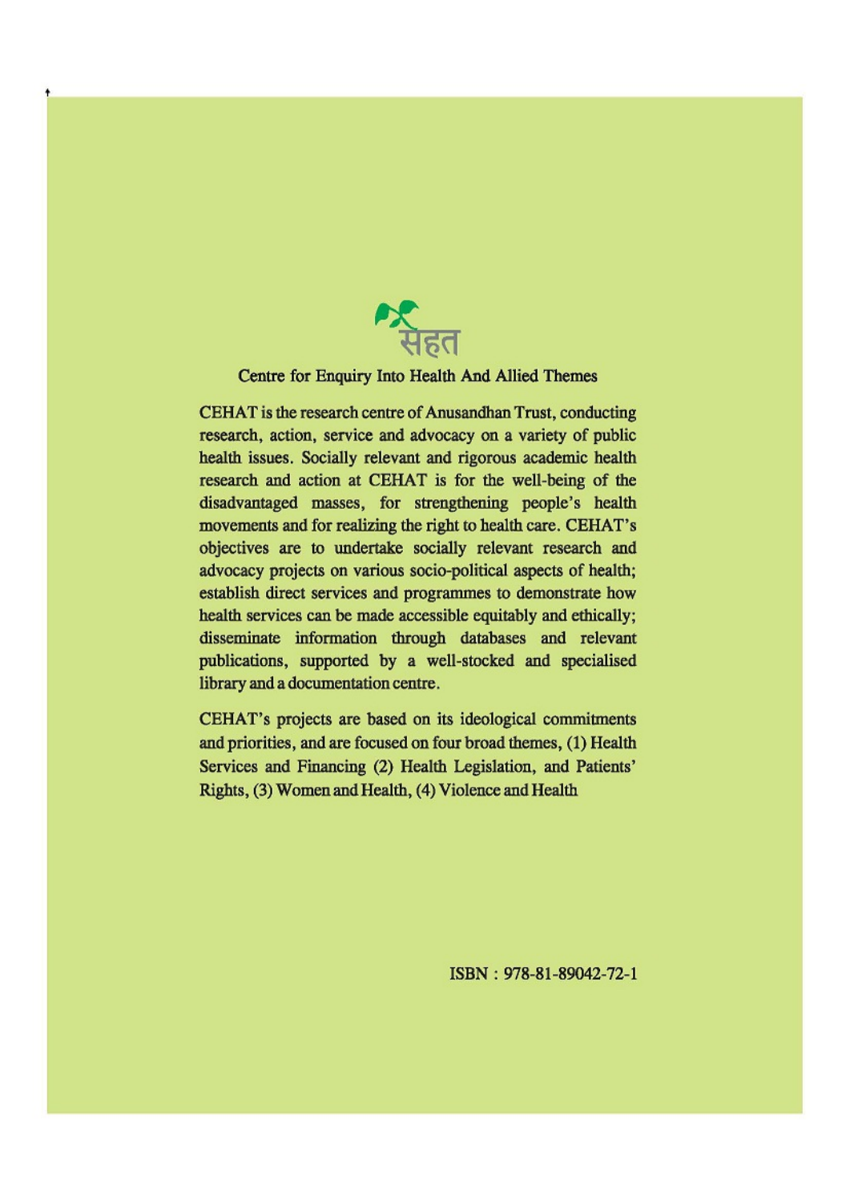सेहत

Centre for Enquiry Into Health And Allied Themes

CEHAT is the research centre of Anusandhan Trust, conducting research, action, service and advocacy on a variety of public health issues. Socially relevant and rigorous academic health research and action at CEHAT is for the well-being of the disadvantaged masses, for strengthening people's health movements and for realizing the right to health care. CEHAT's objectives are to undertake socially relevant research and advocacy projects on various socio-political aspects of health; establish direct services and programmes to demonstrate how health services can be made accessible equitably and ethically; disseminate information through databases and relevant publications, supported by a well-stocked and specialised library and a documentation centre.

CEHAT's projects are based on its ideological commitments and priorities, and are focused on four broad themes, (1) Health Services and Financing (2) Health Legislation, and Patients' Rights, (3) Women and Health, (4) Violence and Health

ISBN : 978-81-89042-72-1